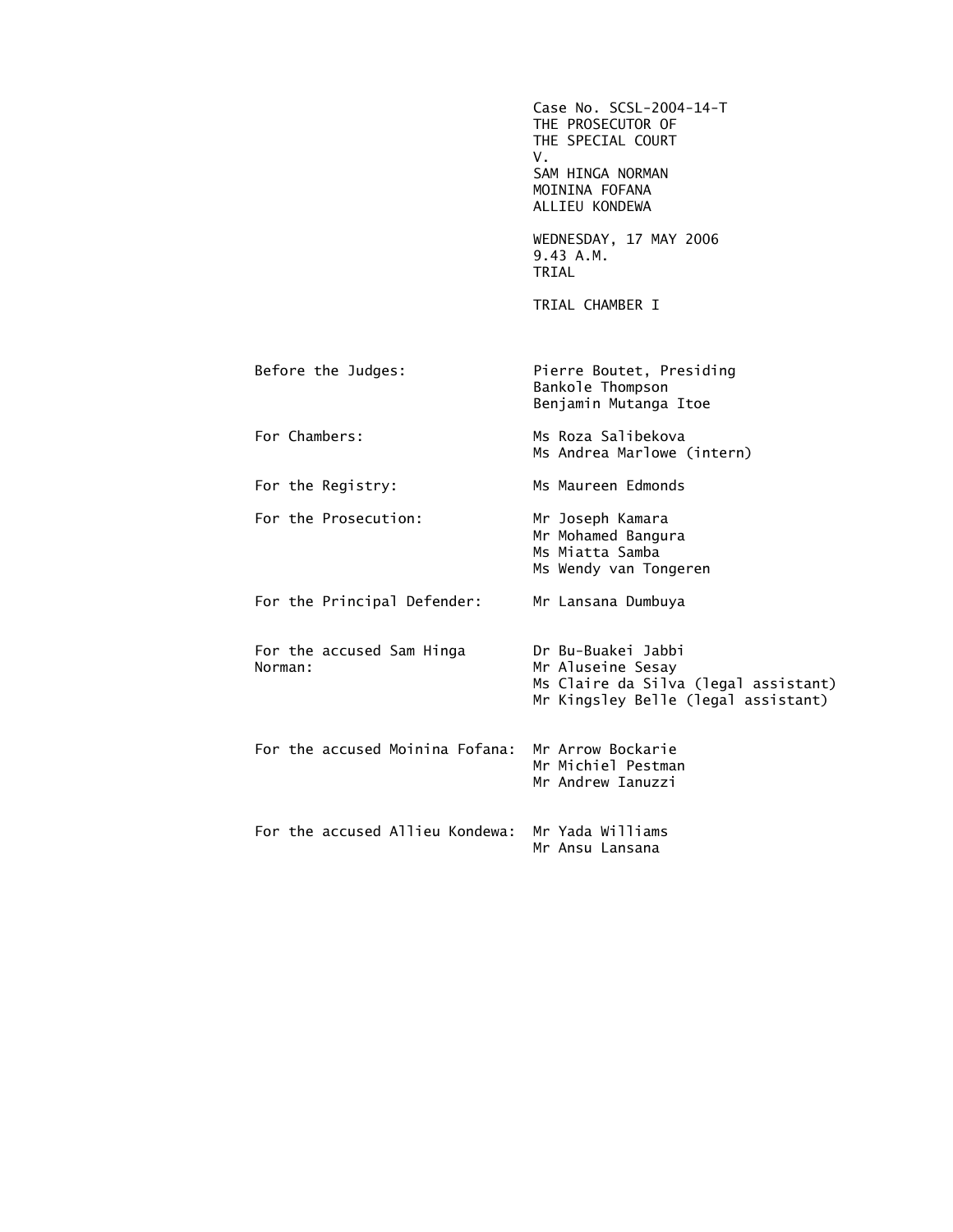Case No. SCSL-2004-14-T
THE PROSECUTOR OF
THE SPECIAL COURT
V.
SAM HINGA NORMAN
MOININA FOFANA
ALLIEU KONDEWA

WEDNESDAY, 17 MAY 2006
9.43 A.M.
TRIAL

TRIAL CHAMBER I

| | |
|---|---|
| Before the Judges: | Pierre Boutet, Presiding<br>Bankole Thompson<br>Benjamin Mutanga Itoe |
| For Chambers: | Ms Roza Salibekova<br>Ms Andrea Marlowe (intern) |
| For the Registry: | Ms Maureen Edmonds |
| For the Prosecution: | Mr Joseph Kamara<br>Mr Mohamed Bangura<br>Ms Miatta Samba<br>Ms Wendy van Tongeren |
| For the Principal Defender: | Mr Lansana Dumbuya |
| For the accused Sam Hinga Norman: | Dr Bu-Buakei Jabbi<br>Mr Aluseine Sesay<br>Ms Claire da Silva (legal assistant)<br>Mr Kingsley Belle (legal assistant) |
| For the accused Moinina Fofana: | Mr Arrow Bockarie<br>Mr Michiel Pestman<br>Mr Andrew Ianuzzi |
| For the accused Allieu Kondewa: | Mr Yada Williams<br>Mr Ansu Lansana |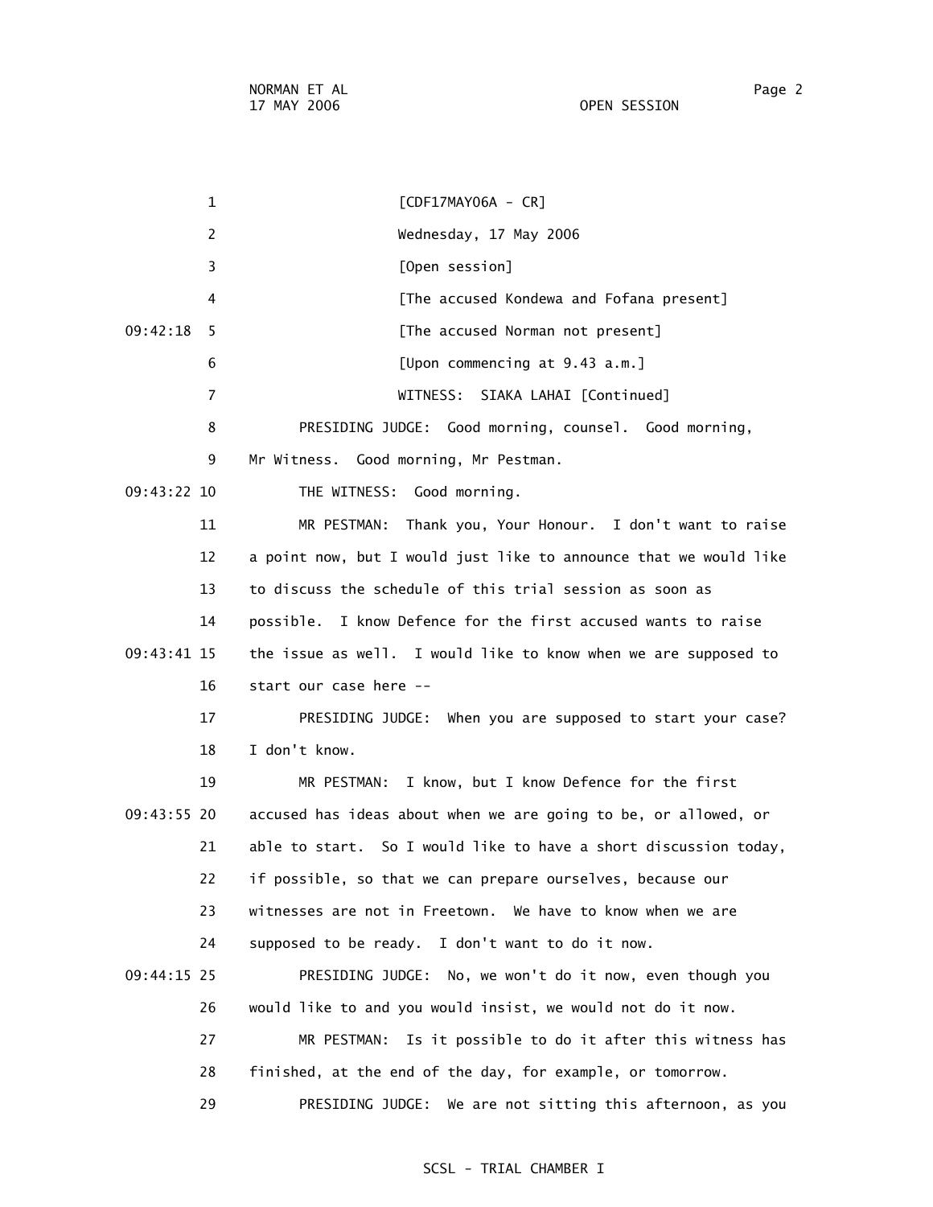[CDF17MAY06A - CR]

Wednesday, 17 May 2006

[Open session]

[The accused Kondewa and Fofana present]

[The accused Norman not present]

[Upon commencing at 9.43 a.m.]

WITNESS: SIAKA LAHAI [Continued]

PRESIDING JUDGE: Good morning, counsel. Good morning, Mr Witness. Good morning, Mr Pestman.

THE WITNESS: Good morning.

MR PESTMAN: Thank you, Your Honour. I don't want to raise a point now, but I would just like to announce that we would like to discuss the schedule of this trial session as soon as possible. I know Defence for the first accused wants to raise the issue as well. I would like to know when we are supposed to start our case here --

PRESIDING JUDGE: When you are supposed to start your case? I don't know.

MR PESTMAN: I know, but I know Defence for the first accused has ideas about when we are going to be, or allowed, or able to start. So I would like to have a short discussion today, if possible, so that we can prepare ourselves, because our witnesses are not in Freetown. We have to know when we are supposed to be ready. I don't want to do it now.

PRESIDING JUDGE: No, we won't do it now, even though you would like to and you would insist, we would not do it now.

MR PESTMAN: Is it possible to do it after this witness has finished, at the end of the day, for example, or tomorrow.

PRESIDING JUDGE: We are not sitting this afternoon, as you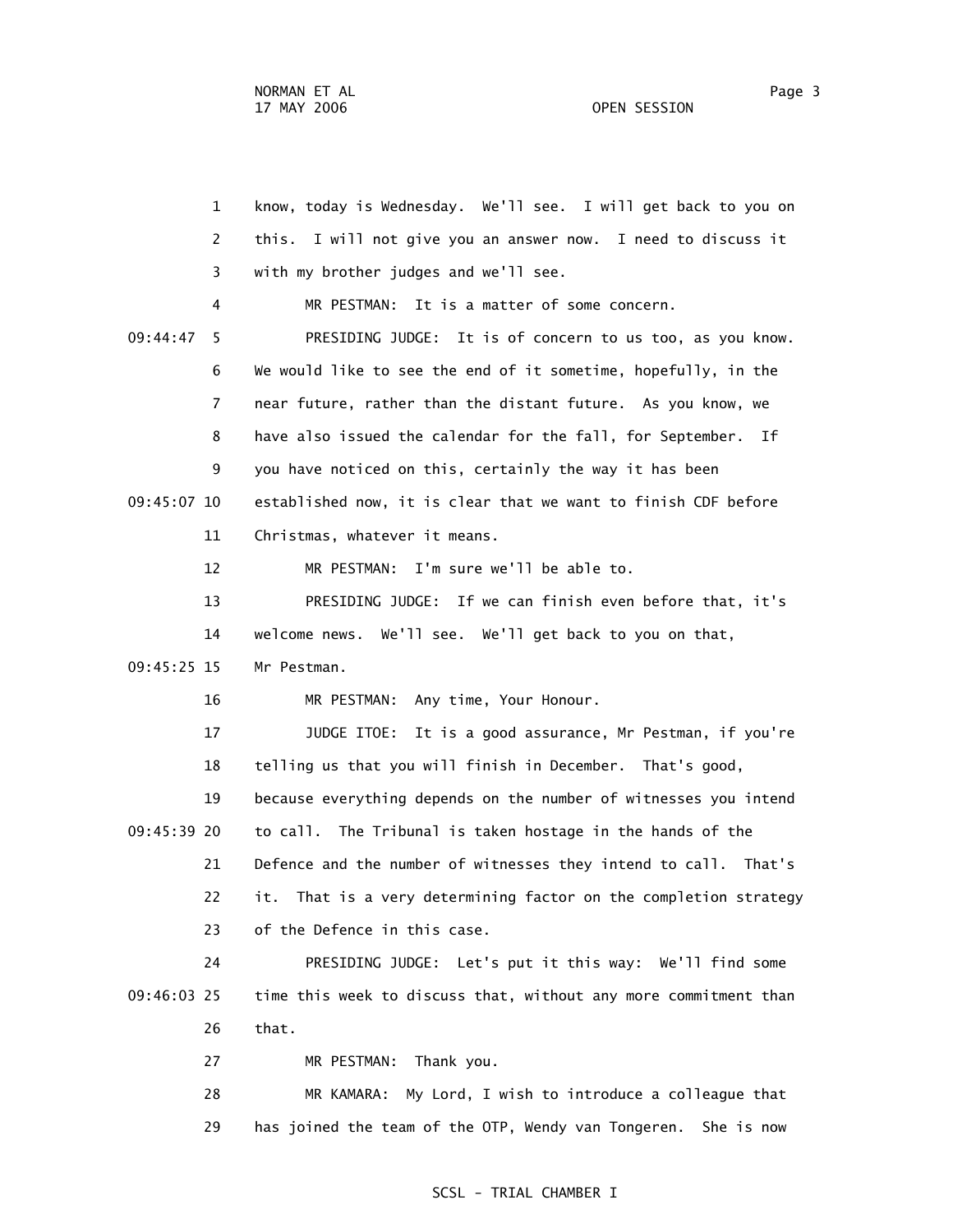know, today is Wednesday. We'll see. I will get back to you on this. I will not give you an answer now. I need to discuss it with my brother judges and we'll see.

MR PESTMAN: It is a matter of some concern.

PRESIDING JUDGE: It is of concern to us too, as you know. We would like to see the end of it sometime, hopefully, in the near future, rather than the distant future. As you know, we have also issued the calendar for the fall, for September. If you have noticed on this, certainly the way it has been established now, it is clear that we want to finish CDF before Christmas, whatever it means.

MR PESTMAN: I'm sure we'll be able to.

PRESIDING JUDGE: If we can finish even before that, it's welcome news. We'll see. We'll get back to you on that, Mr Pestman.

MR PESTMAN: Any time, Your Honour.

JUDGE ITOE: It is a good assurance, Mr Pestman, if you're telling us that you will finish in December. That's good, because everything depends on the number of witnesses you intend to call. The Tribunal is taken hostage in the hands of the Defence and the number of witnesses they intend to call. That's it. That is a very determining factor on the completion strategy of the Defence in this case.

PRESIDING JUDGE: Let's put it this way: We'll find some time this week to discuss that, without any more commitment than that.

MR PESTMAN: Thank you.

MR KAMARA: My Lord, I wish to introduce a colleague that has joined the team of the OTP, Wendy van Tongeren. She is now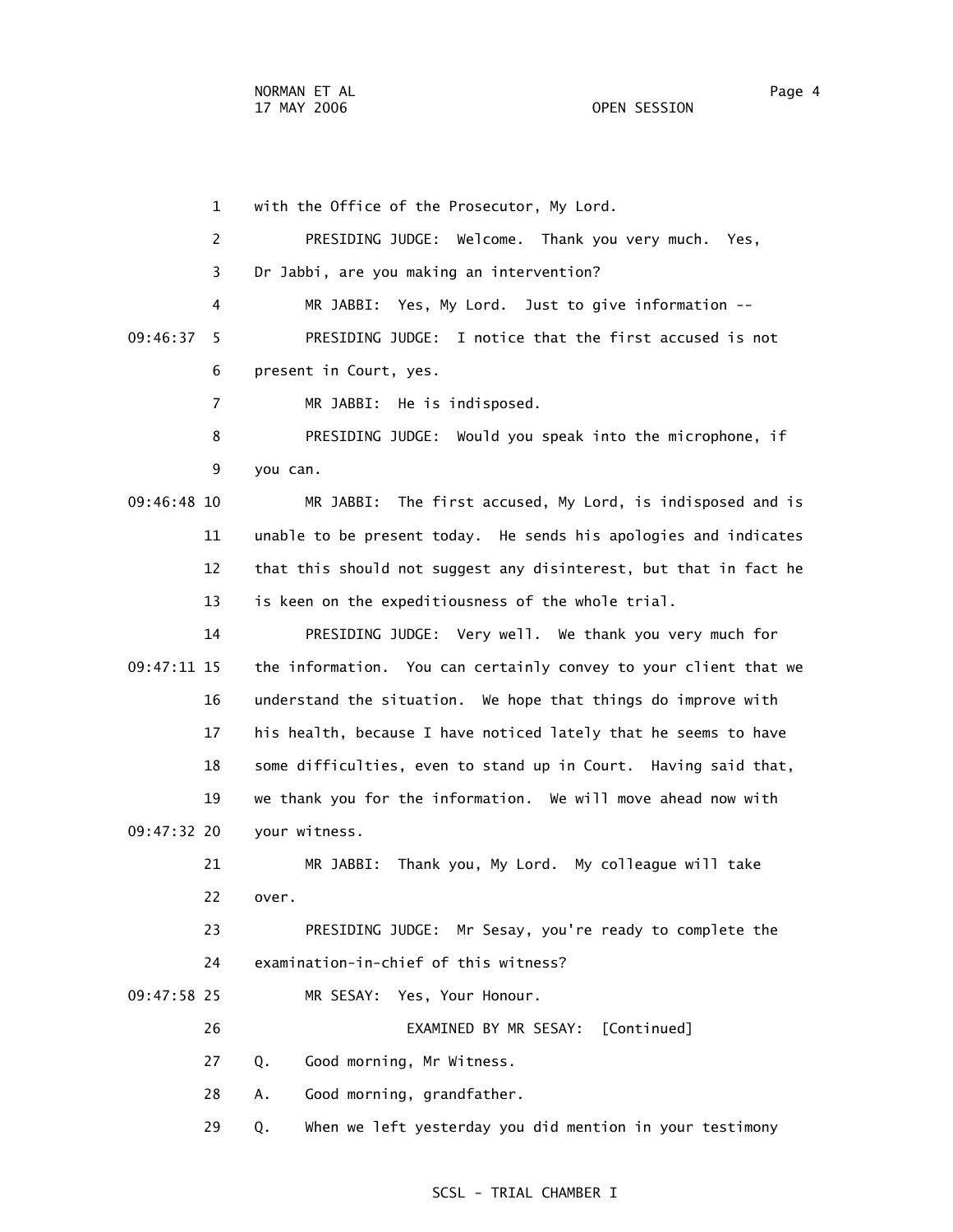with the Office of the Prosecutor, My Lord.

PRESIDING JUDGE: Welcome. Thank you very much. Yes, Dr Jabbi, are you making an intervention?

MR JABBI: Yes, My Lord. Just to give information --

PRESIDING JUDGE: I notice that the first accused is not present in Court, yes.

MR JABBI: He is indisposed.

PRESIDING JUDGE: Would you speak into the microphone, if you can.

MR JABBI: The first accused, My Lord, is indisposed and is unable to be present today. He sends his apologies and indicates that this should not suggest any disinterest, but that in fact he is keen on the expeditiousness of the whole trial.

PRESIDING JUDGE: Very well. We thank you very much for the information. You can certainly convey to your client that we understand the situation. We hope that things do improve with his health, because I have noticed lately that he seems to have some difficulties, even to stand up in Court. Having said that, we thank you for the information. We will move ahead now with your witness.

MR JABBI: Thank you, My Lord. My colleague will take over.

PRESIDING JUDGE: Mr Sesay, you're ready to complete the examination-in-chief of this witness?

MR SESAY: Yes, Your Honour.

EXAMINED BY MR SESAY: [Continued]

Q. Good morning, Mr Witness.

A. Good morning, grandfather.

Q. When we left yesterday you did mention in your testimony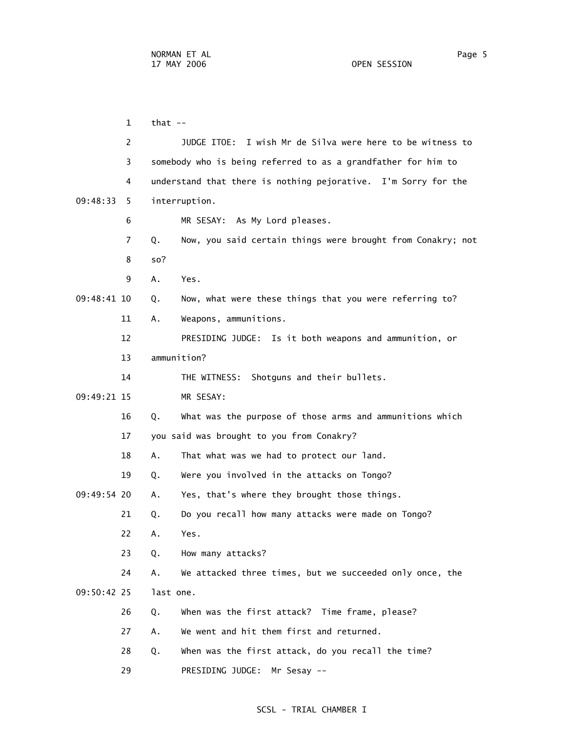that --

JUDGE ITOE: I wish Mr de Silva were here to be witness to somebody who is being referred to as a grandfather for him to understand that there is nothing pejorative. I'm Sorry for the interruption.

MR SESAY: As My Lord pleases.

Q. Now, you said certain things were brought from Conakry; not so?

A. Yes.

Q. Now, what were these things that you were referring to?

A. Weapons, ammunitions.

PRESIDING JUDGE: Is it both weapons and ammunition, or ammunition?

THE WITNESS: Shotguns and their bullets.

MR SESAY:

Q. What was the purpose of those arms and ammunitions which you said was brought to you from Conakry?

A. That what was we had to protect our land.

Q. Were you involved in the attacks on Tongo?

A. Yes, that's where they brought those things.

Q. Do you recall how many attacks were made on Tongo?

A. Yes.

Q. How many attacks?

A. We attacked three times, but we succeeded only once, the last one.

Q. When was the first attack? Time frame, please?

A. We went and hit them first and returned.

Q. When was the first attack, do you recall the time?

PRESIDING JUDGE: Mr Sesay --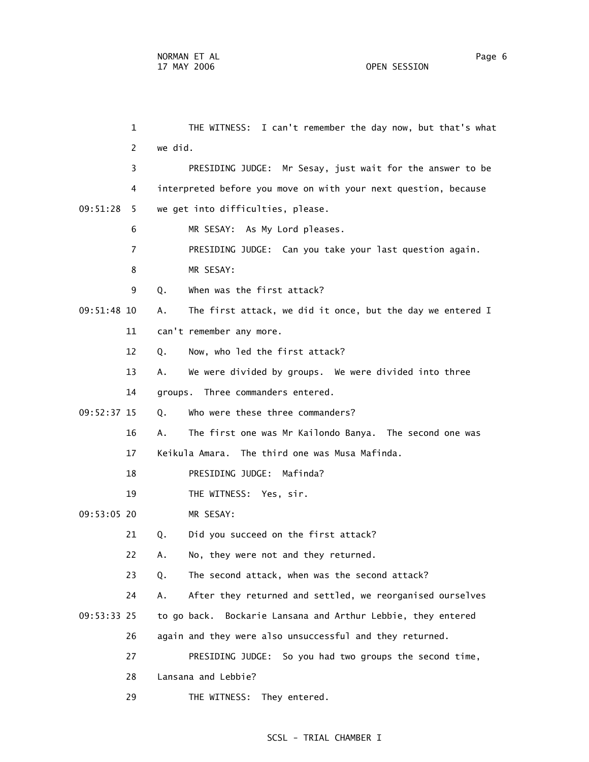THE WITNESS: I can't remember the day now, but that's what we did.

PRESIDING JUDGE: Mr Sesay, just wait for the answer to be interpreted before you move on with your next question, because we get into difficulties, please.

MR SESAY: As My Lord pleases.

PRESIDING JUDGE: Can you take your last question again.

MR SESAY:

Q. When was the first attack?

A. The first attack, we did it once, but the day we entered I can't remember any more.

Q. Now, who led the first attack?

A. We were divided by groups. We were divided into three groups. Three commanders entered.

Q. Who were these three commanders?

A. The first one was Mr Kailondo Banya. The second one was Keikula Amara. The third one was Musa Mafinda.

PRESIDING JUDGE: Mafinda?

THE WITNESS: Yes, sir.

MR SESAY:

Q. Did you succeed on the first attack?

A. No, they were not and they returned.

Q. The second attack, when was the second attack?

A. After they returned and settled, we reorganised ourselves to go back. Bockarie Lansana and Arthur Lebbie, they entered again and they were also unsuccessful and they returned.

PRESIDING JUDGE: So you had two groups the second time, Lansana and Lebbie?

THE WITNESS: They entered.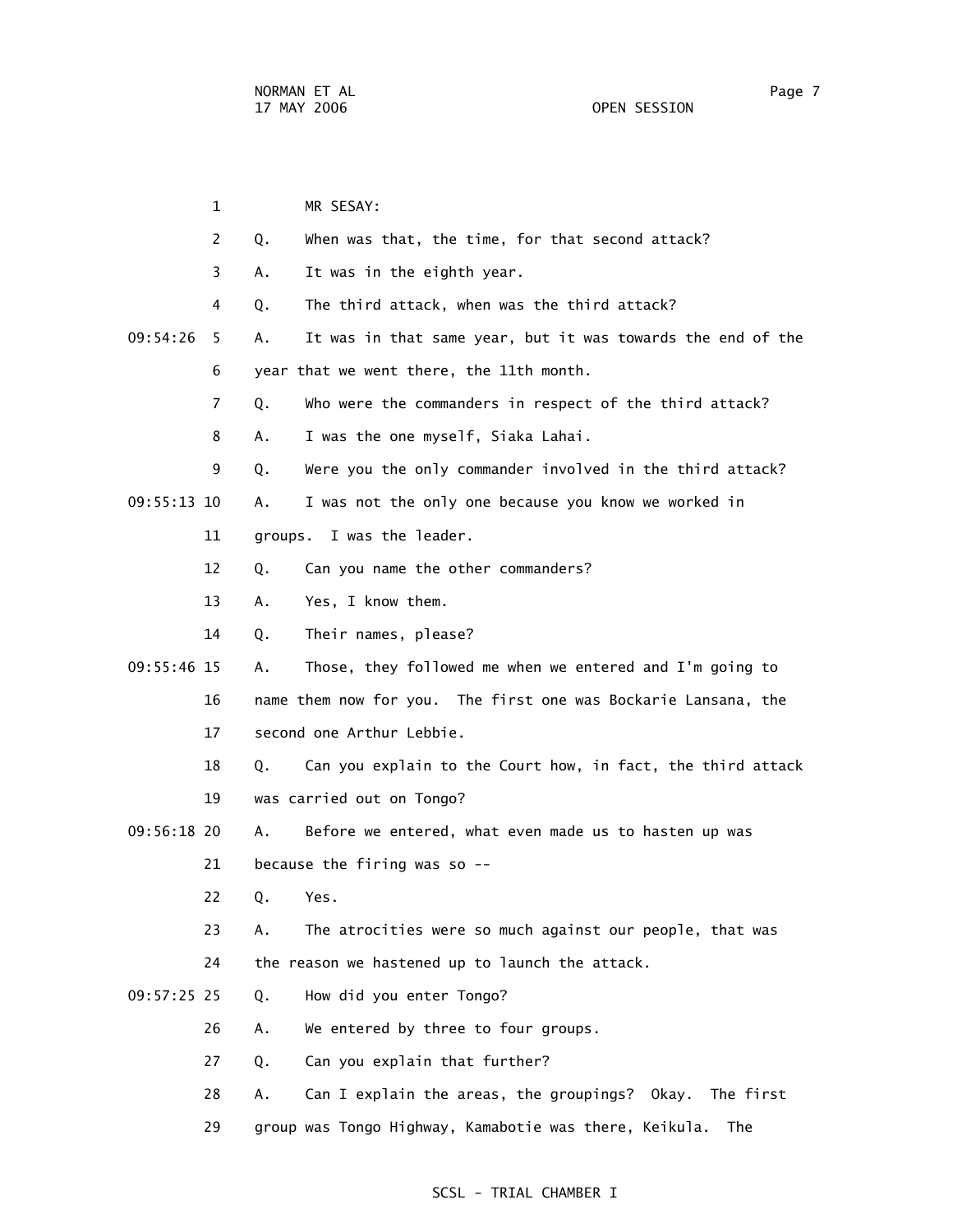MR SESAY:

Q. When was that, the time, for that second attack?

A. It was in the eighth year.

Q. The third attack, when was the third attack?

A. It was in that same year, but it was towards the end of the year that we went there, the 11th month.

Q. Who were the commanders in respect of the third attack?

A. I was the one myself, Siaka Lahai.

Q. Were you the only commander involved in the third attack?

A. I was not the only one because you know we worked in groups. I was the leader.

Q. Can you name the other commanders?

A. Yes, I know them.

Q. Their names, please?

A. Those, they followed me when we entered and I'm going to name them now for you. The first one was Bockarie Lansana, the second one Arthur Lebbie.

Q. Can you explain to the Court how, in fact, the third attack was carried out on Tongo?

A. Before we entered, what even made us to hasten up was because the firing was so --

Q. Yes.

A. The atrocities were so much against our people, that was the reason we hastened up to launch the attack.

Q. How did you enter Tongo?

A. We entered by three to four groups.

Q. Can you explain that further?

A. Can I explain the areas, the groupings? Okay. The first group was Tongo Highway, Kamabotie was there, Keikula. The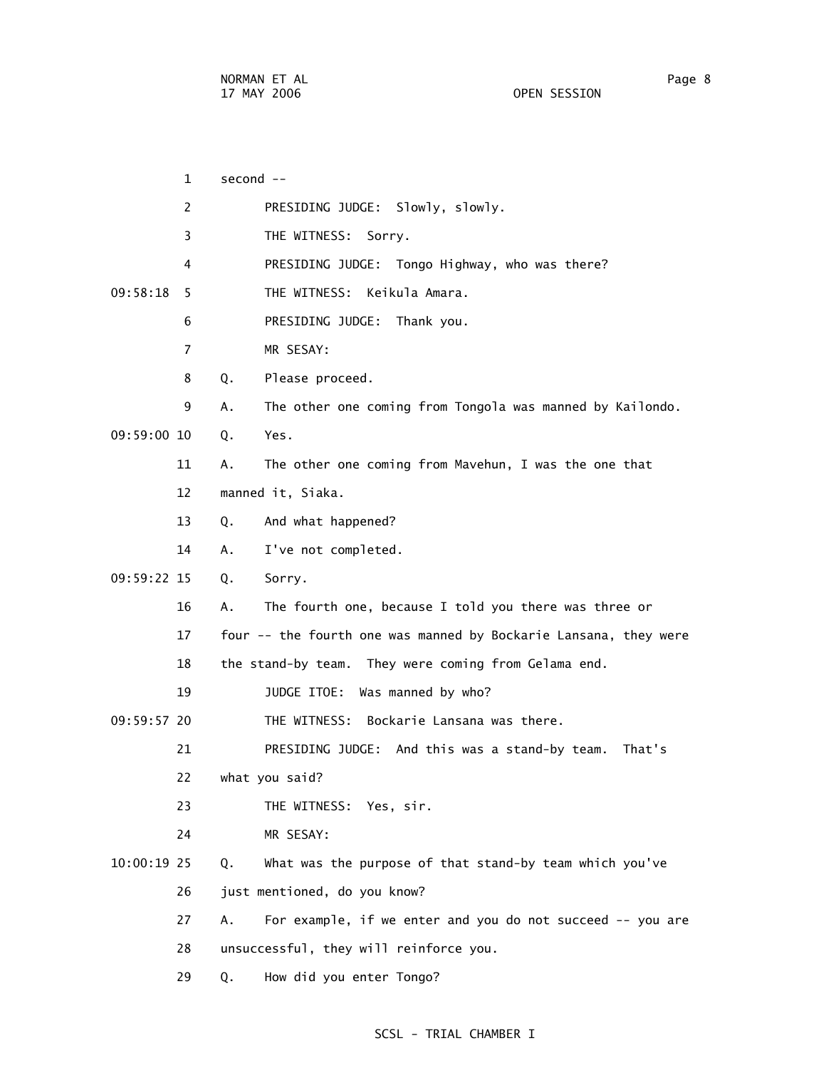second --

PRESIDING JUDGE: Slowly, slowly.

THE WITNESS: Sorry.

PRESIDING JUDGE: Tongo Highway, who was there?

THE WITNESS: Keikula Amara.

PRESIDING JUDGE: Thank you.

MR SESAY:

Q. Please proceed.

A. The other one coming from Tongola was manned by Kailondo.

Q. Yes.

A. The other one coming from Mavehun, I was the one that manned it, Siaka.

Q. And what happened?

A. I've not completed.

Q. Sorry.

A. The fourth one, because I told you there was three or four -- the fourth one was manned by Bockarie Lansana, they were the stand-by team. They were coming from Gelama end.

JUDGE ITOE: Was manned by who?

THE WITNESS: Bockarie Lansana was there.

PRESIDING JUDGE: And this was a stand-by team. That's what you said?

THE WITNESS: Yes, sir.

MR SESAY:

Q. What was the purpose of that stand-by team which you've just mentioned, do you know?

A. For example, if we enter and you do not succeed -- you are unsuccessful, they will reinforce you.

Q. How did you enter Tongo?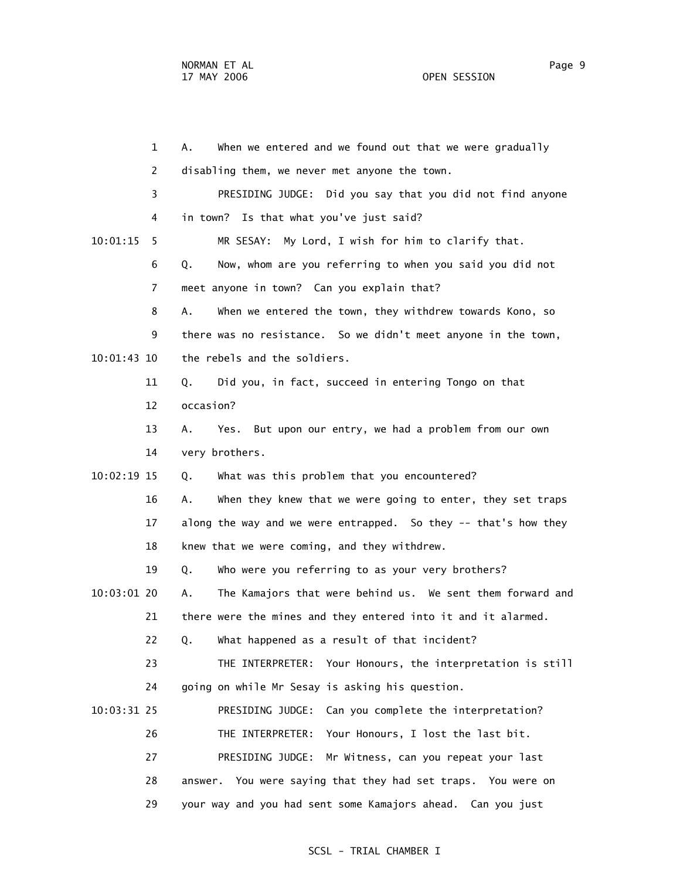A. When we entered and we found out that we were gradually disabling them, we never met anyone the town.

PRESIDING JUDGE: Did you say that you did not find anyone in town? Is that what you've just said?

MR SESAY: My Lord, I wish for him to clarify that.

Q. Now, whom are you referring to when you said you did not meet anyone in town? Can you explain that?

A. When we entered the town, they withdrew towards Kono, so there was no resistance. So we didn't meet anyone in the town, the rebels and the soldiers.

Q. Did you, in fact, succeed in entering Tongo on that occasion?

A. Yes. But upon our entry, we had a problem from our own very brothers.

Q. What was this problem that you encountered?

A. When they knew that we were going to enter, they set traps along the way and we were entrapped. So they -- that's how they knew that we were coming, and they withdrew.

Q. Who were you referring to as your very brothers?

A. The Kamajors that were behind us. We sent them forward and there were the mines and they entered into it and it alarmed.

Q. What happened as a result of that incident?

THE INTERPRETER: Your Honours, the interpretation is still going on while Mr Sesay is asking his question.

PRESIDING JUDGE: Can you complete the interpretation?

THE INTERPRETER: Your Honours, I lost the last bit.

PRESIDING JUDGE: Mr Witness, can you repeat your last answer. You were saying that they had set traps. You were on your way and you had sent some Kamajors ahead. Can you just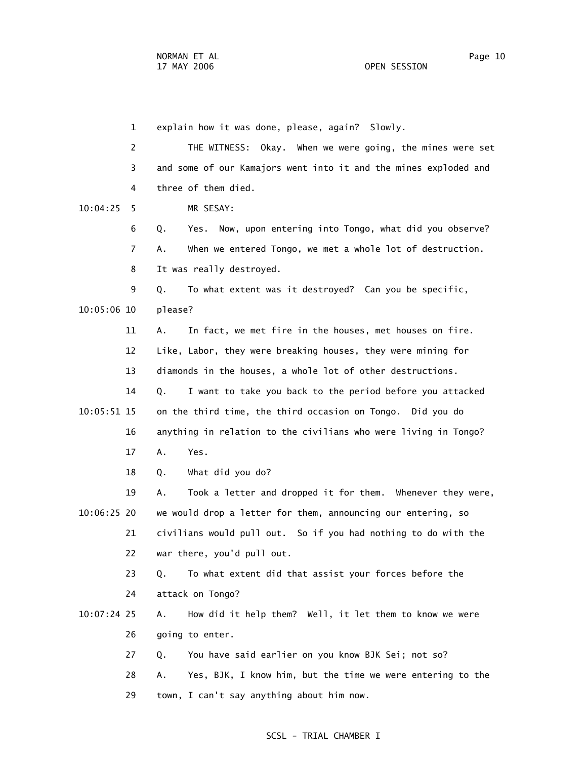explain how it was done, please, again? Slowly.

THE WITNESS: Okay. When we were going, the mines were set and some of our Kamajors went into it and the mines exploded and three of them died.

MR SESAY:

Q. Yes. Now, upon entering into Tongo, what did you observe?

A. When we entered Tongo, we met a whole lot of destruction. It was really destroyed.

Q. To what extent was it destroyed? Can you be specific, please?

A. In fact, we met fire in the houses, met houses on fire. Like, Labor, they were breaking houses, they were mining for diamonds in the houses, a whole lot of other destructions.

Q. I want to take you back to the period before you attacked on the third time, the third occasion on Tongo. Did you do anything in relation to the civilians who were living in Tongo?

A. Yes.

Q. What did you do?

A. Took a letter and dropped it for them. Whenever they were, we would drop a letter for them, announcing our entering, so civilians would pull out. So if you had nothing to do with the war there, you'd pull out.

Q. To what extent did that assist your forces before the attack on Tongo?

A. How did it help them? Well, it let them to know we were going to enter.

Q. You have said earlier on you know BJK Sei; not so?

A. Yes, BJK, I know him, but the time we were entering to the town, I can't say anything about him now.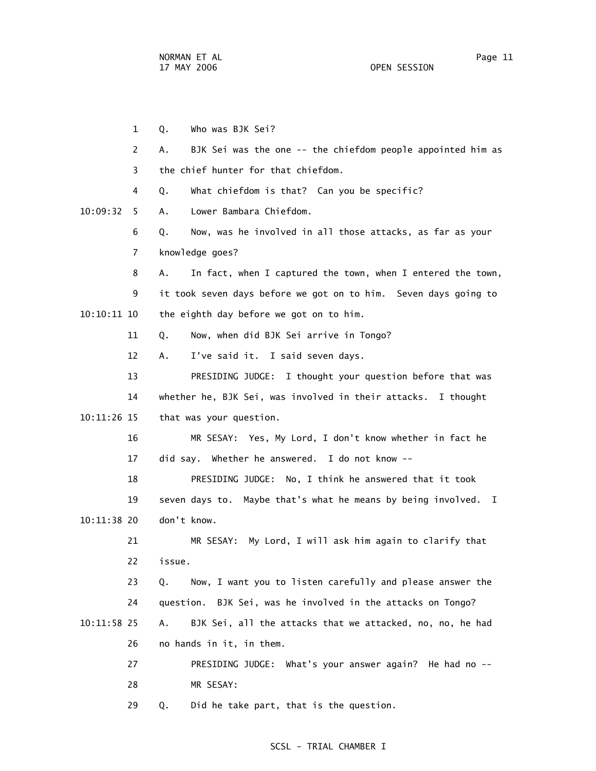Q. Who was BJK Sei?

A. BJK Sei was the one -- the chiefdom people appointed him as the chief hunter for that chiefdom.

Q. What chiefdom is that? Can you be specific?

A. Lower Bambara Chiefdom.

Q. Now, was he involved in all those attacks, as far as your knowledge goes?

A. In fact, when I captured the town, when I entered the town, it took seven days before we got on to him. Seven days going to the eighth day before we got on to him.

Q. Now, when did BJK Sei arrive in Tongo?

A. I've said it. I said seven days.

PRESIDING JUDGE: I thought your question before that was whether he, BJK Sei, was involved in their attacks. I thought that was your question.

MR SESAY: Yes, My Lord, I don't know whether in fact he did say. Whether he answered. I do not know --

PRESIDING JUDGE: No, I think he answered that it took seven days to. Maybe that's what he means by being involved. I don't know.

MR SESAY: My Lord, I will ask him again to clarify that issue.

Q. Now, I want you to listen carefully and please answer the question. BJK Sei, was he involved in the attacks on Tongo?

A. BJK Sei, all the attacks that we attacked, no, no, he had no hands in it, in them.

PRESIDING JUDGE: What's your answer again? He had no --

MR SESAY:

Q. Did he take part, that is the question.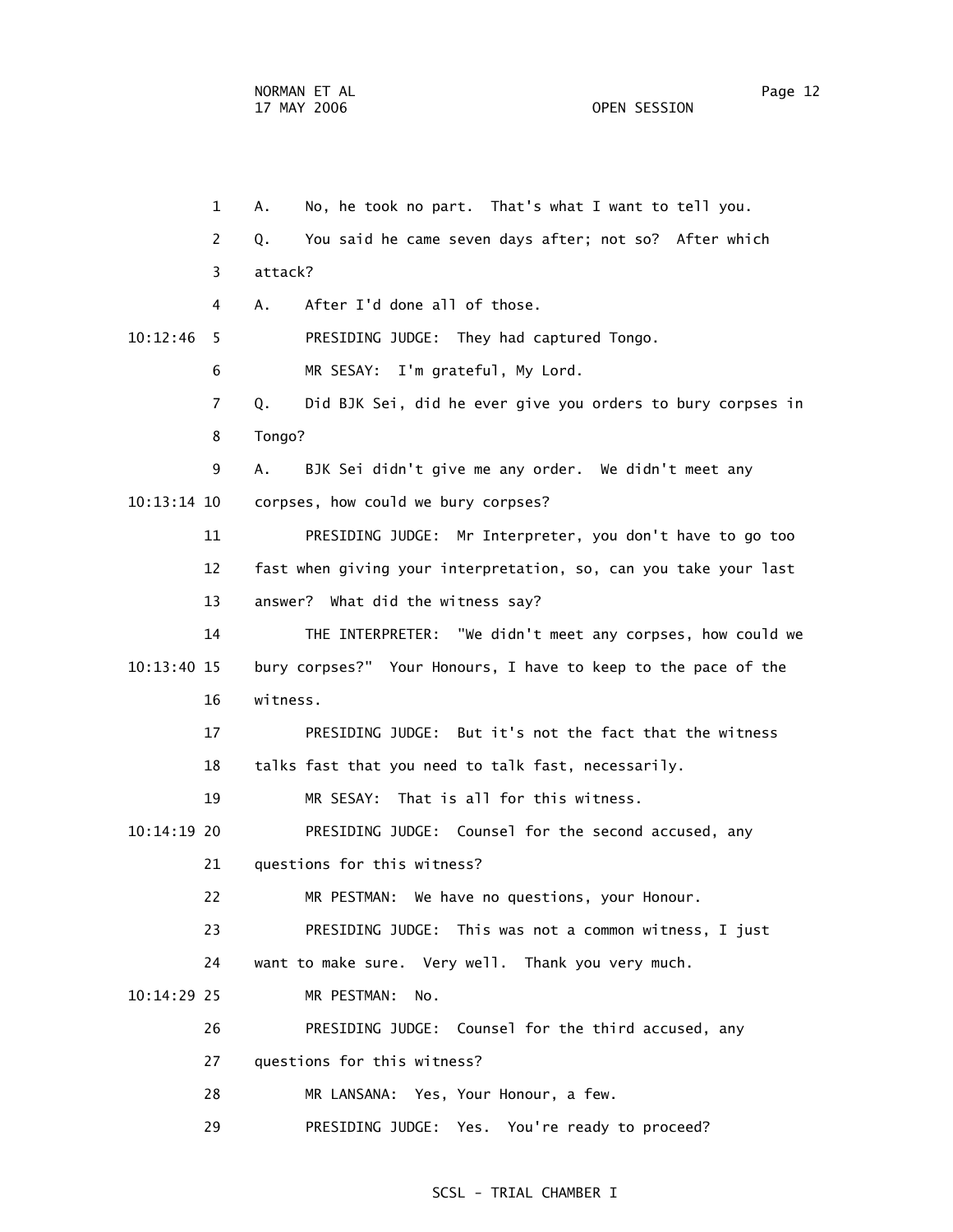A. No, he took no part. That's what I want to tell you.

Q. You said he came seven days after; not so? After which attack?

A. After I'd done all of those.

PRESIDING JUDGE: They had captured Tongo.

MR SESAY: I'm grateful, My Lord.

Q. Did BJK Sei, did he ever give you orders to bury corpses in Tongo?

A. BJK Sei didn't give me any order. We didn't meet any corpses, how could we bury corpses?

PRESIDING JUDGE: Mr Interpreter, you don't have to go too fast when giving your interpretation, so, can you take your last answer? What did the witness say?

THE INTERPRETER: "We didn't meet any corpses, how could we bury corpses?" Your Honours, I have to keep to the pace of the witness.

PRESIDING JUDGE: But it's not the fact that the witness talks fast that you need to talk fast, necessarily.

MR SESAY: That is all for this witness.

PRESIDING JUDGE: Counsel for the second accused, any questions for this witness?

MR PESTMAN: We have no questions, your Honour.

PRESIDING JUDGE: This was not a common witness, I just want to make sure. Very well. Thank you very much.

MR PESTMAN: No.

PRESIDING JUDGE: Counsel for the third accused, any questions for this witness?

MR LANSANA: Yes, Your Honour, a few.

PRESIDING JUDGE: Yes. You're ready to proceed?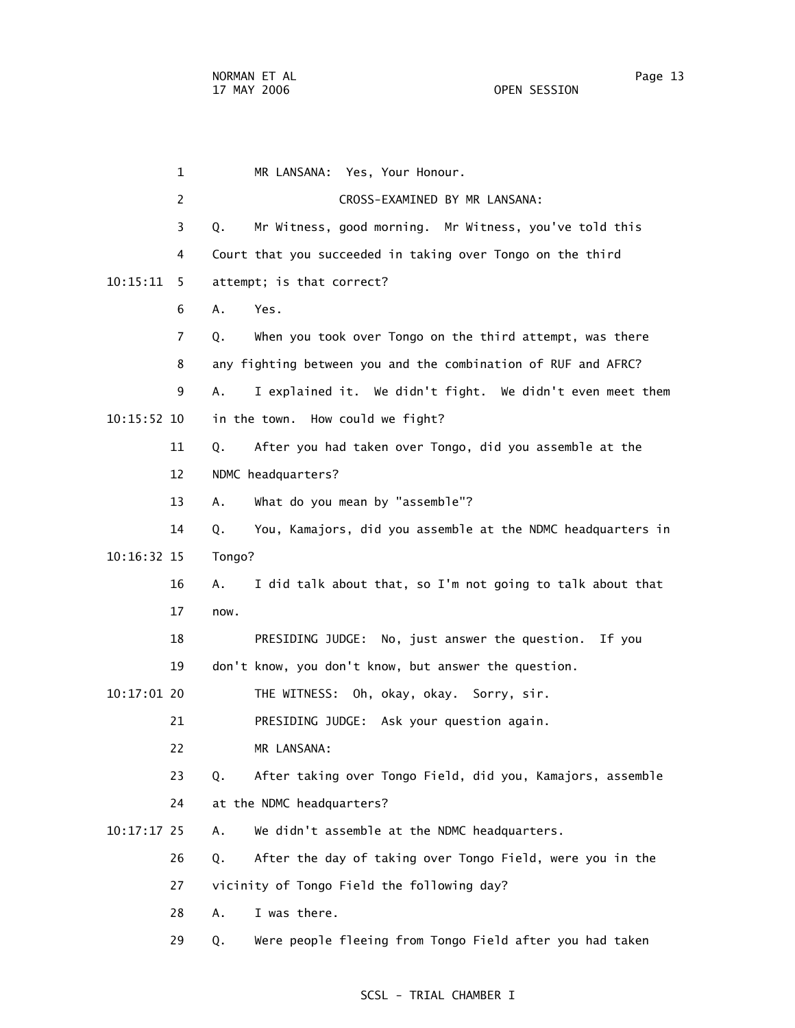MR LANSANA: Yes, Your Honour.

CROSS-EXAMINED BY MR LANSANA:

Q. Mr Witness, good morning. Mr Witness, you've told this Court that you succeeded in taking over Tongo on the third attempt; is that correct?

A. Yes.

Q. When you took over Tongo on the third attempt, was there any fighting between you and the combination of RUF and AFRC?

A. I explained it. We didn't fight. We didn't even meet them in the town. How could we fight?

Q. After you had taken over Tongo, did you assemble at the NDMC headquarters?

A. What do you mean by "assemble"?

Q. You, Kamajors, did you assemble at the NDMC headquarters in Tongo?

A. I did talk about that, so I'm not going to talk about that now.

PRESIDING JUDGE: No, just answer the question. If you don't know, you don't know, but answer the question.

THE WITNESS: Oh, okay, okay. Sorry, sir.

PRESIDING JUDGE: Ask your question again.

MR LANSANA:

Q. After taking over Tongo Field, did you, Kamajors, assemble at the NDMC headquarters?

A. We didn't assemble at the NDMC headquarters.

Q. After the day of taking over Tongo Field, were you in the vicinity of Tongo Field the following day?

A. I was there.

Q. Were people fleeing from Tongo Field after you had taken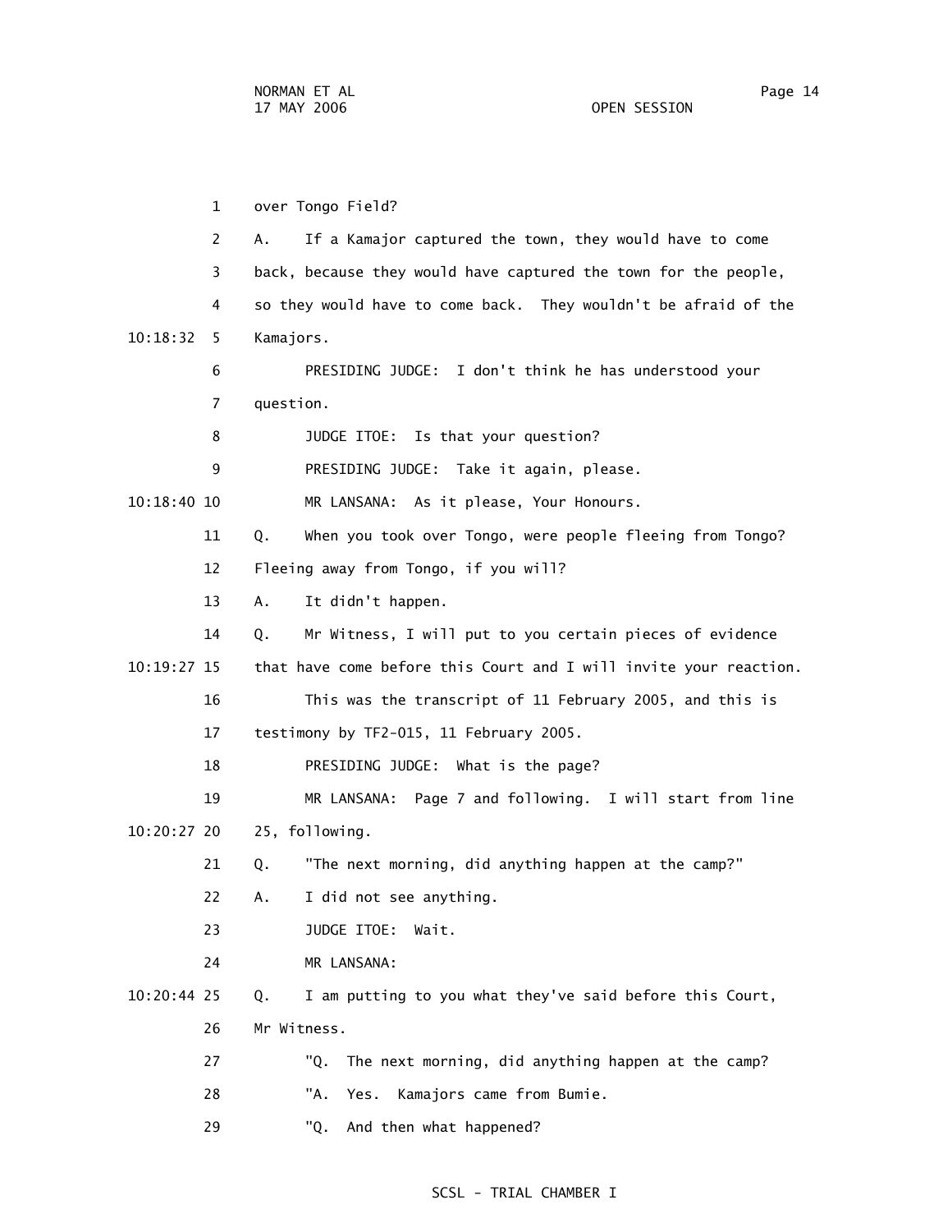over Tongo Field?

A. If a Kamajor captured the town, they would have to come back, because they would have captured the town for the people, so they would have to come back. They wouldn't be afraid of the Kamajors.

PRESIDING JUDGE: I don't think he has understood your question.

JUDGE ITOE: Is that your question?

PRESIDING JUDGE: Take it again, please.

MR LANSANA: As it please, Your Honours.

Q. When you took over Tongo, were people fleeing from Tongo? Fleeing away from Tongo, if you will?

A. It didn't happen.

Q. Mr Witness, I will put to you certain pieces of evidence that have come before this Court and I will invite your reaction.

This was the transcript of 11 February 2005, and this is testimony by TF2-015, 11 February 2005.

PRESIDING JUDGE: What is the page?

MR LANSANA: Page 7 and following. I will start from line 25, following.

Q. "The next morning, did anything happen at the camp?"

A. I did not see anything.

JUDGE ITOE: Wait.

MR LANSANA:

Q. I am putting to you what they've said before this Court, Mr Witness.

"Q. The next morning, did anything happen at the camp?

"A. Yes. Kamajors came from Bumie.

"Q. And then what happened?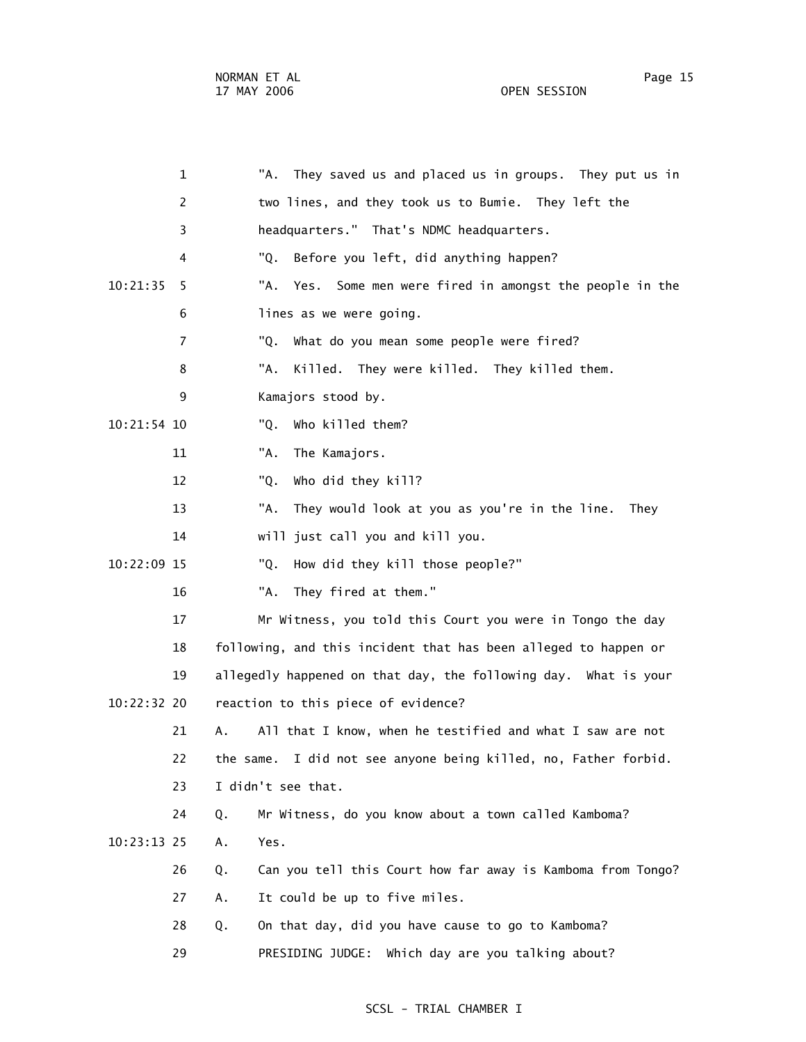"A. They saved us and placed us in groups. They put us in two lines, and they took us to Bumie. They left the headquarters." That's NDMC headquarters.

"Q. Before you left, did anything happen?

"A. Yes. Some men were fired in amongst the people in the lines as we were going.

"Q. What do you mean some people were fired?

"A. Killed. They were killed. They killed them. Kamajors stood by.

"Q. Who killed them?

"A. The Kamajors.

"Q. Who did they kill?

"A. They would look at you as you're in the line. They will just call you and kill you.

"Q. How did they kill those people?"

"A. They fired at them."

Mr Witness, you told this Court you were in Tongo the day following, and this incident that has been alleged to happen or allegedly happened on that day, the following day. What is your reaction to this piece of evidence?

A. All that I know, when he testified and what I saw are not the same. I did not see anyone being killed, no, Father forbid. I didn't see that.

Q. Mr Witness, do you know about a town called Kamboma?

A. Yes.

Q. Can you tell this Court how far away is Kamboma from Tongo?

A. It could be up to five miles.

Q. On that day, did you have cause to go to Kamboma?

PRESIDING JUDGE: Which day are you talking about?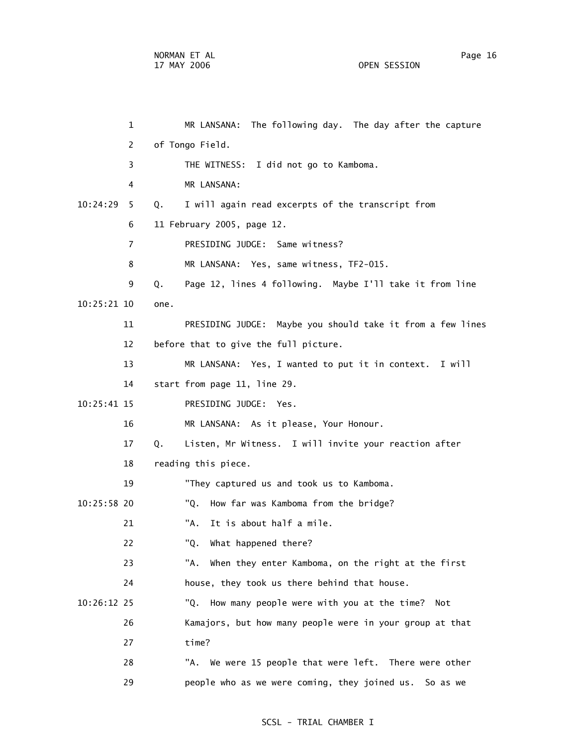MR LANSANA: The following day. The day after the capture of Tongo Field.

THE WITNESS: I did not go to Kamboma.

MR LANSANA:

Q. I will again read excerpts of the transcript from 11 February 2005, page 12.

PRESIDING JUDGE: Same witness?

MR LANSANA: Yes, same witness, TF2-015.

Q. Page 12, lines 4 following. Maybe I'll take it from line one.

PRESIDING JUDGE: Maybe you should take it from a few lines before that to give the full picture.

MR LANSANA: Yes, I wanted to put it in context. I will start from page 11, line 29.

PRESIDING JUDGE: Yes.

MR LANSANA: As it please, Your Honour.

Q. Listen, Mr Witness. I will invite your reaction after reading this piece.

"They captured us and took us to Kamboma.

"Q. How far was Kamboma from the bridge?

"A. It is about half a mile.

"Q. What happened there?

"A. When they enter Kamboma, on the right at the first house, they took us there behind that house.

"Q. How many people were with you at the time? Not Kamajors, but how many people were in your group at that time?

"A. We were 15 people that were left. There were other people who as we were coming, they joined us. So as we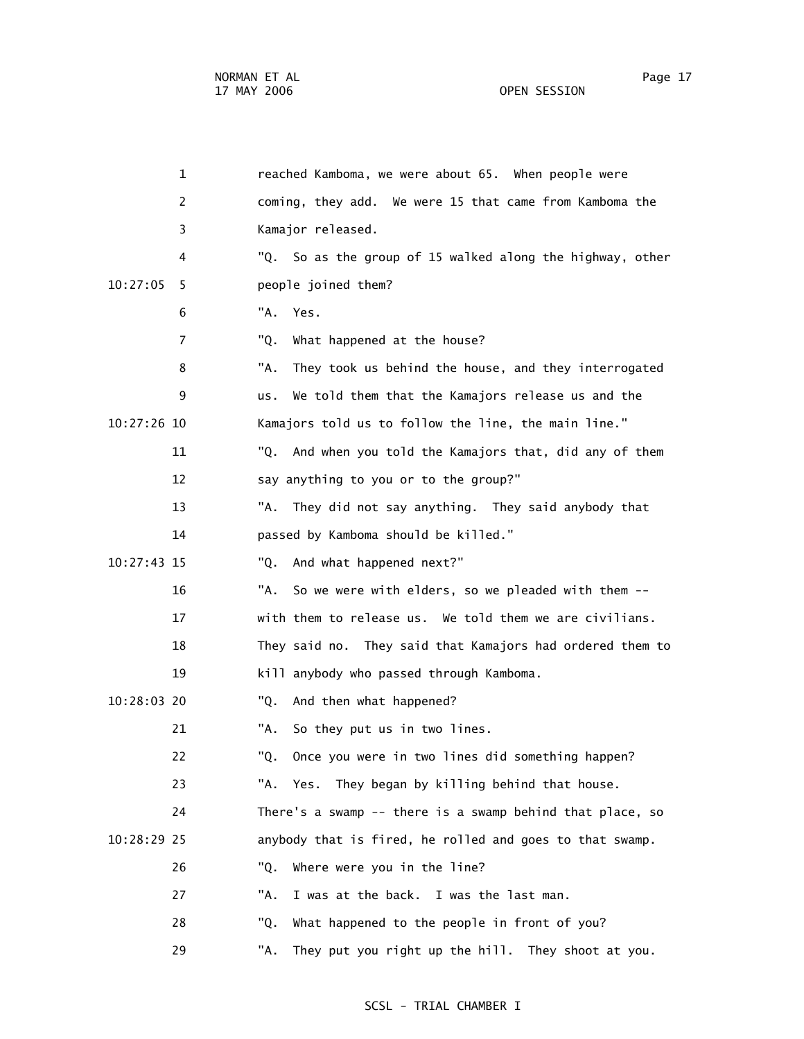reached Kamboma, we were about 65. When people were coming, they add. We were 15 that came from Kamboma the Kamajor released.

"Q. So as the group of 15 walked along the highway, other people joined them?

"A. Yes.

"Q. What happened at the house?

"A. They took us behind the house, and they interrogated us. We told them that the Kamajors release us and the Kamajors told us to follow the line, the main line."

"Q. And when you told the Kamajors that, did any of them say anything to you or to the group?"

"A. They did not say anything. They said anybody that passed by Kamboma should be killed."

"Q. And what happened next?"

"A. So we were with elders, so we pleaded with them -- with them to release us. We told them we are civilians. They said no. They said that Kamajors had ordered them to kill anybody who passed through Kamboma.

"Q. And then what happened?

"A. So they put us in two lines.

"Q. Once you were in two lines did something happen?

"A. Yes. They began by killing behind that house. There's a swamp -- there is a swamp behind that place, so anybody that is fired, he rolled and goes to that swamp.

"Q. Where were you in the line?

"A. I was at the back. I was the last man.

"Q. What happened to the people in front of you?

"A. They put you right up the hill. They shoot at you.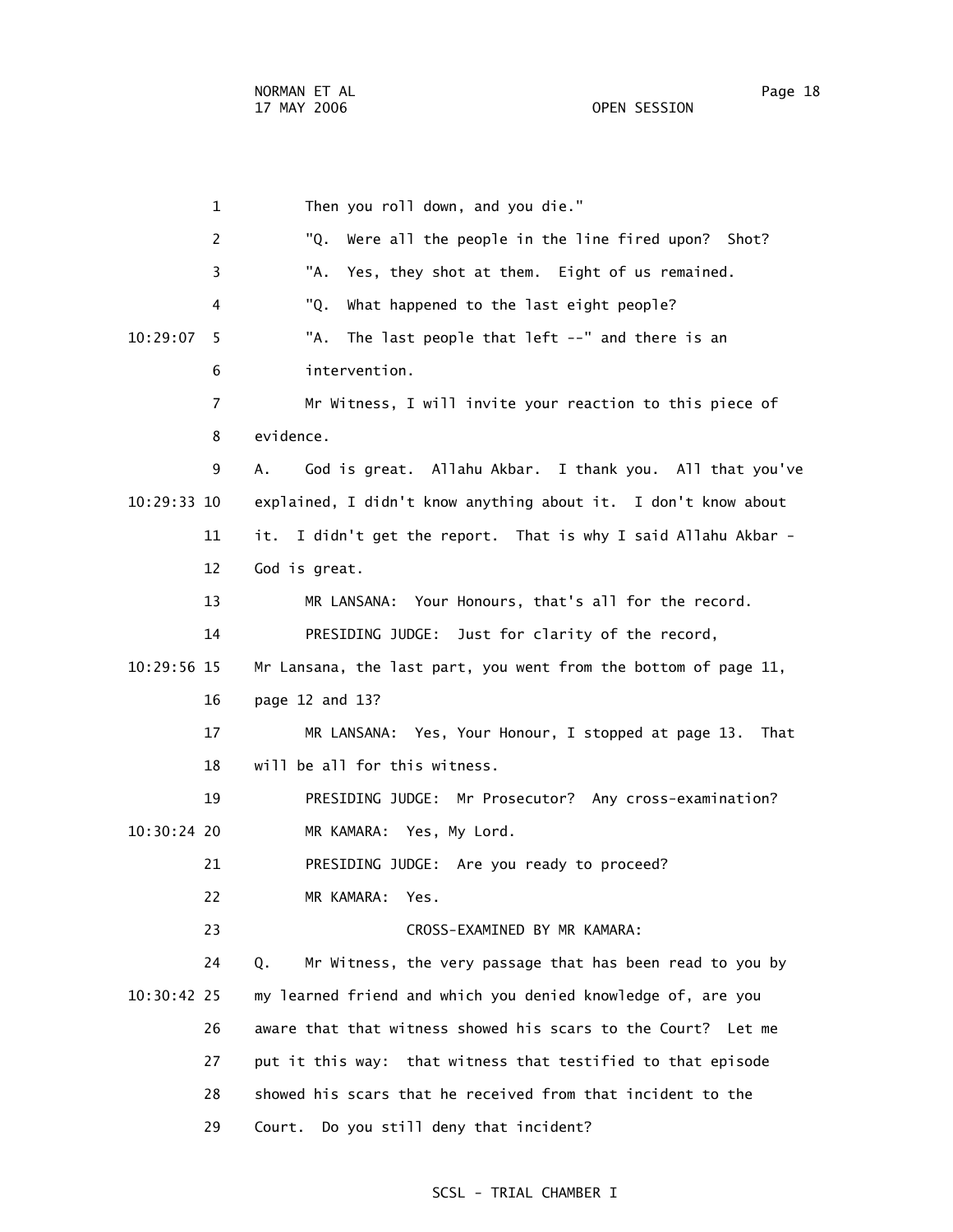Then you roll down, and you die."

"Q. Were all the people in the line fired upon? Shot?

"A. Yes, they shot at them. Eight of us remained.

"Q. What happened to the last eight people?

"A. The last people that left --" and there is an intervention.

Mr Witness, I will invite your reaction to this piece of evidence.

A. God is great. Allahu Akbar. I thank you. All that you've explained, I didn't know anything about it. I don't know about it. I didn't get the report. That is why I said Allahu Akbar - God is great.

MR LANSANA: Your Honours, that's all for the record.

PRESIDING JUDGE: Just for clarity of the record, Mr Lansana, the last part, you went from the bottom of page 11, page 12 and 13?

MR LANSANA: Yes, Your Honour, I stopped at page 13. That will be all for this witness.

PRESIDING JUDGE: Mr Prosecutor? Any cross-examination?

MR KAMARA: Yes, My Lord.

PRESIDING JUDGE: Are you ready to proceed?

MR KAMARA: Yes.

CROSS-EXAMINED BY MR KAMARA:

Q. Mr Witness, the very passage that has been read to you by my learned friend and which you denied knowledge of, are you aware that that witness showed his scars to the Court? Let me put it this way: that witness that testified to that episode showed his scars that he received from that incident to the Court. Do you still deny that incident?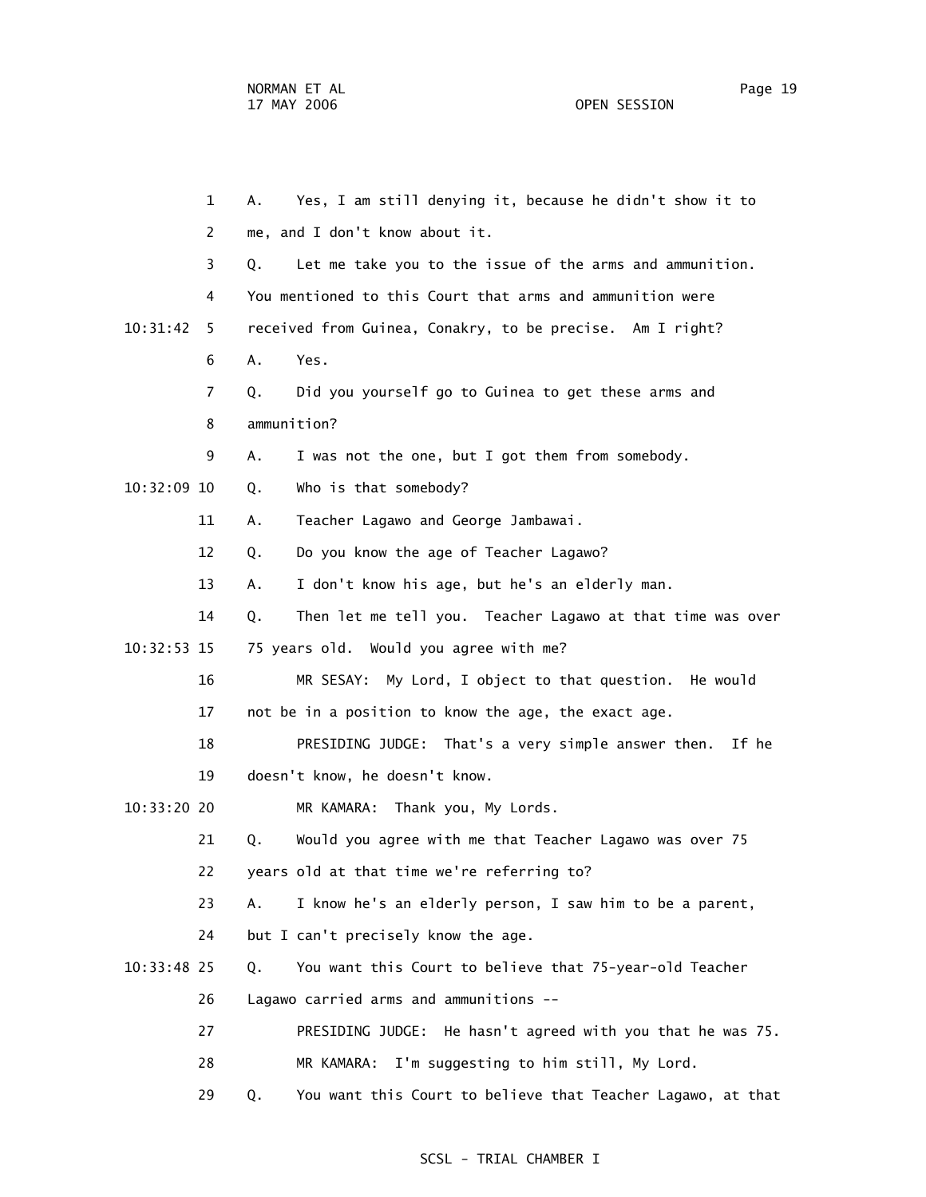1 A. Yes, I am still denying it, because he didn't show it to

2 me, and I don't know about it.

3 Q. Let me take you to the issue of the arms and ammunition.

4 You mentioned to this Court that arms and ammunition were

10:31:42 5 received from Guinea, Conakry, to be precise. Am I right?

6 A. Yes.

7 Q. Did you yourself go to Guinea to get these arms and

8 ammunition?

9 A. I was not the one, but I got them from somebody.

10:32:09 10 Q. Who is that somebody?

11 A. Teacher Lagawo and George Jambawai.

12 Q. Do you know the age of Teacher Lagawo?

13 A. I don't know his age, but he's an elderly man.

14 Q. Then let me tell you. Teacher Lagawo at that time was over

10:32:53 15 75 years old. Would you agree with me?

16 MR SESAY: My Lord, I object to that question. He would

17 not be in a position to know the age, the exact age.

18 PRESIDING JUDGE: That's a very simple answer then. If he

19 doesn't know, he doesn't know.

10:33:20 20 MR KAMARA: Thank you, My Lords.

21 Q. Would you agree with me that Teacher Lagawo was over 75

22 years old at that time we're referring to?

23 A. I know he's an elderly person, I saw him to be a parent,

24 but I can't precisely know the age.

10:33:48 25 Q. You want this Court to believe that 75-year-old Teacher

26 Lagawo carried arms and ammunitions --

27 PRESIDING JUDGE: He hasn't agreed with you that he was 75.

28 MR KAMARA: I'm suggesting to him still, My Lord.

29 Q. You want this Court to believe that Teacher Lagawo, at that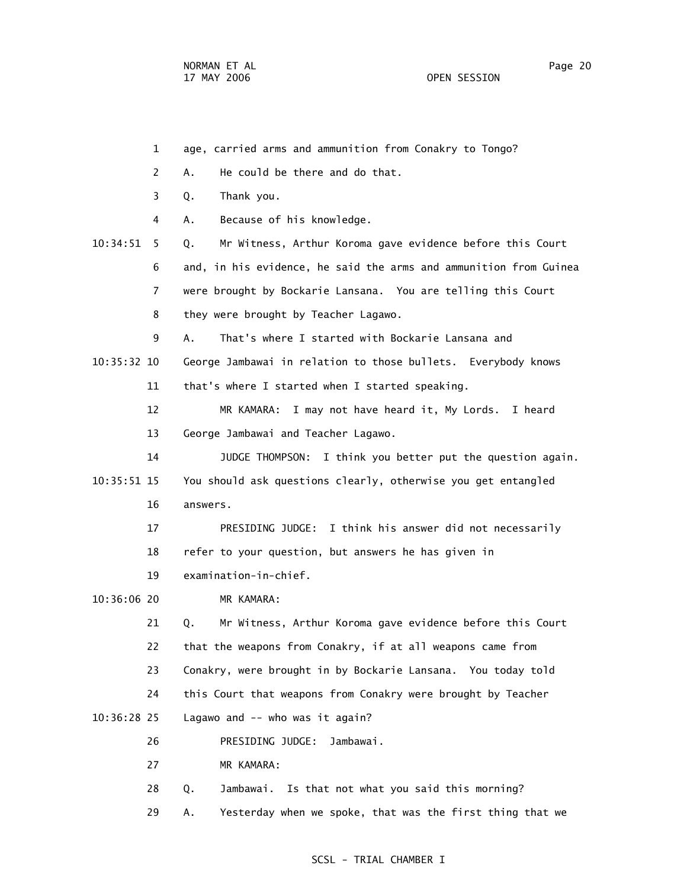age, carried arms and ammunition from Conakry to Tongo?

A. He could be there and do that.

Q. Thank you.

A. Because of his knowledge.

Q. Mr Witness, Arthur Koroma gave evidence before this Court and, in his evidence, he said the arms and ammunition from Guinea were brought by Bockarie Lansana. You are telling this Court they were brought by Teacher Lagawo.

A. That's where I started with Bockarie Lansana and George Jambawai in relation to those bullets. Everybody knows that's where I started when I started speaking.

MR KAMARA: I may not have heard it, My Lords. I heard George Jambawai and Teacher Lagawo.

JUDGE THOMPSON: I think you better put the question again. You should ask questions clearly, otherwise you get entangled answers.

PRESIDING JUDGE: I think his answer did not necessarily refer to your question, but answers he has given in examination-in-chief.

MR KAMARA:

Q. Mr Witness, Arthur Koroma gave evidence before this Court that the weapons from Conakry, if at all weapons came from Conakry, were brought in by Bockarie Lansana. You today told this Court that weapons from Conakry were brought by Teacher Lagawo and -- who was it again?

PRESIDING JUDGE: Jambawai.

MR KAMARA:

Q. Jambawai. Is that not what you said this morning?

A. Yesterday when we spoke, that was the first thing that we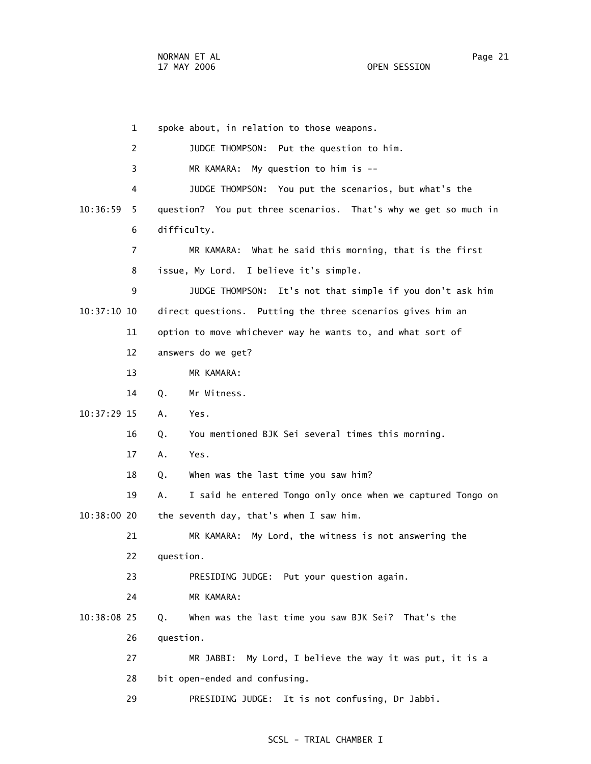spoke about, in relation to those weapons.

JUDGE THOMPSON: Put the question to him.

MR KAMARA: My question to him is --

JUDGE THOMPSON: You put the scenarios, but what's the question? You put three scenarios. That's why we get so much in difficulty.

MR KAMARA: What he said this morning, that is the first issue, My Lord. I believe it's simple.

JUDGE THOMPSON: It's not that simple if you don't ask him direct questions. Putting the three scenarios gives him an option to move whichever way he wants to, and what sort of answers do we get?

MR KAMARA:

Q. Mr Witness.

A. Yes.

Q. You mentioned BJK Sei several times this morning.

A. Yes.

Q. When was the last time you saw him?

A. I said he entered Tongo only once when we captured Tongo on the seventh day, that's when I saw him.

MR KAMARA: My Lord, the witness is not answering the question.

PRESIDING JUDGE: Put your question again.

MR KAMARA:

Q. When was the last time you saw BJK Sei? That's the question.

MR JABBI: My Lord, I believe the way it was put, it is a bit open-ended and confusing.

PRESIDING JUDGE: It is not confusing, Dr Jabbi.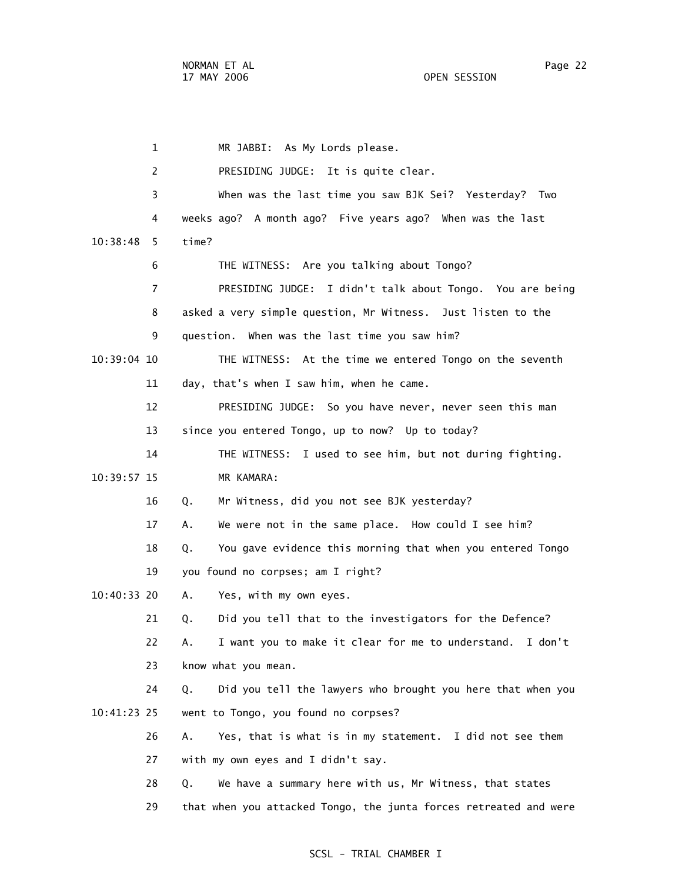MR JABBI: As My Lords please.

PRESIDING JUDGE: It is quite clear.

When was the last time you saw BJK Sei? Yesterday? Two weeks ago? A month ago? Five years ago? When was the last time?

THE WITNESS: Are you talking about Tongo?

PRESIDING JUDGE: I didn't talk about Tongo. You are being asked a very simple question, Mr Witness. Just listen to the question. When was the last time you saw him?

THE WITNESS: At the time we entered Tongo on the seventh day, that's when I saw him, when he came.

PRESIDING JUDGE: So you have never, never seen this man since you entered Tongo, up to now? Up to today?

THE WITNESS: I used to see him, but not during fighting.

MR KAMARA:

Q. Mr Witness, did you not see BJK yesterday?

A. We were not in the same place. How could I see him?

Q. You gave evidence this morning that when you entered Tongo you found no corpses; am I right?

A. Yes, with my own eyes.

Q. Did you tell that to the investigators for the Defence?

A. I want you to make it clear for me to understand. I don't know what you mean.

Q. Did you tell the lawyers who brought you here that when you went to Tongo, you found no corpses?

A. Yes, that is what is in my statement. I did not see them with my own eyes and I didn't say.

Q. We have a summary here with us, Mr Witness, that states that when you attacked Tongo, the junta forces retreated and were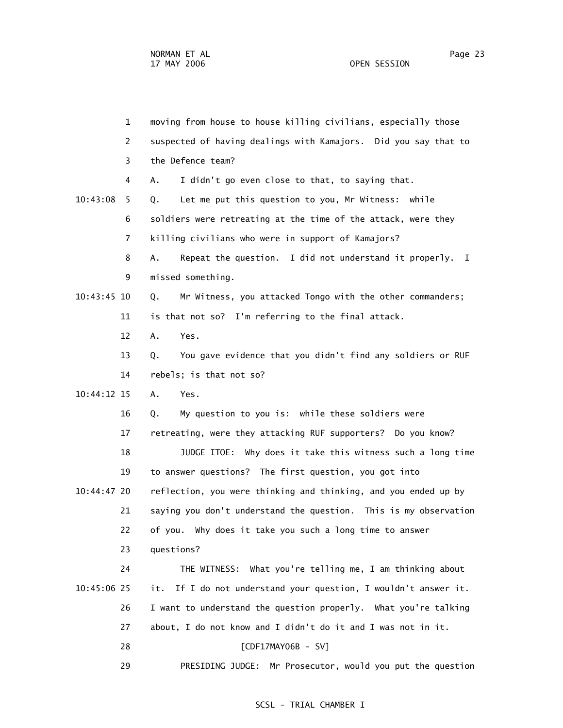moving from house to house killing civilians, especially those suspected of having dealings with Kamajors. Did you say that to the Defence team?

A. I didn't go even close to that, to saying that.

Q. Let me put this question to you, Mr Witness: while soldiers were retreating at the time of the attack, were they killing civilians who were in support of Kamajors?

A. Repeat the question. I did not understand it properly. I missed something.

Q. Mr Witness, you attacked Tongo with the other commanders; is that not so? I'm referring to the final attack.

A. Yes.

Q. You gave evidence that you didn't find any soldiers or RUF rebels; is that not so?

A. Yes.

Q. My question to you is: while these soldiers were retreating, were they attacking RUF supporters? Do you know?

JUDGE ITOE: Why does it take this witness such a long time to answer questions? The first question, you got into reflection, you were thinking and thinking, and you ended up by saying you don't understand the question. This is my observation of you. Why does it take you such a long time to answer questions?

THE WITNESS: What you're telling me, I am thinking about it. If I do not understand your question, I wouldn't answer it. I want to understand the question properly. What you're talking about, I do not know and I didn't do it and I was not in it.

[CDF17MAY06B - SV]

PRESIDING JUDGE: Mr Prosecutor, would you put the question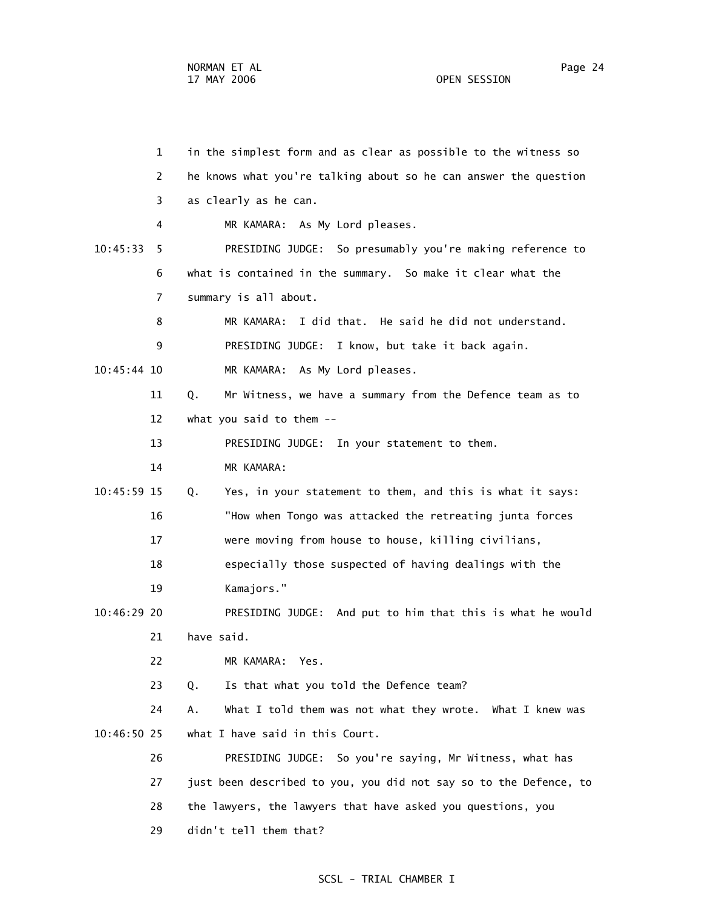in the simplest form and as clear as possible to the witness so he knows what you're talking about so he can answer the question as clearly as he can.

MR KAMARA: As My Lord pleases.

PRESIDING JUDGE: So presumably you're making reference to what is contained in the summary. So make it clear what the summary is all about.

MR KAMARA: I did that. He said he did not understand.

PRESIDING JUDGE: I know, but take it back again.

MR KAMARA: As My Lord pleases.

Q. Mr Witness, we have a summary from the Defence team as to what you said to them --

PRESIDING JUDGE: In your statement to them.

MR KAMARA:

Q. Yes, in your statement to them, and this is what it says:

"How when Tongo was attacked the retreating junta forces were moving from house to house, killing civilians, especially those suspected of having dealings with the Kamajors."

PRESIDING JUDGE: And put to him that this is what he would have said.

MR KAMARA: Yes.

Q. Is that what you told the Defence team?

A. What I told them was not what they wrote. What I knew was what I have said in this Court.

PRESIDING JUDGE: So you're saying, Mr Witness, what has just been described to you, you did not say so to the Defence, to the lawyers, the lawyers that have asked you questions, you didn't tell them that?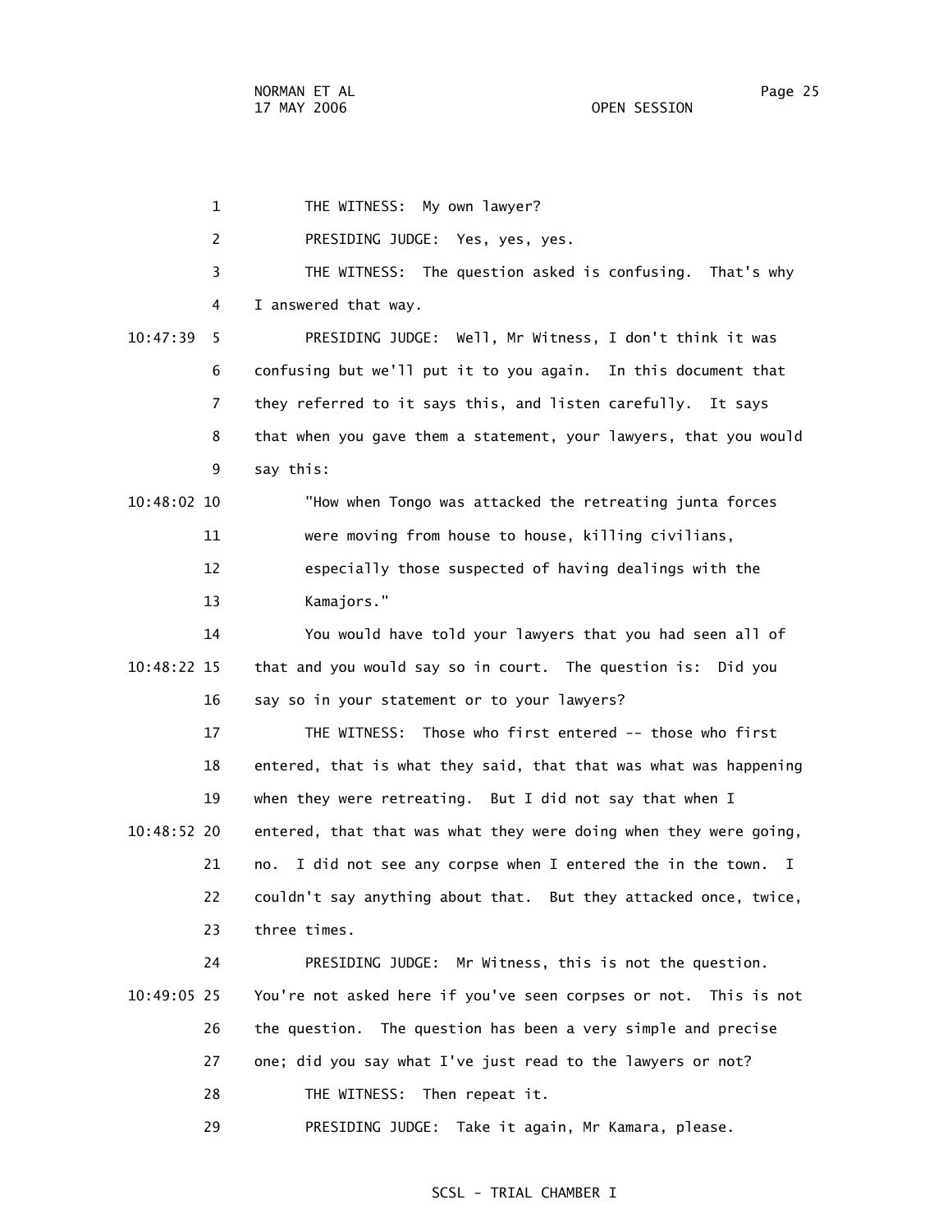THE WITNESS: My own lawyer?

PRESIDING JUDGE: Yes, yes, yes.

THE WITNESS: The question asked is confusing. That's why I answered that way.

10:47:39 PRESIDING JUDGE: Well, Mr Witness, I don't think it was confusing but we'll put it to you again. In this document that they referred to it says this, and listen carefully. It says that when you gave them a statement, your lawyers, that you would say this:

10:48:02 "How when Tongo was attacked the retreating junta forces were moving from house to house, killing civilians, especially those suspected of having dealings with the Kamajors."

You would have told your lawyers that you had seen all of 10:48:22 that and you would say so in court. The question is: Did you say so in your statement or to your lawyers?

THE WITNESS: Those who first entered -- those who first entered, that is what they said, that that was what was happening when they were retreating. But I did not say that when I 10:48:52 entered, that that was what they were doing when they were going, no. I did not see any corpse when I entered the in the town. I couldn't say anything about that. But they attacked once, twice, three times.

PRESIDING JUDGE: Mr Witness, this is not the question. 10:49:05 You're not asked here if you've seen corpses or not. This is not the question. The question has been a very simple and precise one; did you say what I've just read to the lawyers or not?

THE WITNESS: Then repeat it.

PRESIDING JUDGE: Take it again, Mr Kamara, please.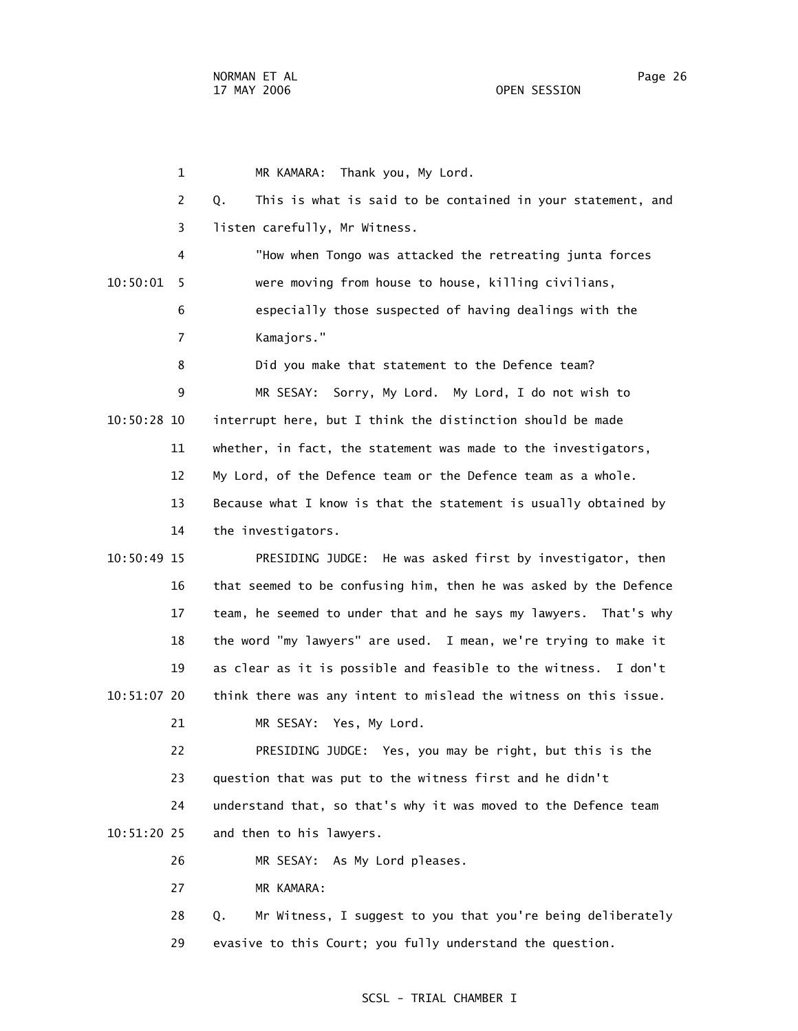MR KAMARA: Thank you, My Lord.

Q. This is what is said to be contained in your statement, and listen carefully, Mr Witness.

"How when Tongo was attacked the retreating junta forces were moving from house to house, killing civilians, especially those suspected of having dealings with the Kamajors."

Did you make that statement to the Defence team?

MR SESAY: Sorry, My Lord. My Lord, I do not wish to interrupt here, but I think the distinction should be made whether, in fact, the statement was made to the investigators, My Lord, of the Defence team or the Defence team as a whole. Because what I know is that the statement is usually obtained by the investigators.

PRESIDING JUDGE: He was asked first by investigator, then that seemed to be confusing him, then he was asked by the Defence team, he seemed to under that and he says my lawyers. That's why the word "my lawyers" are used. I mean, we're trying to make it as clear as it is possible and feasible to the witness. I don't think there was any intent to mislead the witness on this issue.

MR SESAY: Yes, My Lord.

PRESIDING JUDGE: Yes, you may be right, but this is the question that was put to the witness first and he didn't understand that, so that's why it was moved to the Defence team and then to his lawyers.

MR SESAY: As My Lord pleases.

MR KAMARA:

Q. Mr Witness, I suggest to you that you're being deliberately evasive to this Court; you fully understand the question.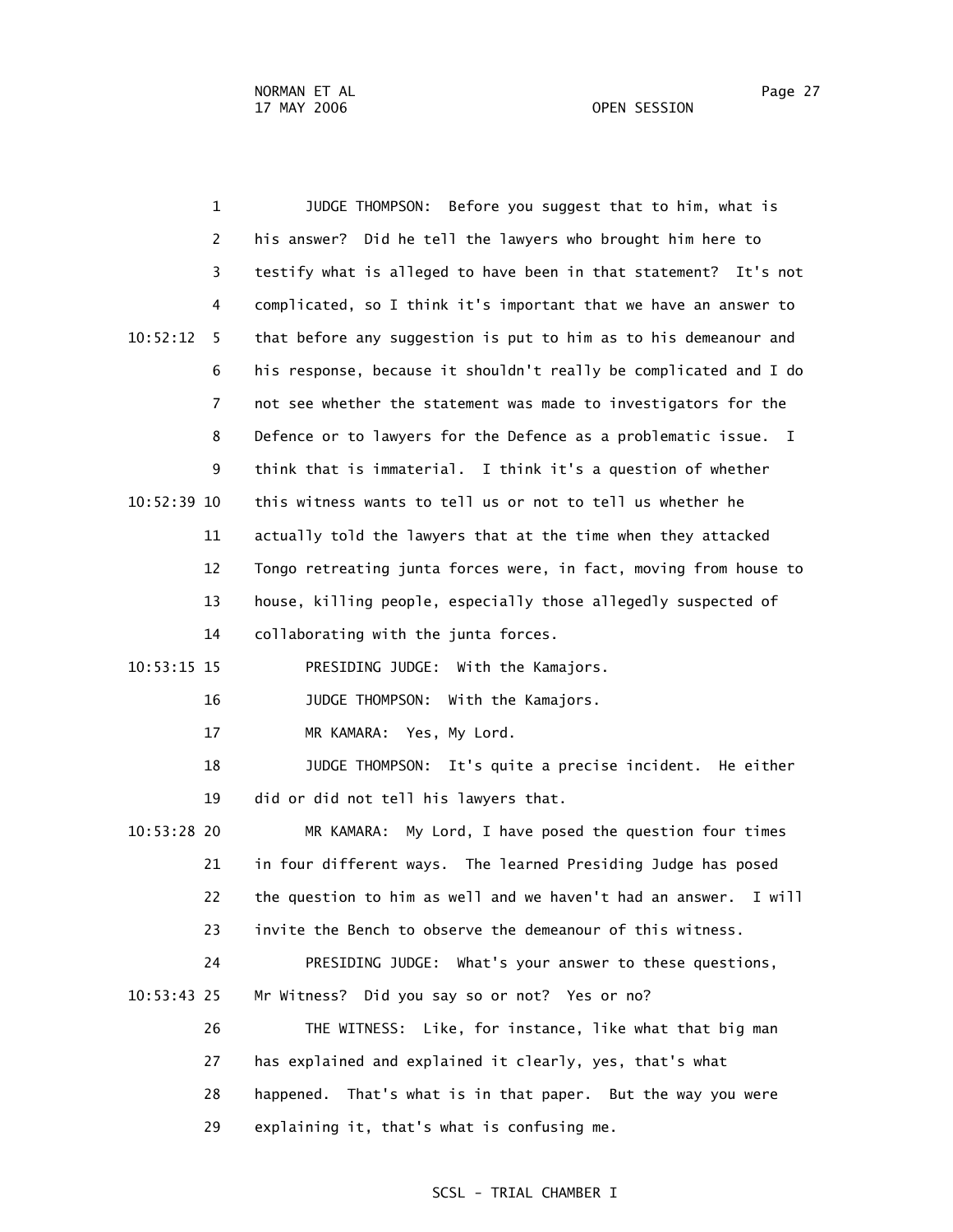JUDGE THOMPSON: Before you suggest that to him, what is his answer? Did he tell the lawyers who brought him here to testify what is alleged to have been in that statement? It's not complicated, so I think it's important that we have an answer to that before any suggestion is put to him as to his demeanour and his response, because it shouldn't really be complicated and I do not see whether the statement was made to investigators for the Defence or to lawyers for the Defence as a problematic issue. I think that is immaterial. I think it's a question of whether this witness wants to tell us or not to tell us whether he actually told the lawyers that at the time when they attacked Tongo retreating junta forces were, in fact, moving from house to house, killing people, especially those allegedly suspected of collaborating with the junta forces.

PRESIDING JUDGE: With the Kamajors.

JUDGE THOMPSON: With the Kamajors.

MR KAMARA: Yes, My Lord.

JUDGE THOMPSON: It's quite a precise incident. He either did or did not tell his lawyers that.

MR KAMARA: My Lord, I have posed the question four times in four different ways. The learned Presiding Judge has posed the question to him as well and we haven't had an answer. I will invite the Bench to observe the demeanour of this witness.

PRESIDING JUDGE: What's your answer to these questions, Mr Witness? Did you say so or not? Yes or no?

THE WITNESS: Like, for instance, like what that big man has explained and explained it clearly, yes, that's what happened. That's what is in that paper. But the way you were explaining it, that's what is confusing me.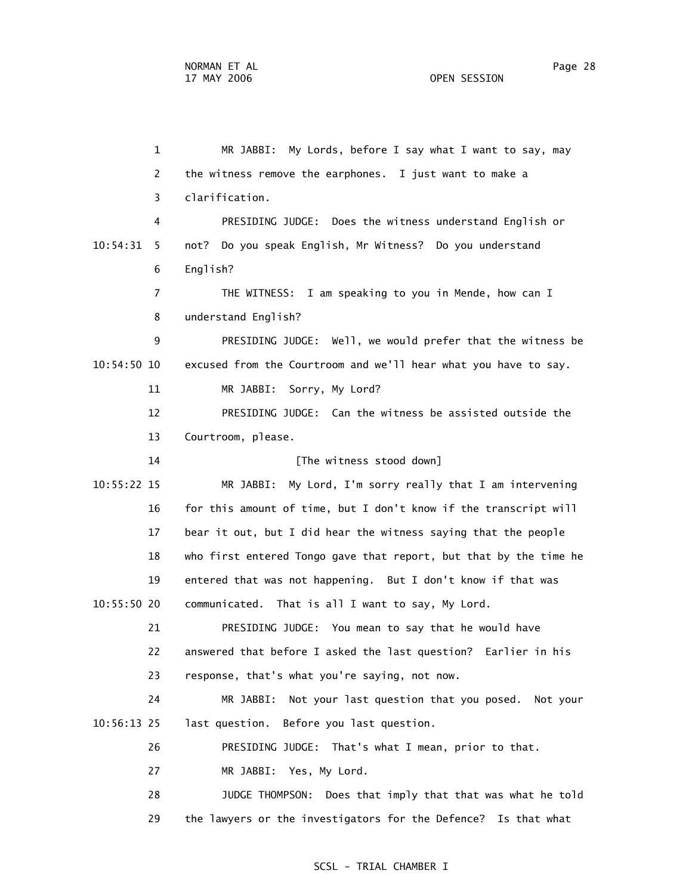MR JABBI: My Lords, before I say what I want to say, may the witness remove the earphones. I just want to make a clarification.

PRESIDING JUDGE: Does the witness understand English or not? Do you speak English, Mr Witness? Do you understand English?

THE WITNESS: I am speaking to you in Mende, how can I understand English?

PRESIDING JUDGE: Well, we would prefer that the witness be excused from the Courtroom and we'll hear what you have to say.

MR JABBI: Sorry, My Lord?

PRESIDING JUDGE: Can the witness be assisted outside the Courtroom, please.

[The witness stood down]

MR JABBI: My Lord, I'm sorry really that I am intervening for this amount of time, but I don't know if the transcript will bear it out, but I did hear the witness saying that the people who first entered Tongo gave that report, but that by the time he entered that was not happening. But I don't know if that was communicated. That is all I want to say, My Lord.

PRESIDING JUDGE: You mean to say that he would have answered that before I asked the last question? Earlier in his response, that's what you're saying, not now.

MR JABBI: Not your last question that you posed. Not your last question. Before you last question.

PRESIDING JUDGE: That's what I mean, prior to that.

MR JABBI: Yes, My Lord.

JUDGE THOMPSON: Does that imply that that was what he told the lawyers or the investigators for the Defence? Is that what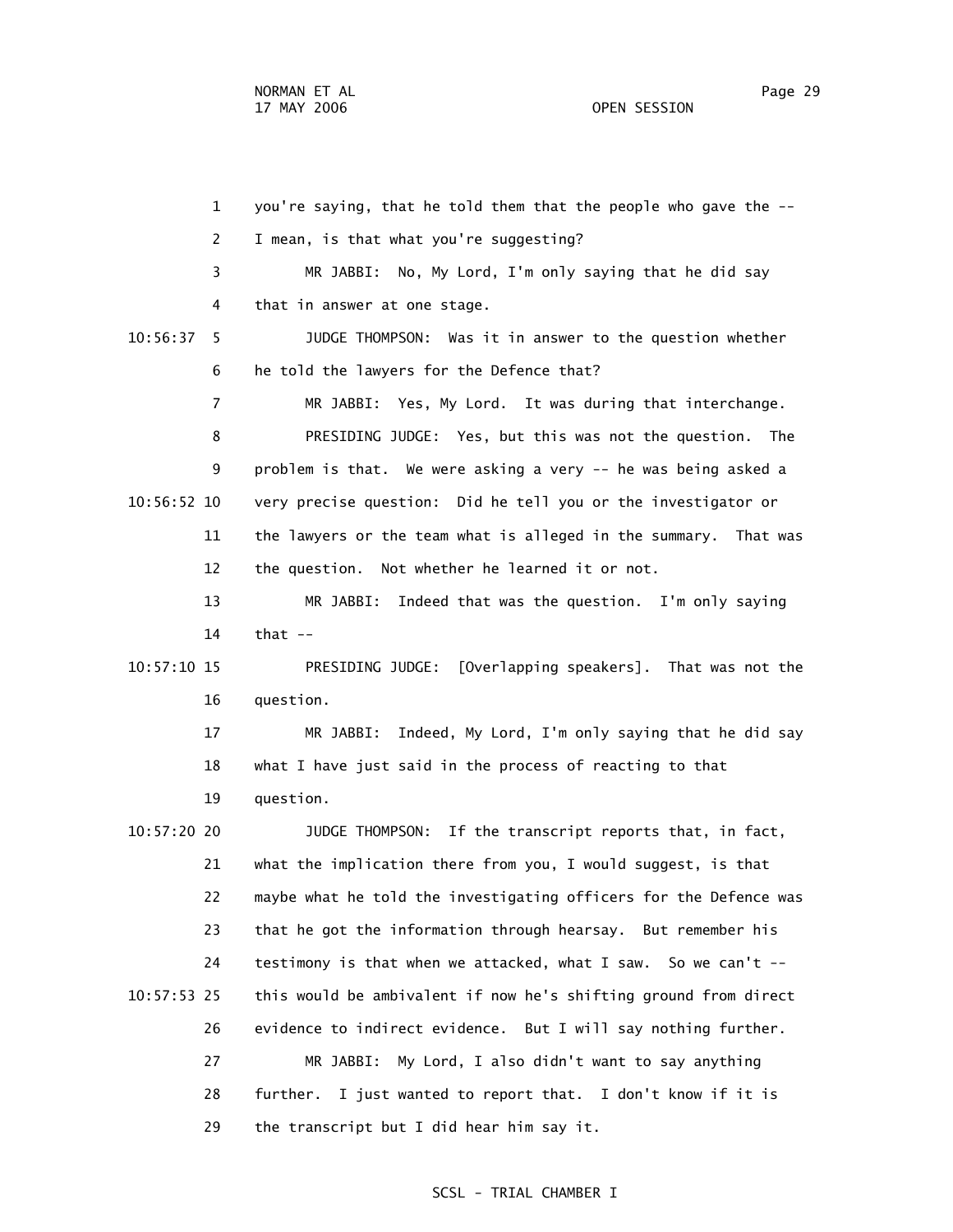1 you're saying, that he told them that the people who gave the --

2 I mean, is that what you're suggesting?

3 MR JABBI: No, My Lord, I'm only saying that he did say

4 that in answer at one stage.

10:56:37 5 JUDGE THOMPSON: Was it in answer to the question whether

6 he told the lawyers for the Defence that?

7 MR JABBI: Yes, My Lord. It was during that interchange.

8 PRESIDING JUDGE: Yes, but this was not the question. The

9 problem is that. We were asking a very -- he was being asked a

10:56:52 10 very precise question: Did he tell you or the investigator or

11 the lawyers or the team what is alleged in the summary. That was

12 the question. Not whether he learned it or not.

13 MR JABBI: Indeed that was the question. I'm only saying

14 that --

10:57:10 15 PRESIDING JUDGE: [Overlapping speakers]. That was not the

16 question.

17 MR JABBI: Indeed, My Lord, I'm only saying that he did say

18 what I have just said in the process of reacting to that

19 question.

10:57:20 20 JUDGE THOMPSON: If the transcript reports that, in fact,

21 what the implication there from you, I would suggest, is that

22 maybe what he told the investigating officers for the Defence was

23 that he got the information through hearsay. But remember his

24 testimony is that when we attacked, what I saw. So we can't --

10:57:53 25 this would be ambivalent if now he's shifting ground from direct

26 evidence to indirect evidence. But I will say nothing further.

27 MR JABBI: My Lord, I also didn't want to say anything

28 further. I just wanted to report that. I don't know if it is

29 the transcript but I did hear him say it.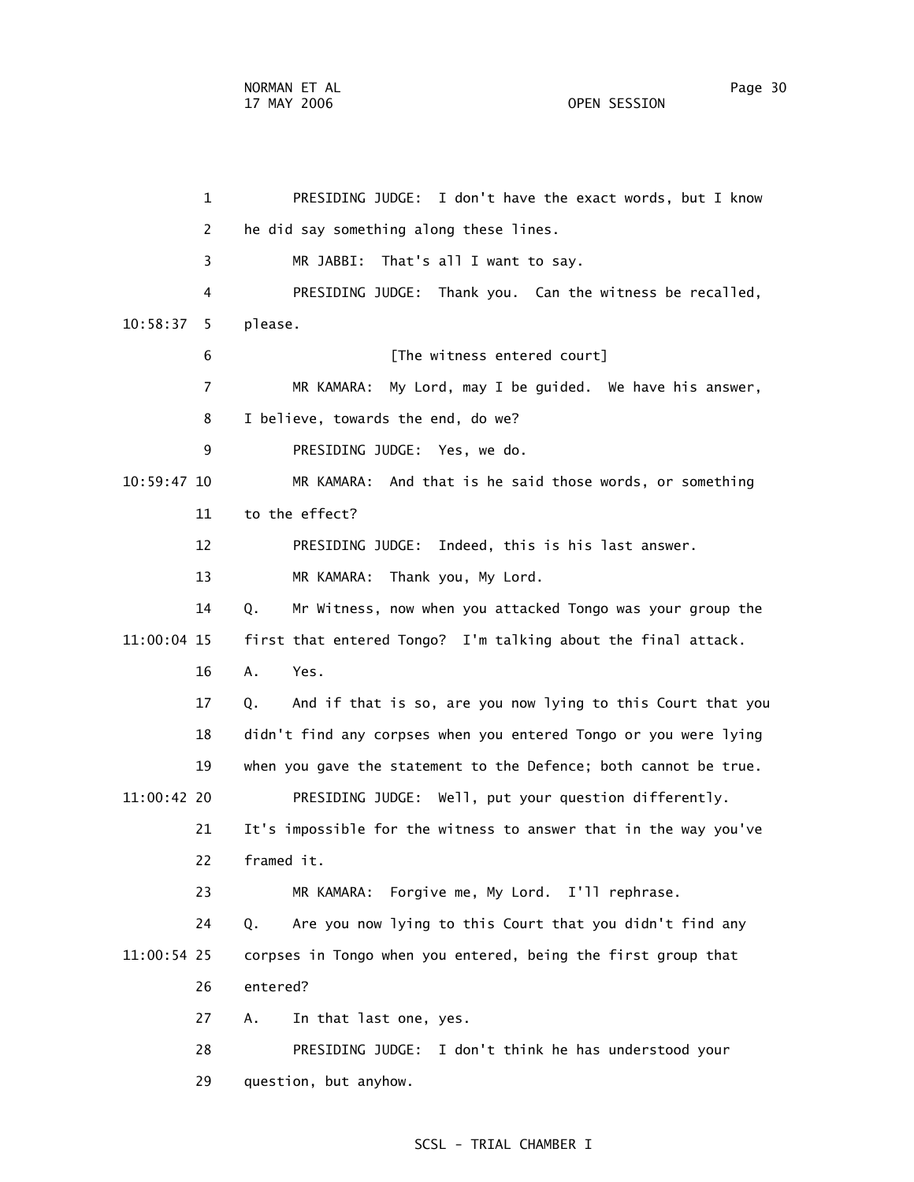1 PRESIDING JUDGE: I don't have the exact words, but I know

2 he did say something along these lines.

3 MR JABBI: That's all I want to say.

4 PRESIDING JUDGE: Thank you. Can the witness be recalled,

10:58:37 5 please.

6 [The witness entered court]

7 MR KAMARA: My Lord, may I be guided. We have his answer,

8 I believe, towards the end, do we?

9 PRESIDING JUDGE: Yes, we do.

10:59:47 10 MR KAMARA: And that is he said those words, or something

11 to the effect?

12 PRESIDING JUDGE: Indeed, this is his last answer.

13 MR KAMARA: Thank you, My Lord.

14 Q. Mr Witness, now when you attacked Tongo was your group the

11:00:04 15 first that entered Tongo? I'm talking about the final attack.

16 A. Yes.

17 Q. And if that is so, are you now lying to this Court that you

18 didn't find any corpses when you entered Tongo or you were lying

19 when you gave the statement to the Defence; both cannot be true.

11:00:42 20 PRESIDING JUDGE: Well, put your question differently.

21 It's impossible for the witness to answer that in the way you've

22 framed it.

23 MR KAMARA: Forgive me, My Lord. I'll rephrase.

24 Q. Are you now lying to this Court that you didn't find any

11:00:54 25 corpses in Tongo when you entered, being the first group that

26 entered?

27 A. In that last one, yes.

28 PRESIDING JUDGE: I don't think he has understood your

29 question, but anyhow.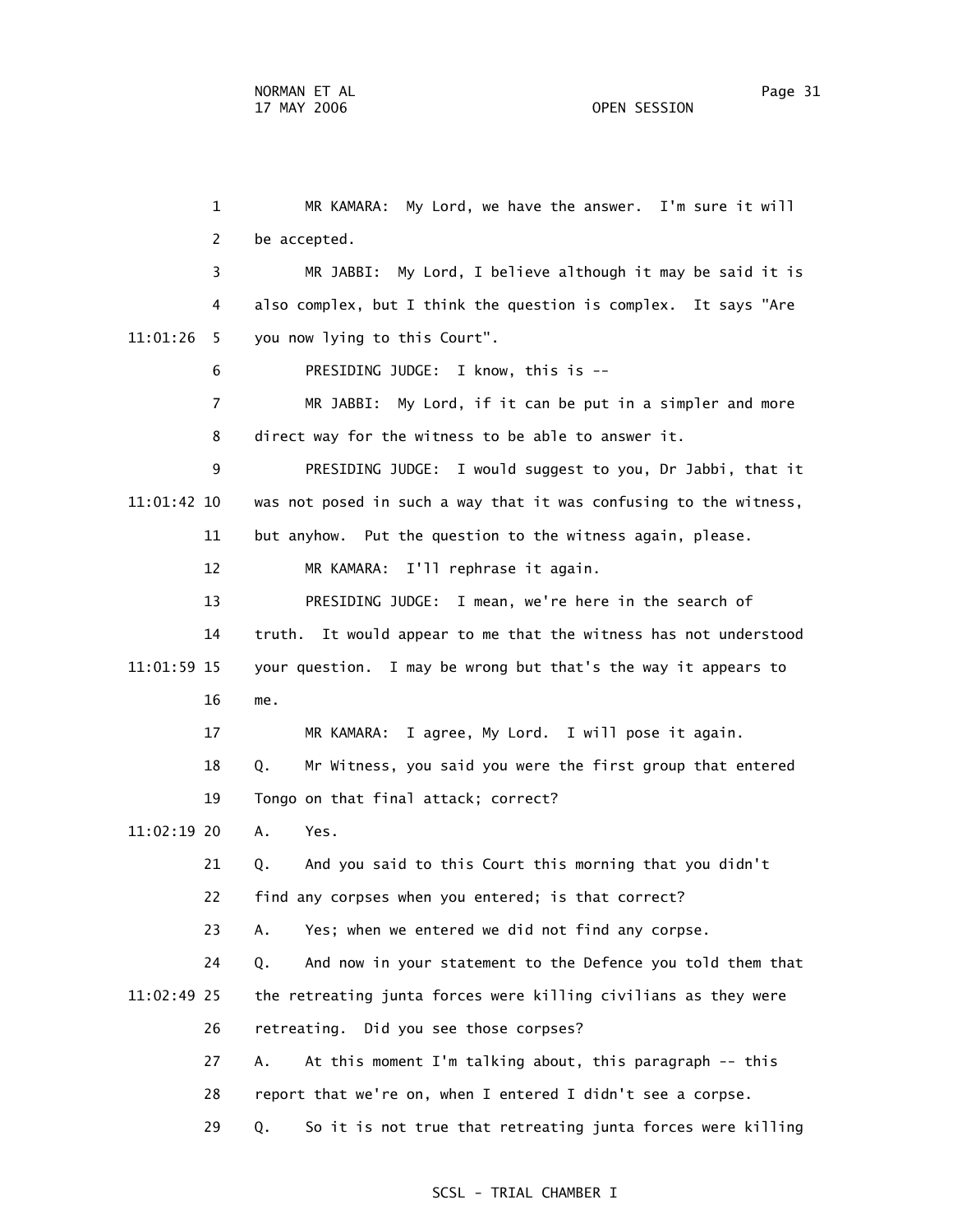MR KAMARA: My Lord, we have the answer. I'm sure it will be accepted.

MR JABBI: My Lord, I believe although it may be said it is also complex, but I think the question is complex. It says "Are you now lying to this Court".

PRESIDING JUDGE: I know, this is --

MR JABBI: My Lord, if it can be put in a simpler and more direct way for the witness to be able to answer it.

PRESIDING JUDGE: I would suggest to you, Dr Jabbi, that it was not posed in such a way that it was confusing to the witness, but anyhow. Put the question to the witness again, please.

MR KAMARA: I'll rephrase it again.

PRESIDING JUDGE: I mean, we're here in the search of truth. It would appear to me that the witness has not understood your question. I may be wrong but that's the way it appears to me.

MR KAMARA: I agree, My Lord. I will pose it again.

Q. Mr Witness, you said you were the first group that entered Tongo on that final attack; correct?

A. Yes.

Q. And you said to this Court this morning that you didn't find any corpses when you entered; is that correct?

A. Yes; when we entered we did not find any corpse.

Q. And now in your statement to the Defence you told them that the retreating junta forces were killing civilians as they were retreating. Did you see those corpses?

A. At this moment I'm talking about, this paragraph -- this report that we're on, when I entered I didn't see a corpse.

Q. So it is not true that retreating junta forces were killing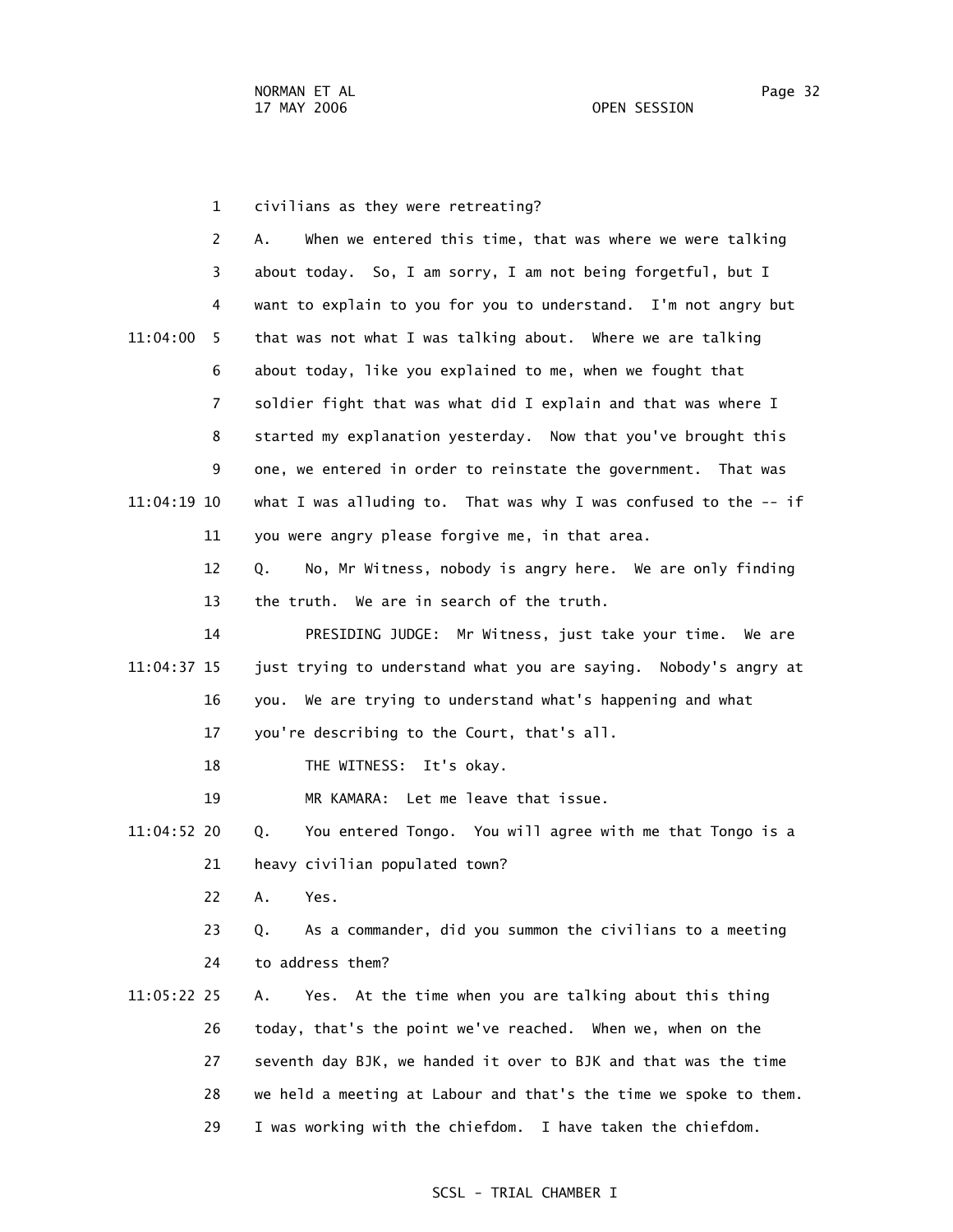civilians as they were retreating?

A. When we entered this time, that was where we were talking about today. So, I am sorry, I am not being forgetful, but I want to explain to you for you to understand. I'm not angry but that was not what I was talking about. Where we are talking about today, like you explained to me, when we fought that soldier fight that was what did I explain and that was where I started my explanation yesterday. Now that you've brought this one, we entered in order to reinstate the government. That was what I was alluding to. That was why I was confused to the -- if you were angry please forgive me, in that area.

Q. No, Mr Witness, nobody is angry here. We are only finding the truth. We are in search of the truth.

PRESIDING JUDGE: Mr Witness, just take your time. We are just trying to understand what you are saying. Nobody's angry at you. We are trying to understand what's happening and what you're describing to the Court, that's all.

THE WITNESS: It's okay.

MR KAMARA: Let me leave that issue.

Q. You entered Tongo. You will agree with me that Tongo is a heavy civilian populated town?

A. Yes.

Q. As a commander, did you summon the civilians to a meeting to address them?

A. Yes. At the time when you are talking about this thing today, that's the point we've reached. When we, when on the seventh day BJK, we handed it over to BJK and that was the time we held a meeting at Labour and that's the time we spoke to them. I was working with the chiefdom. I have taken the chiefdom.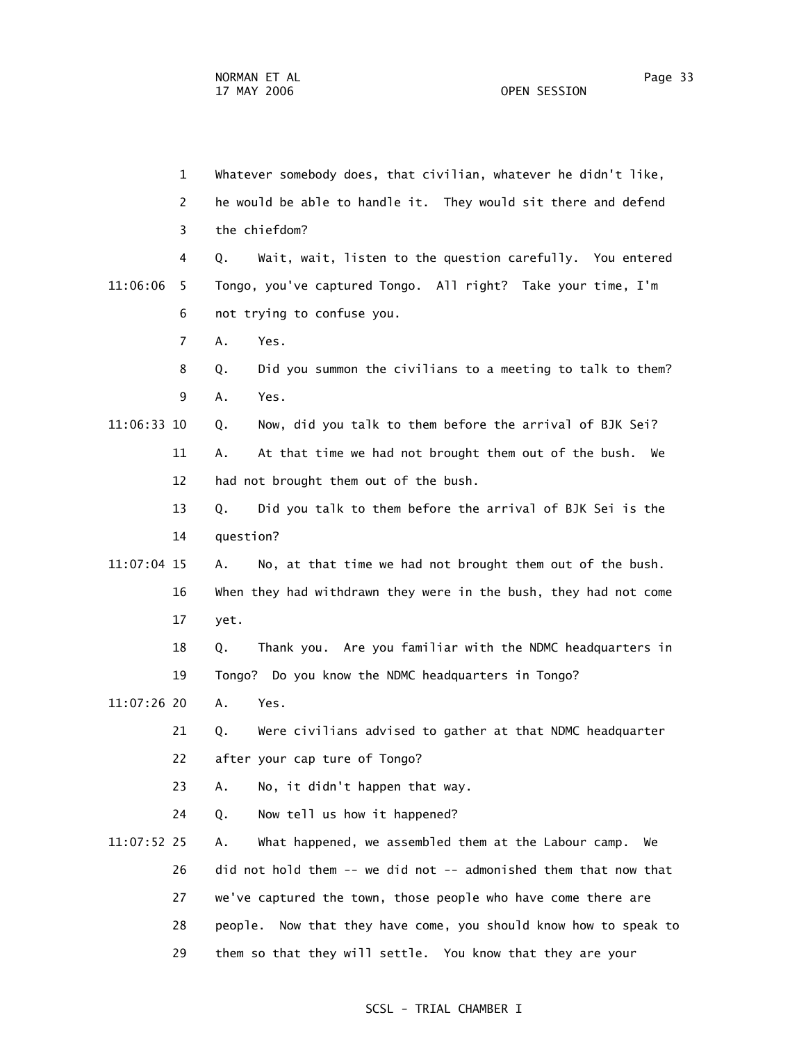1 Whatever somebody does, that civilian, whatever he didn't like,
2 he would be able to handle it. They would sit there and defend
3 the chiefdom?
4 Q. Wait, wait, listen to the question carefully. You entered
11:06:06 5 Tongo, you've captured Tongo. All right? Take your time, I'm
6 not trying to confuse you.
7 A. Yes.
8 Q. Did you summon the civilians to a meeting to talk to them?
9 A. Yes.
11:06:33 10 Q. Now, did you talk to them before the arrival of BJK Sei?
11 A. At that time we had not brought them out of the bush. We
12 had not brought them out of the bush.
13 Q. Did you talk to them before the arrival of BJK Sei is the
14 question?
11:07:04 15 A. No, at that time we had not brought them out of the bush.
16 When they had withdrawn they were in the bush, they had not come
17 yet.
18 Q. Thank you. Are you familiar with the NDMC headquarters in
19 Tongo? Do you know the NDMC headquarters in Tongo?
11:07:26 20 A. Yes.
21 Q. Were civilians advised to gather at that NDMC headquarter
22 after your cap ture of Tongo?
23 A. No, it didn't happen that way.
24 Q. Now tell us how it happened?
11:07:52 25 A. What happened, we assembled them at the Labour camp. We
26 did not hold them -- we did not -- admonished them that now that
27 we've captured the town, those people who have come there are
28 people. Now that they have come, you should know how to speak to
29 them so that they will settle. You know that they are your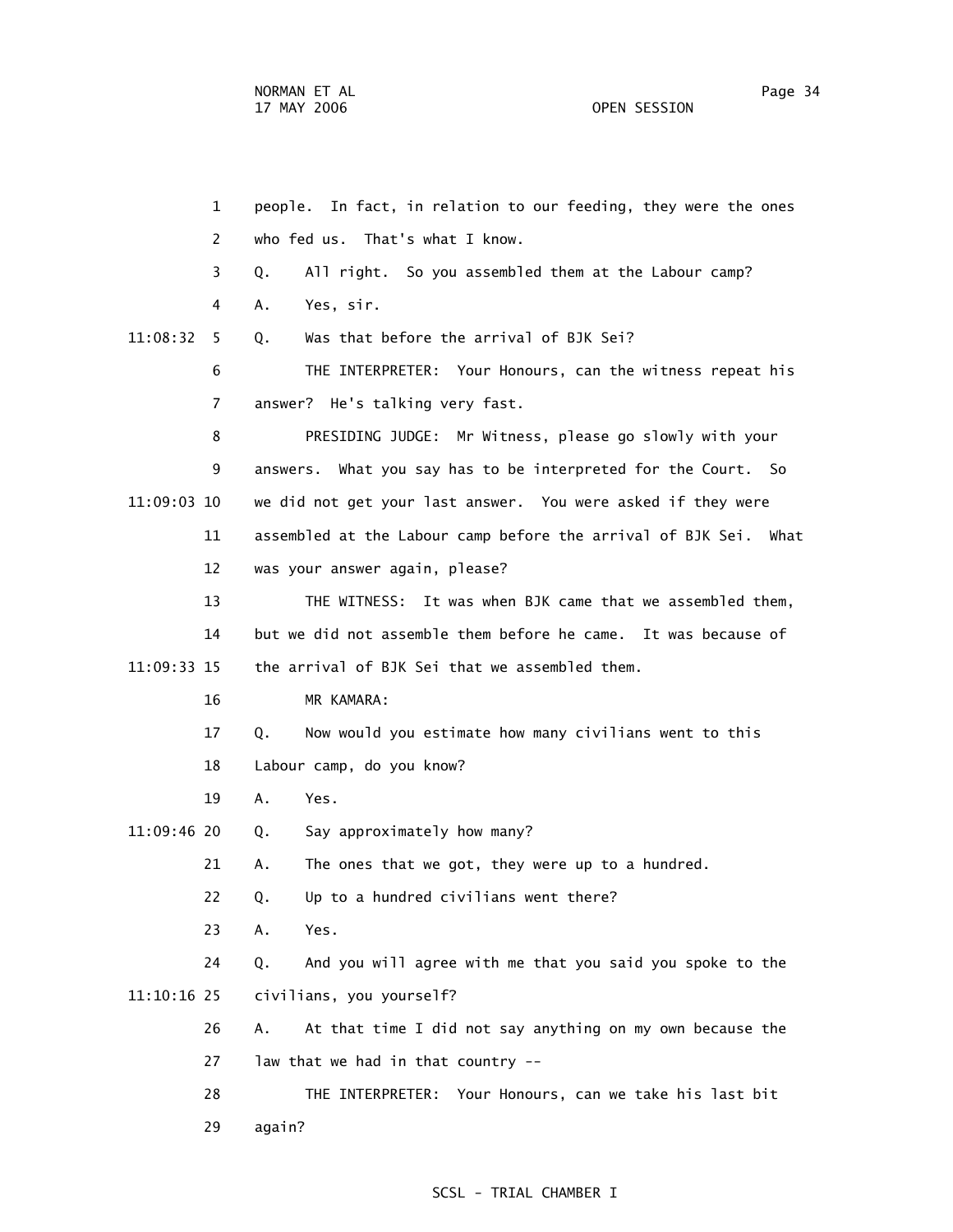1 people. In fact, in relation to our feeding, they were the ones

2 who fed us. That's what I know.

3 Q. All right. So you assembled them at the Labour camp?

4 A. Yes, sir.

11:08:32 5 Q. Was that before the arrival of BJK Sei?

6 THE INTERPRETER: Your Honours, can the witness repeat his

7 answer? He's talking very fast.

8 PRESIDING JUDGE: Mr Witness, please go slowly with your

9 answers. What you say has to be interpreted for the Court. So

11:09:03 10 we did not get your last answer. You were asked if they were

11 assembled at the Labour camp before the arrival of BJK Sei. What

12 was your answer again, please?

13 THE WITNESS: It was when BJK came that we assembled them,

14 but we did not assemble them before he came. It was because of

11:09:33 15 the arrival of BJK Sei that we assembled them.

16 MR KAMARA:

17 Q. Now would you estimate how many civilians went to this

18 Labour camp, do you know?

19 A. Yes.

11:09:46 20 Q. Say approximately how many?

21 A. The ones that we got, they were up to a hundred.

22 Q. Up to a hundred civilians went there?

23 A. Yes.

24 Q. And you will agree with me that you said you spoke to the

11:10:16 25 civilians, you yourself?

26 A. At that time I did not say anything on my own because the

27 law that we had in that country --

28 THE INTERPRETER: Your Honours, can we take his last bit

29 again?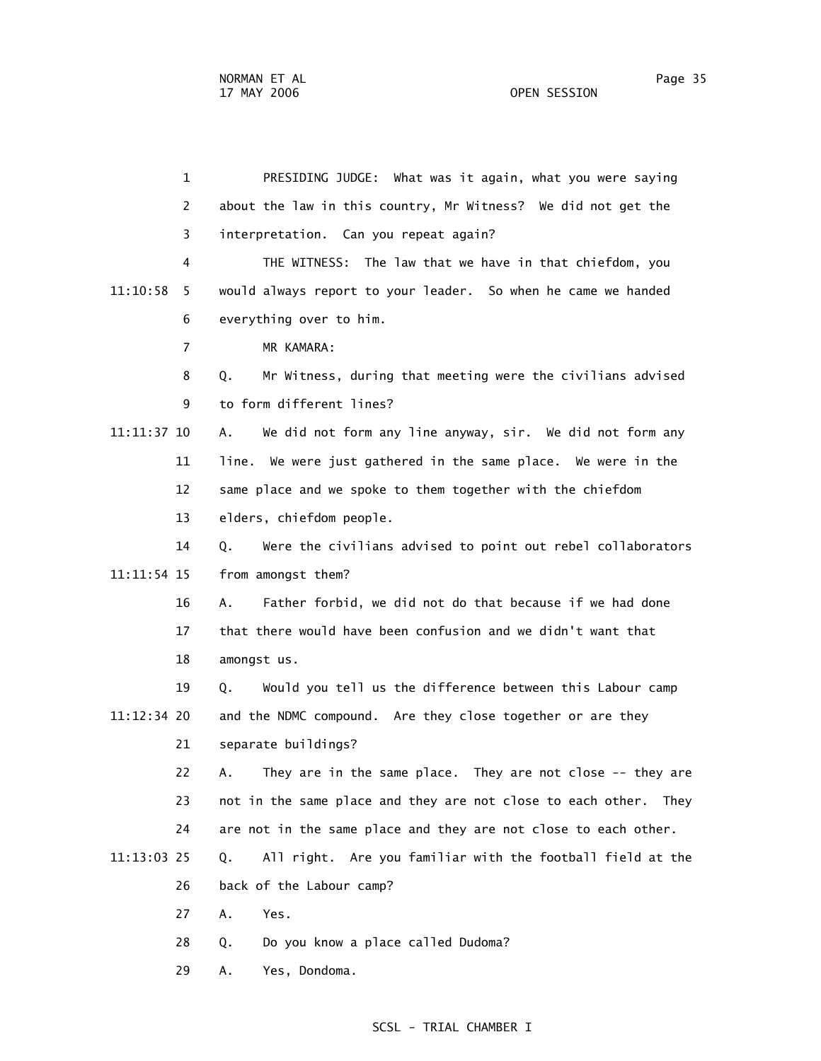PRESIDING JUDGE: What was it again, what you were saying about the law in this country, Mr Witness? We did not get the interpretation. Can you repeat again?

THE WITNESS: The law that we have in that chiefdom, you would always report to your leader. So when he came we handed everything over to him.

MR KAMARA:

Q. Mr Witness, during that meeting were the civilians advised to form different lines?

A. We did not form any line anyway, sir. We did not form any line. We were just gathered in the same place. We were in the same place and we spoke to them together with the chiefdom elders, chiefdom people.

Q. Were the civilians advised to point out rebel collaborators from amongst them?

A. Father forbid, we did not do that because if we had done that there would have been confusion and we didn't want that amongst us.

Q. Would you tell us the difference between this Labour camp and the NDMC compound. Are they close together or are they separate buildings?

A. They are in the same place. They are not close -- they are not in the same place and they are not close to each other. They are not in the same place and they are not close to each other.

Q. All right. Are you familiar with the football field at the back of the Labour camp?

A. Yes.

Q. Do you know a place called Dudoma?

A. Yes, Dondoma.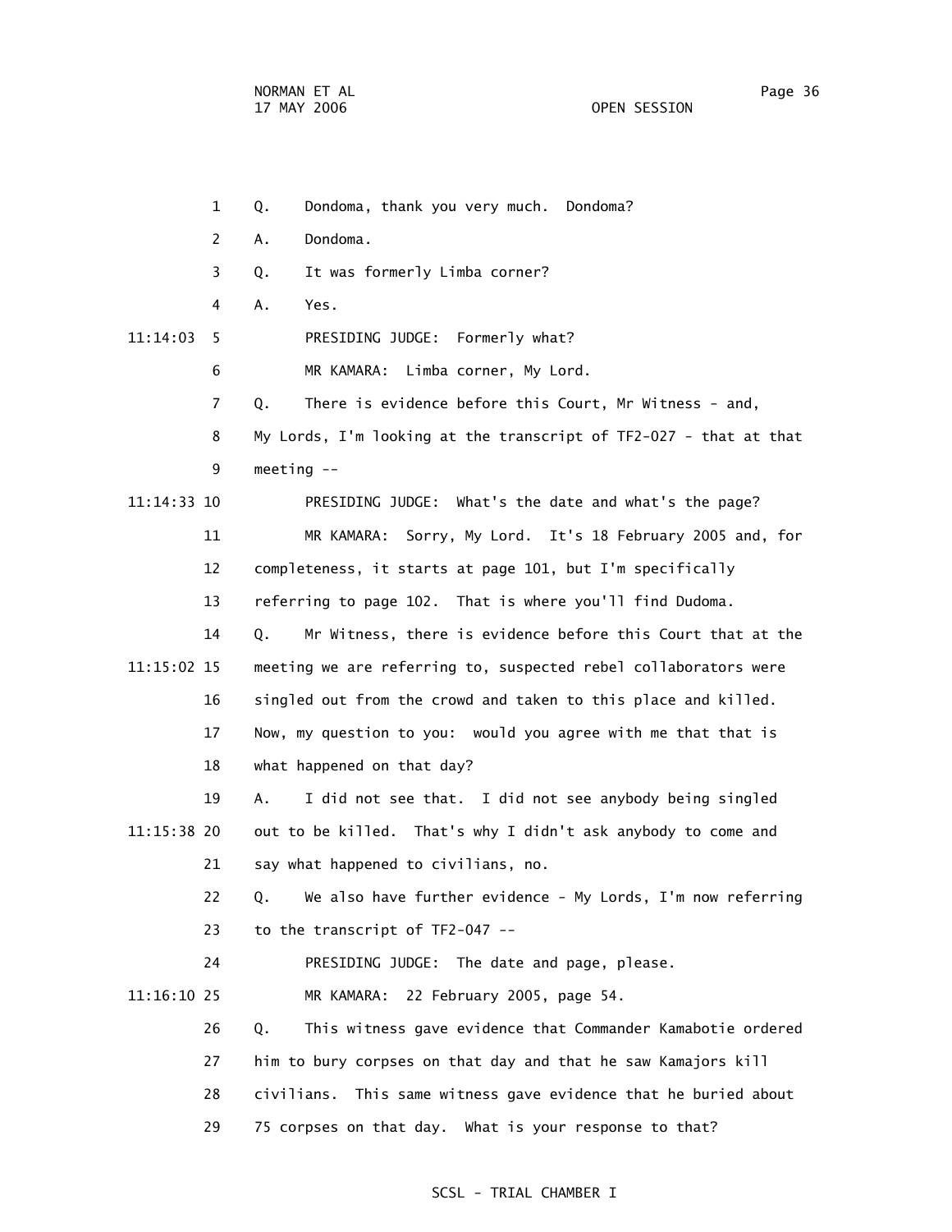1 Q. Dondoma, thank you very much. Dondoma?

2 A. Dondoma.

3 Q. It was formerly Limba corner?

4 A. Yes.

11:14:03 5 PRESIDING JUDGE: Formerly what?

6 MR KAMARA: Limba corner, My Lord.

7 Q. There is evidence before this Court, Mr Witness - and,

8 My Lords, I'm looking at the transcript of TF2-027 - that at that

9 meeting --

11:14:33 10 PRESIDING JUDGE: What's the date and what's the page?

11 MR KAMARA: Sorry, My Lord. It's 18 February 2005 and, for

12 completeness, it starts at page 101, but I'm specifically

13 referring to page 102. That is where you'll find Dudoma.

14 Q. Mr Witness, there is evidence before this Court that at the

11:15:02 15 meeting we are referring to, suspected rebel collaborators were

16 singled out from the crowd and taken to this place and killed.

17 Now, my question to you: would you agree with me that that is

18 what happened on that day?

19 A. I did not see that. I did not see anybody being singled

11:15:38 20 out to be killed. That's why I didn't ask anybody to come and

21 say what happened to civilians, no.

22 Q. We also have further evidence - My Lords, I'm now referring

23 to the transcript of TF2-047 --

24 PRESIDING JUDGE: The date and page, please.

11:16:10 25 MR KAMARA: 22 February 2005, page 54.

26 Q. This witness gave evidence that Commander Kamabotie ordered

27 him to bury corpses on that day and that he saw Kamajors kill

28 civilians. This same witness gave evidence that he buried about

29 75 corpses on that day. What is your response to that?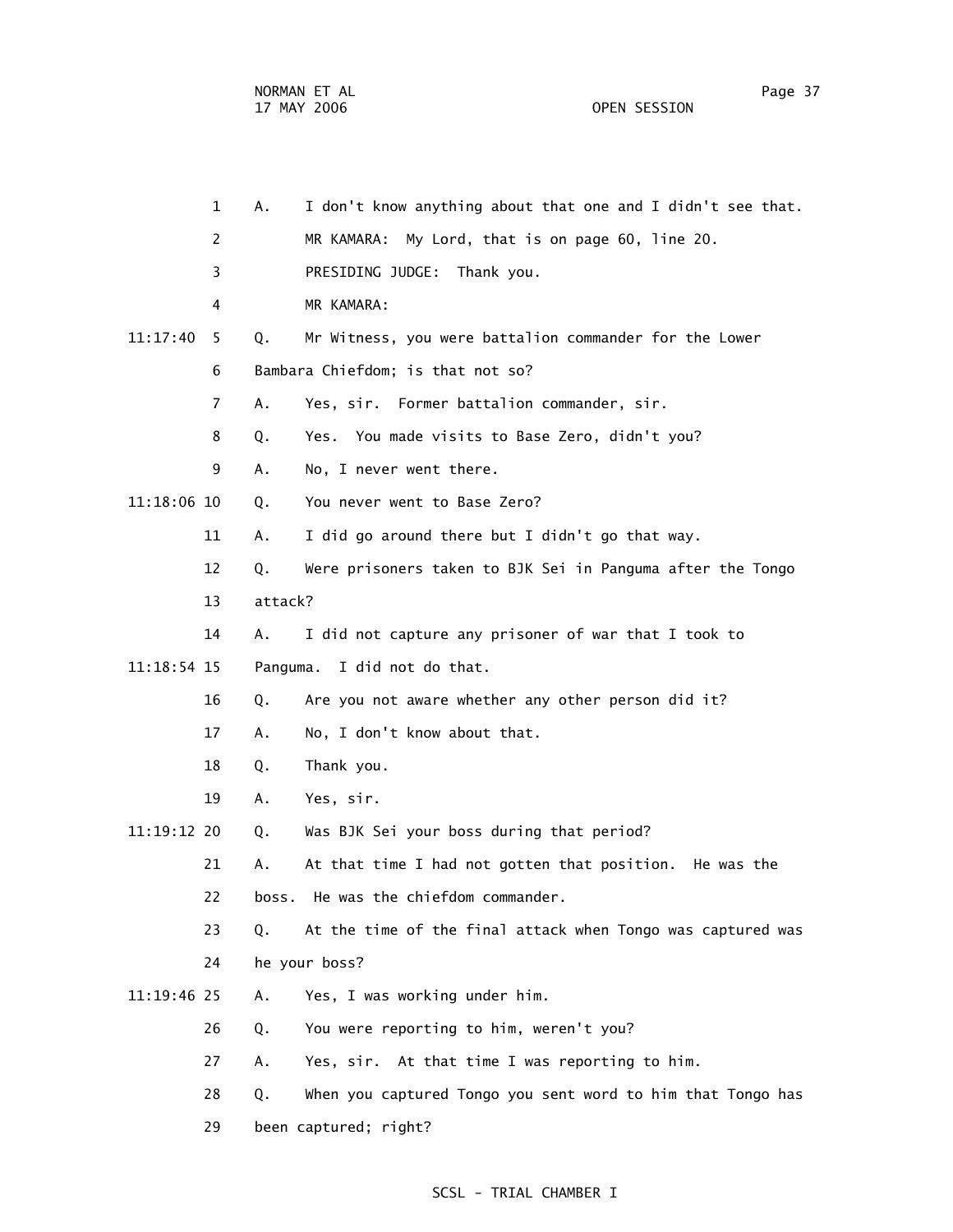1 A. I don't know anything about that one and I didn't see that.

2 MR KAMARA: My Lord, that is on page 60, line 20.

3 PRESIDING JUDGE: Thank you.

4 MR KAMARA:

11:17:40 5 Q. Mr Witness, you were battalion commander for the Lower

6 Bambara Chiefdom; is that not so?

7 A. Yes, sir. Former battalion commander, sir.

8 Q. Yes. You made visits to Base Zero, didn't you?

9 A. No, I never went there.

11:18:06 10 Q. You never went to Base Zero?

11 A. I did go around there but I didn't go that way.

12 Q. Were prisoners taken to BJK Sei in Panguma after the Tongo

13 attack?

14 A. I did not capture any prisoner of war that I took to

11:18:54 15 Panguma. I did not do that.

16 Q. Are you not aware whether any other person did it?

17 A. No, I don't know about that.

18 Q. Thank you.

19 A. Yes, sir.

11:19:12 20 Q. Was BJK Sei your boss during that period?

21 A. At that time I had not gotten that position. He was the

22 boss. He was the chiefdom commander.

23 Q. At the time of the final attack when Tongo was captured was

24 he your boss?

11:19:46 25 A. Yes, I was working under him.

26 Q. You were reporting to him, weren't you?

27 A. Yes, sir. At that time I was reporting to him.

28 Q. When you captured Tongo you sent word to him that Tongo has

29 been captured; right?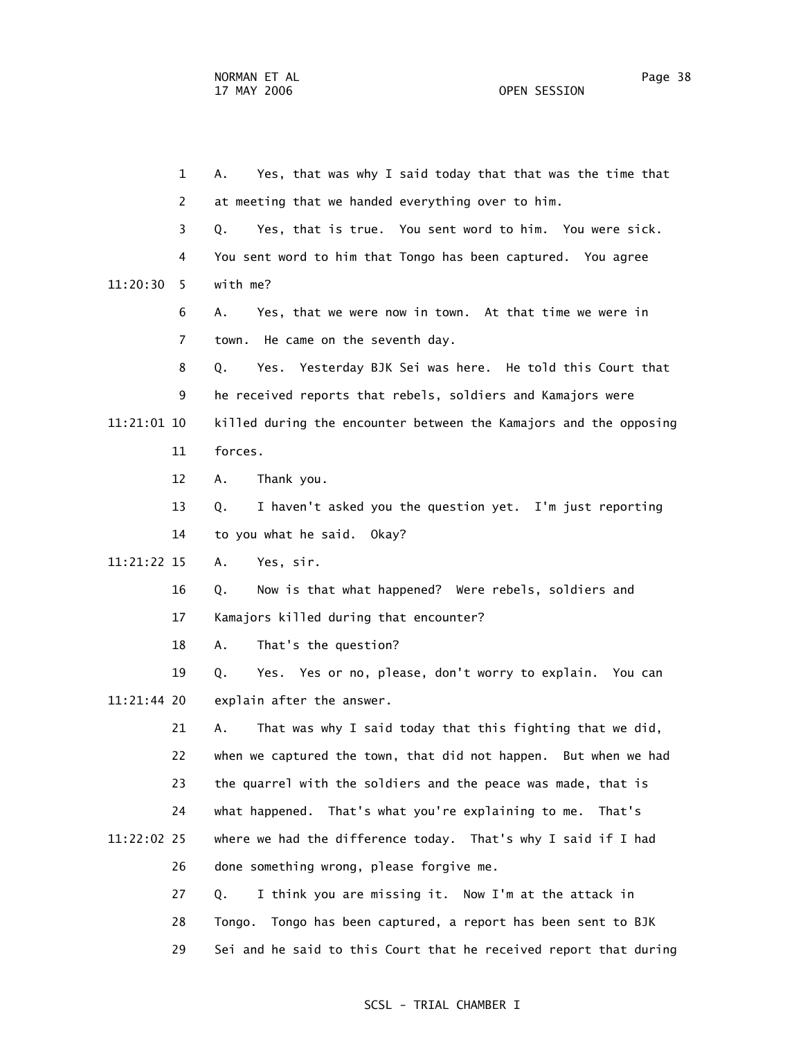1 A. Yes, that was why I said today that that was the time that

2 at meeting that we handed everything over to him.

3 Q. Yes, that is true. You sent word to him. You were sick.

4 You sent word to him that Tongo has been captured. You agree

11:20:30 5 with me?

6 A. Yes, that we were now in town. At that time we were in

7 town. He came on the seventh day.

8 Q. Yes. Yesterday BJK Sei was here. He told this Court that

9 he received reports that rebels, soldiers and Kamajors were

11:21:01 10 killed during the encounter between the Kamajors and the opposing

11 forces.

12 A. Thank you.

13 Q. I haven't asked you the question yet. I'm just reporting

14 to you what he said. Okay?

11:21:22 15 A. Yes, sir.

16 Q. Now is that what happened? Were rebels, soldiers and

17 Kamajors killed during that encounter?

18 A. That's the question?

19 Q. Yes. Yes or no, please, don't worry to explain. You can

11:21:44 20 explain after the answer.

21 A. That was why I said today that this fighting that we did,

22 when we captured the town, that did not happen. But when we had

23 the quarrel with the soldiers and the peace was made, that is

24 what happened. That's what you're explaining to me. That's

11:22:02 25 where we had the difference today. That's why I said if I had

26 done something wrong, please forgive me.

27 Q. I think you are missing it. Now I'm at the attack in

28 Tongo. Tongo has been captured, a report has been sent to BJK

29 Sei and he said to this Court that he received report that during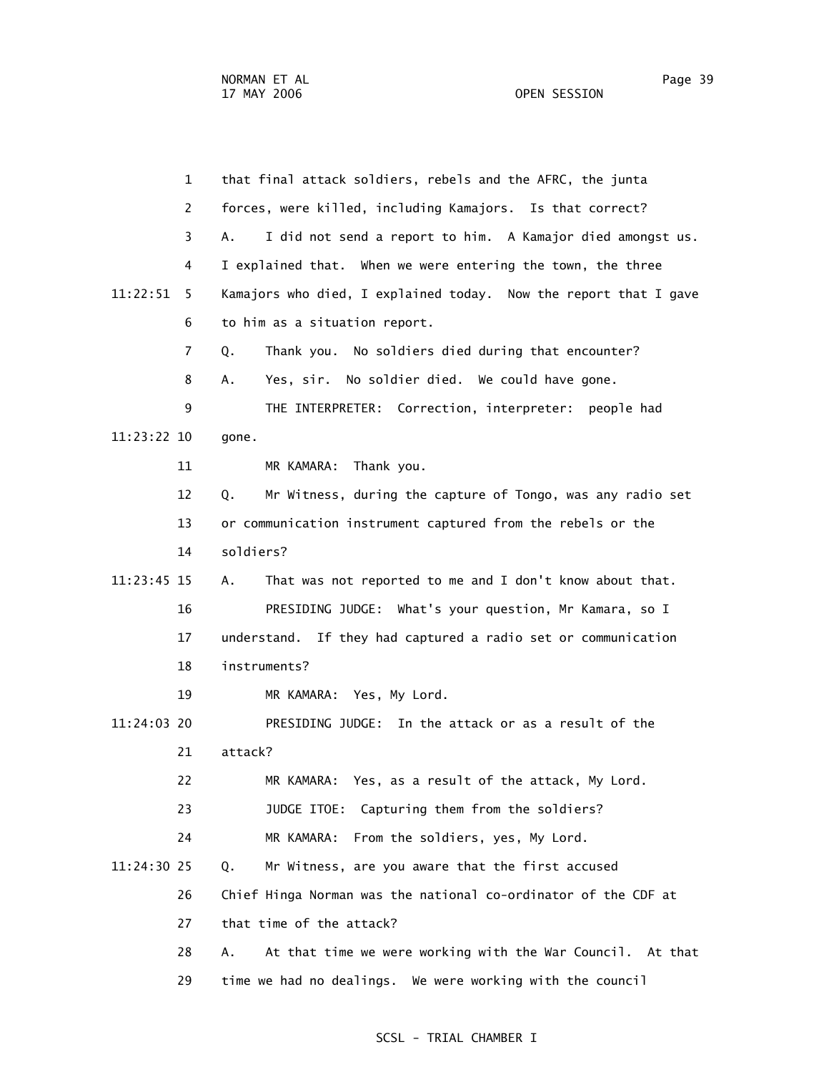that final attack soldiers, rebels and the AFRC, the junta forces, were killed, including Kamajors. Is that correct?

A. I did not send a report to him. A Kamajor died amongst us. I explained that. When we were entering the town, the three Kamajors who died, I explained today. Now the report that I gave to him as a situation report.

Q. Thank you. No soldiers died during that encounter?

A. Yes, sir. No soldier died. We could have gone.

THE INTERPRETER: Correction, interpreter: people had gone.

MR KAMARA: Thank you.

Q. Mr Witness, during the capture of Tongo, was any radio set or communication instrument captured from the rebels or the soldiers?

A. That was not reported to me and I don't know about that.

PRESIDING JUDGE: What's your question, Mr Kamara, so I understand. If they had captured a radio set or communication instruments?

MR KAMARA: Yes, My Lord.

PRESIDING JUDGE: In the attack or as a result of the attack?

MR KAMARA: Yes, as a result of the attack, My Lord.

JUDGE ITOE: Capturing them from the soldiers?

MR KAMARA: From the soldiers, yes, My Lord.

Q. Mr Witness, are you aware that the first accused Chief Hinga Norman was the national co-ordinator of the CDF at that time of the attack?

A. At that time we were working with the War Council. At that time we had no dealings. We were working with the council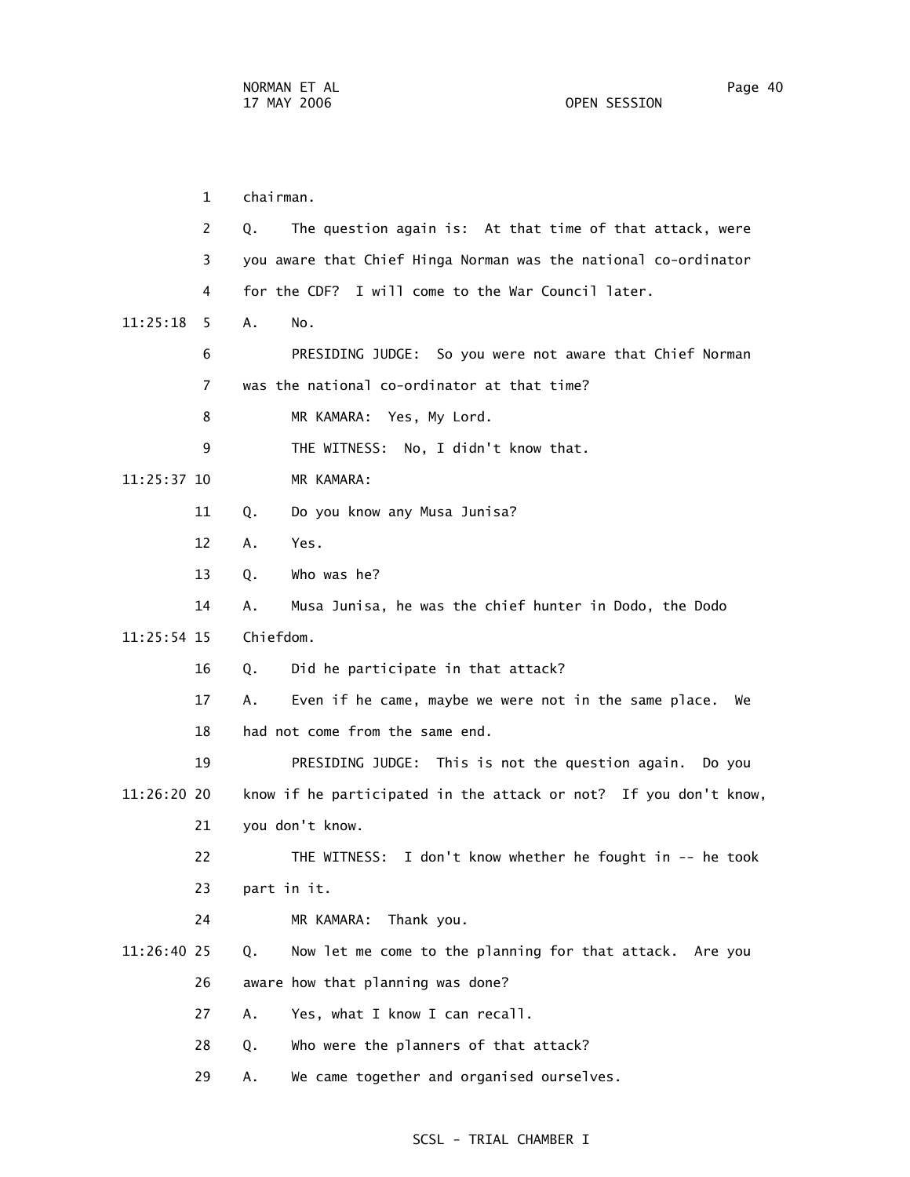1 chairman.

2 Q. The question again is: At that time of that attack, were

3 you aware that Chief Hinga Norman was the national co-ordinator

4 for the CDF? I will come to the War Council later.

11:25:18 5 A. No.

6 PRESIDING JUDGE: So you were not aware that Chief Norman

7 was the national co-ordinator at that time?

8 MR KAMARA: Yes, My Lord.

9 THE WITNESS: No, I didn't know that.

11:25:37 10 MR KAMARA:

11 Q. Do you know any Musa Junisa?

12 A. Yes.

13 Q. Who was he?

14 A. Musa Junisa, he was the chief hunter in Dodo, the Dodo

11:25:54 15 Chiefdom.

16 Q. Did he participate in that attack?

17 A. Even if he came, maybe we were not in the same place. We

18 had not come from the same end.

19 PRESIDING JUDGE: This is not the question again. Do you

11:26:20 20 know if he participated in the attack or not? If you don't know,

21 you don't know.

22 THE WITNESS: I don't know whether he fought in -- he took

23 part in it.

24 MR KAMARA: Thank you.

11:26:40 25 Q. Now let me come to the planning for that attack. Are you

26 aware how that planning was done?

27 A. Yes, what I know I can recall.

28 Q. Who were the planners of that attack?

29 A. We came together and organised ourselves.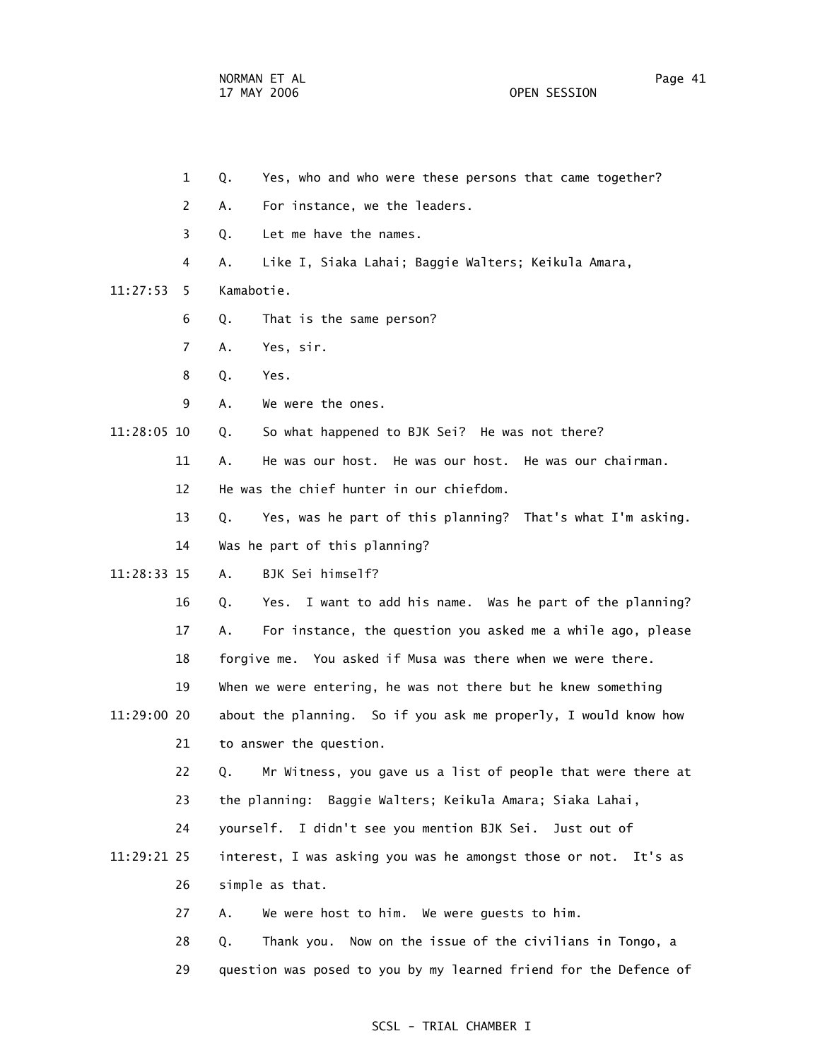1 Q. Yes, who and who were these persons that came together?

2 A. For instance, we the leaders.

3 Q. Let me have the names.

4 A. Like I, Siaka Lahai; Baggie Walters; Keikula Amara,

11:27:53 5 Kamabotie.

6 Q. That is the same person?

7 A. Yes, sir.

8 Q. Yes.

9 A. We were the ones.

11:28:05 10 Q. So what happened to BJK Sei? He was not there?

11 A. He was our host. He was our host. He was our chairman.

12 He was the chief hunter in our chiefdom.

13 Q. Yes, was he part of this planning? That's what I'm asking.

14 Was he part of this planning?

11:28:33 15 A. BJK Sei himself?

16 Q. Yes. I want to add his name. Was he part of the planning?

17 A. For instance, the question you asked me a while ago, please

18 forgive me. You asked if Musa was there when we were there.

19 When we were entering, he was not there but he knew something

11:29:00 20 about the planning. So if you ask me properly, I would know how

21 to answer the question.

22 Q. Mr Witness, you gave us a list of people that were there at

23 the planning: Baggie Walters; Keikula Amara; Siaka Lahai,

24 yourself. I didn't see you mention BJK Sei. Just out of

11:29:21 25 interest, I was asking you was he amongst those or not. It's as

26 simple as that.

27 A. We were host to him. We were guests to him.

28 Q. Thank you. Now on the issue of the civilians in Tongo, a

29 question was posed to you by my learned friend for the Defence of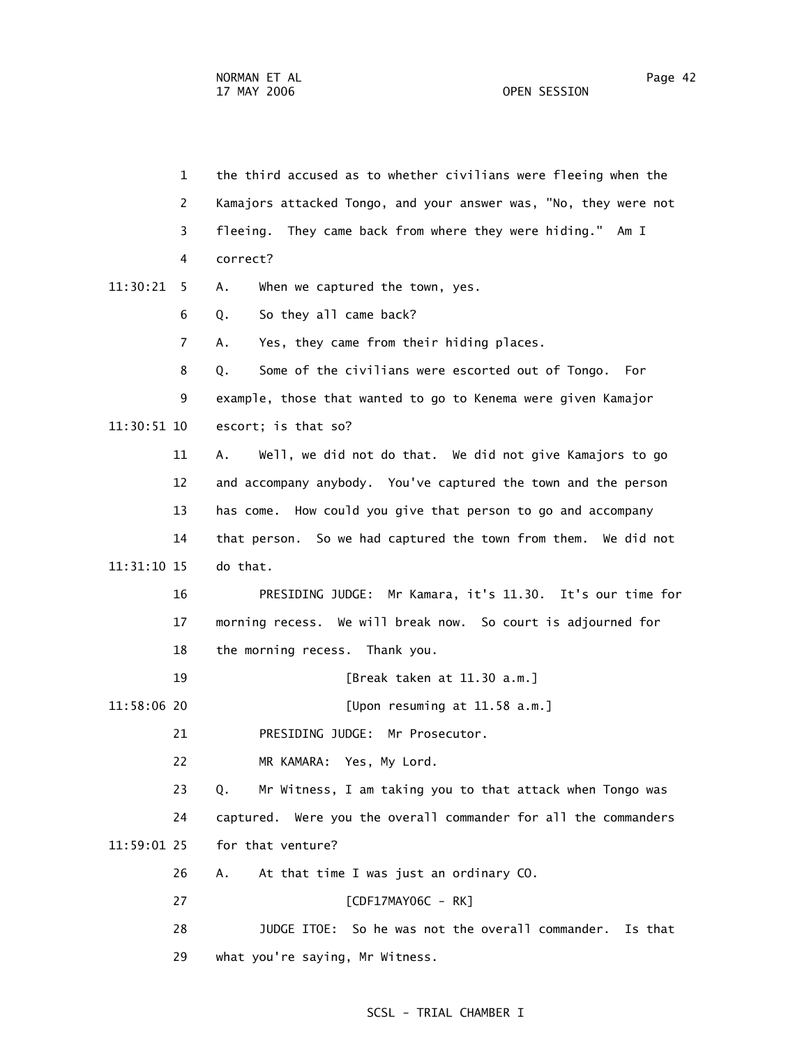1 the third accused as to whether civilians were fleeing when the

2 Kamajors attacked Tongo, and your answer was, "No, they were not

3 fleeing. They came back from where they were hiding." Am I

4 correct?

11:30:21 5 A. When we captured the town, yes.

6 Q. So they all came back?

7 A. Yes, they came from their hiding places.

8 Q. Some of the civilians were escorted out of Tongo. For

9 example, those that wanted to go to Kenema were given Kamajor

11:30:51 10 escort; is that so?

11 A. Well, we did not do that. We did not give Kamajors to go

12 and accompany anybody. You've captured the town and the person

13 has come. How could you give that person to go and accompany

14 that person. So we had captured the town from them. We did not

11:31:10 15 do that.

16 PRESIDING JUDGE: Mr Kamara, it's 11.30. It's our time for

17 morning recess. We will break now. So court is adjourned for

18 the morning recess. Thank you.

19 [Break taken at 11.30 a.m.]

11:58:06 20 [Upon resuming at 11.58 a.m.]

21 PRESIDING JUDGE: Mr Prosecutor.

22 MR KAMARA: Yes, My Lord.

23 Q. Mr Witness, I am taking you to that attack when Tongo was

24 captured. Were you the overall commander for all the commanders

11:59:01 25 for that venture?

26 A. At that time I was just an ordinary CO.

27 [CDF17MAY06C - RK]

28 JUDGE ITOE: So he was not the overall commander. Is that

29 what you're saying, Mr Witness.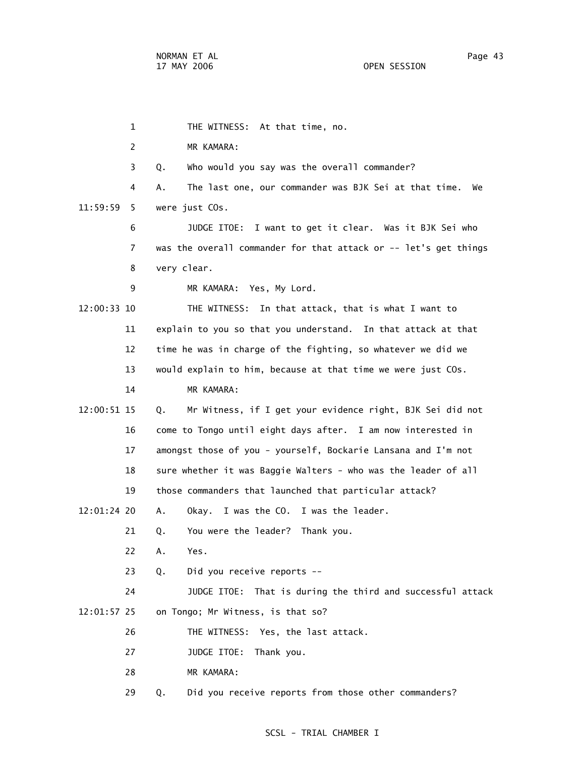1 THE WITNESS: At that time, no.

2 MR KAMARA:

3 Q. Who would you say was the overall commander?

4 A. The last one, our commander was BJK Sei at that time. We

11:59:59 5 were just COs.

6 JUDGE ITOE: I want to get it clear. Was it BJK Sei who

7 was the overall commander for that attack or -- let's get things

8 very clear.

9 MR KAMARA: Yes, My Lord.

12:00:33 10 THE WITNESS: In that attack, that is what I want to

11 explain to you so that you understand. In that attack at that

12 time he was in charge of the fighting, so whatever we did we

13 would explain to him, because at that time we were just COs.

14 MR KAMARA:

12:00:51 15 Q. Mr Witness, if I get your evidence right, BJK Sei did not

16 come to Tongo until eight days after. I am now interested in

17 amongst those of you - yourself, Bockarie Lansana and I'm not

18 sure whether it was Baggie Walters - who was the leader of all

19 those commanders that launched that particular attack?

12:01:24 20 A. Okay. I was the CO. I was the leader.

21 Q. You were the leader? Thank you.

22 A. Yes.

23 Q. Did you receive reports --

24 JUDGE ITOE: That is during the third and successful attack

12:01:57 25 on Tongo; Mr Witness, is that so?

26 THE WITNESS: Yes, the last attack.

27 JUDGE ITOE: Thank you.

28 MR KAMARA:

29 Q. Did you receive reports from those other commanders?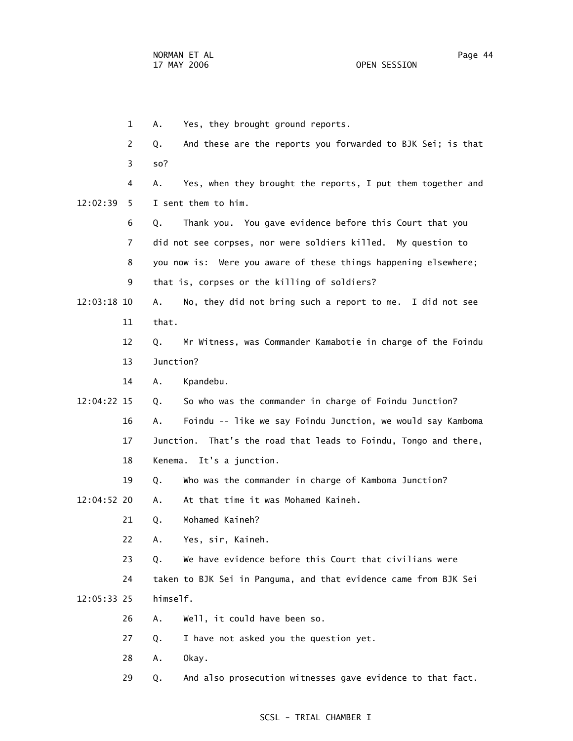1 A. Yes, they brought ground reports.

2 Q. And these are the reports you forwarded to BJK Sei; is that

3 so?

4 A. Yes, when they brought the reports, I put them together and

12:02:39 5 I sent them to him.

6 Q. Thank you. You gave evidence before this Court that you

7 did not see corpses, nor were soldiers killed. My question to

8 you now is: Were you aware of these things happening elsewhere;

9 that is, corpses or the killing of soldiers?

12:03:18 10 A. No, they did not bring such a report to me. I did not see

11 that.

12 Q. Mr Witness, was Commander Kamabotie in charge of the Foindu

13 Junction?

14 A. Kpandebu.

12:04:22 15 Q. So who was the commander in charge of Foindu Junction?

16 A. Foindu -- like we say Foindu Junction, we would say Kamboma

17 Junction. That's the road that leads to Foindu, Tongo and there,

18 Kenema. It's a junction.

19 Q. Who was the commander in charge of Kamboma Junction?

12:04:52 20 A. At that time it was Mohamed Kaineh.

21 Q. Mohamed Kaineh?

22 A. Yes, sir, Kaineh.

23 Q. We have evidence before this Court that civilians were

24 taken to BJK Sei in Panguma, and that evidence came from BJK Sei

12:05:33 25 himself.

26 A. Well, it could have been so.

27 Q. I have not asked you the question yet.

28 A. Okay.

29 Q. And also prosecution witnesses gave evidence to that fact.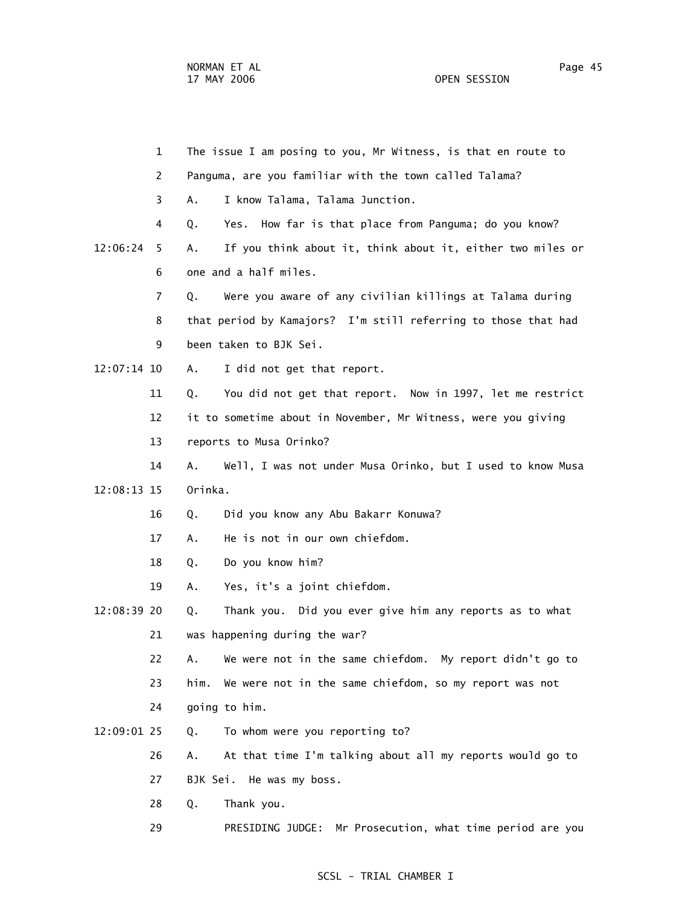1 The issue I am posing to you, Mr Witness, is that en route to

2 Panguma, are you familiar with the town called Talama?

3 A. I know Talama, Talama Junction.

4 Q. Yes. How far is that place from Panguma; do you know?

12:06:24 5 A. If you think about it, think about it, either two miles or

6 one and a half miles.

7 Q. Were you aware of any civilian killings at Talama during

8 that period by Kamajors? I'm still referring to those that had

9 been taken to BJK Sei.

12:07:14 10 A. I did not get that report.

11 Q. You did not get that report. Now in 1997, let me restrict

12 it to sometime about in November, Mr Witness, were you giving

13 reports to Musa Orinko?

14 A. Well, I was not under Musa Orinko, but I used to know Musa

12:08:13 15 Orinka.

16 Q. Did you know any Abu Bakarr Konuwa?

17 A. He is not in our own chiefdom.

18 Q. Do you know him?

19 A. Yes, it's a joint chiefdom.

12:08:39 20 Q. Thank you. Did you ever give him any reports as to what

21 was happening during the war?

22 A. We were not in the same chiefdom. My report didn't go to

23 him. We were not in the same chiefdom, so my report was not

24 going to him.

12:09:01 25 Q. To whom were you reporting to?

26 A. At that time I'm talking about all my reports would go to

27 BJK Sei. He was my boss.

28 Q. Thank you.

29 PRESIDING JUDGE: Mr Prosecution, what time period are you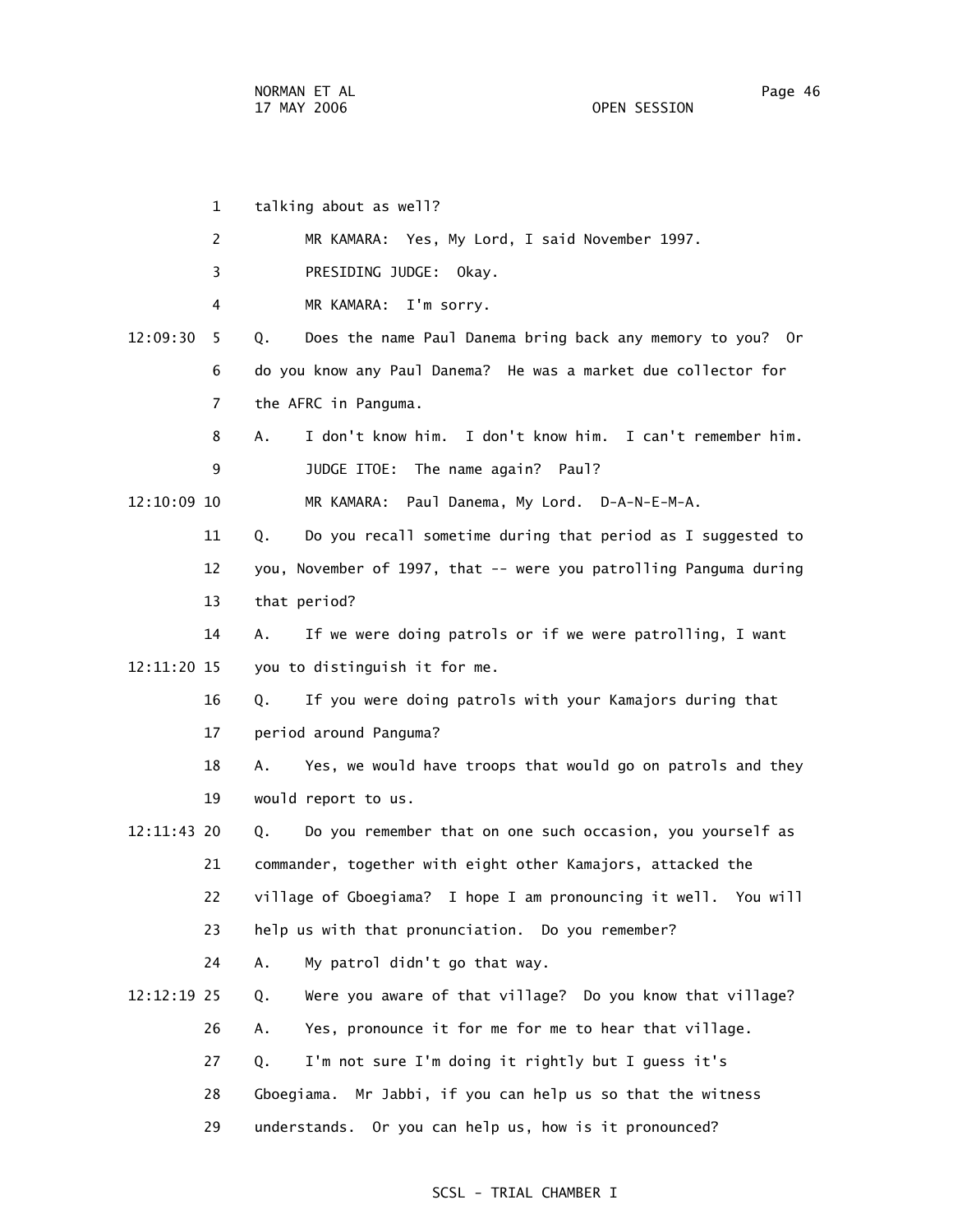talking about as well?

MR KAMARA: Yes, My Lord, I said November 1997.

PRESIDING JUDGE: Okay.

MR KAMARA: I'm sorry.

Q. Does the name Paul Danema bring back any memory to you? Or do you know any Paul Danema? He was a market due collector for the AFRC in Panguma.

A. I don't know him. I don't know him. I can't remember him.

JUDGE ITOE: The name again? Paul?

MR KAMARA: Paul Danema, My Lord. D-A-N-E-M-A.

Q. Do you recall sometime during that period as I suggested to you, November of 1997, that -- were you patrolling Panguma during that period?

A. If we were doing patrols or if we were patrolling, I want you to distinguish it for me.

Q. If you were doing patrols with your Kamajors during that period around Panguma?

A. Yes, we would have troops that would go on patrols and they would report to us.

Q. Do you remember that on one such occasion, you yourself as commander, together with eight other Kamajors, attacked the village of Gboegiama? I hope I am pronouncing it well. You will help us with that pronunciation. Do you remember?

A. My patrol didn't go that way.

Q. Were you aware of that village? Do you know that village?

A. Yes, pronounce it for me for me to hear that village.

Q. I'm not sure I'm doing it rightly but I guess it's Gboegiama. Mr Jabbi, if you can help us so that the witness understands. Or you can help us, how is it pronounced?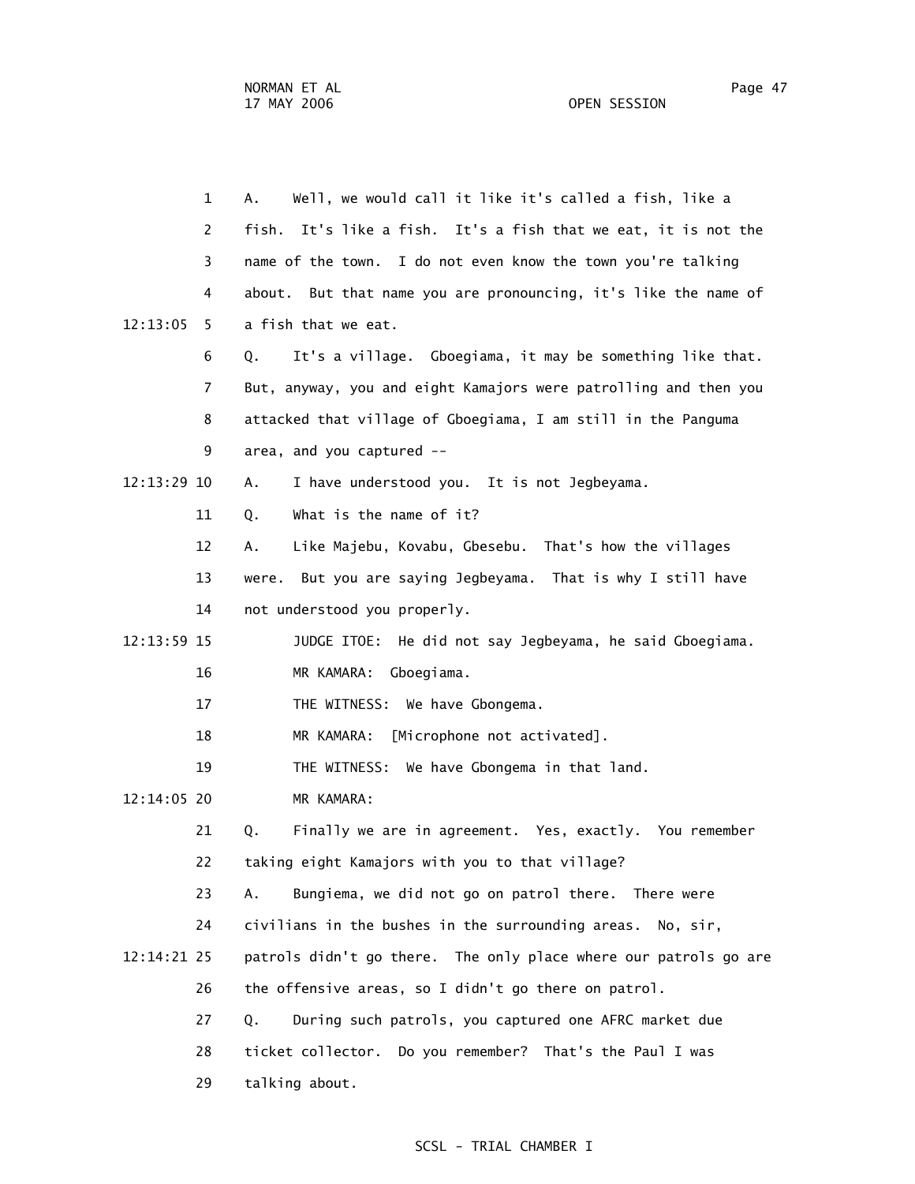1 A. Well, we would call it like it's called a fish, like a
2 fish. It's like a fish. It's a fish that we eat, it is not the
3 name of the town. I do not even know the town you're talking
4 about. But that name you are pronouncing, it's like the name of
12:13:05 5 a fish that we eat.
6 Q. It's a village. Gboegiama, it may be something like that.
7 But, anyway, you and eight Kamajors were patrolling and then you
8 attacked that village of Gboegiama, I am still in the Panguma
9 area, and you captured --
12:13:29 10 A. I have understood you. It is not Jegbeyama.
11 Q. What is the name of it?
12 A. Like Majebu, Kovabu, Gbesebu. That's how the villages
13 were. But you are saying Jegbeyama. That is why I still have
14 not understood you properly.
12:13:59 15 JUDGE ITOE: He did not say Jegbeyama, he said Gboegiama.
16 MR KAMARA: Gboegiama.
17 THE WITNESS: We have Gbongema.
18 MR KAMARA: [Microphone not activated].
19 THE WITNESS: We have Gbongema in that land.
12:14:05 20 MR KAMARA:
21 Q. Finally we are in agreement. Yes, exactly. You remember
22 taking eight Kamajors with you to that village?
23 A. Bungiema, we did not go on patrol there. There were
24 civilians in the bushes in the surrounding areas. No, sir,
12:14:21 25 patrols didn't go there. The only place where our patrols go are
26 the offensive areas, so I didn't go there on patrol.
27 Q. During such patrols, you captured one AFRC market due
28 ticket collector. Do you remember? That's the Paul I was
29 talking about.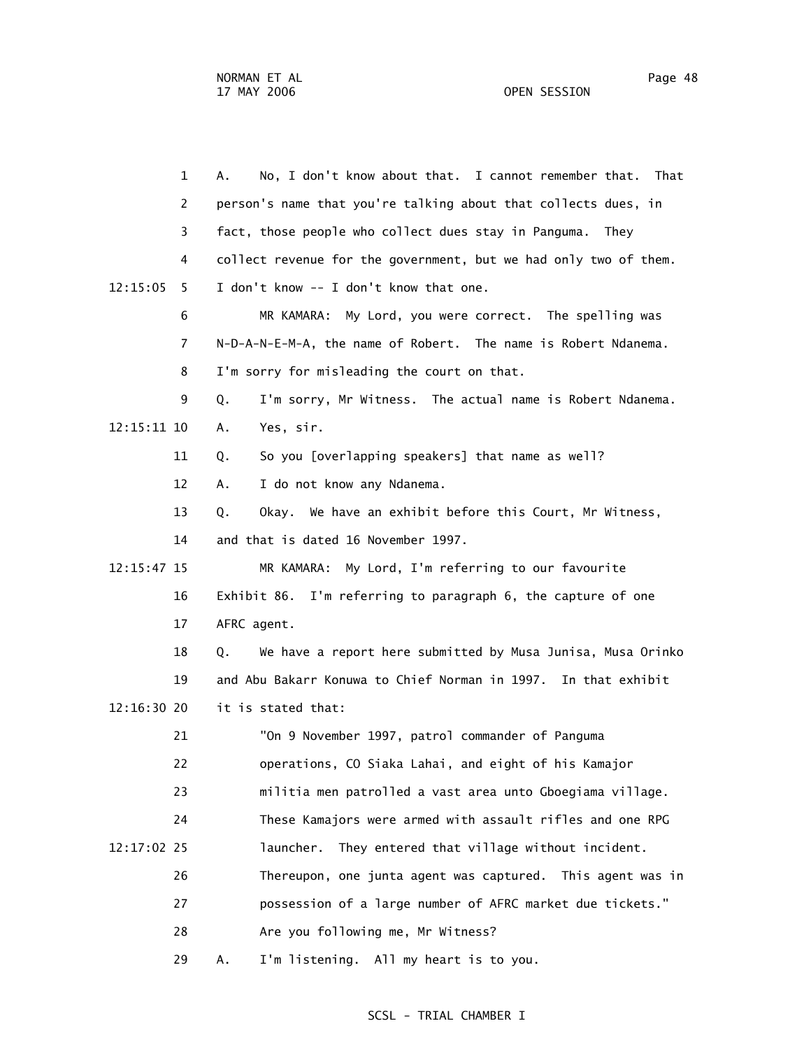A. No, I don't know about that. I cannot remember that. That person's name that you're talking about that collects dues, in fact, those people who collect dues stay in Panguma. They collect revenue for the government, but we had only two of them. I don't know -- I don't know that one.

MR KAMARA: My Lord, you were correct. The spelling was N-D-A-N-E-M-A, the name of Robert. The name is Robert Ndanema. I'm sorry for misleading the court on that.

Q. I'm sorry, Mr Witness. The actual name is Robert Ndanema.

A. Yes, sir.

Q. So you [overlapping speakers] that name as well?

A. I do not know any Ndanema.

Q. Okay. We have an exhibit before this Court, Mr Witness, and that is dated 16 November 1997.

MR KAMARA: My Lord, I'm referring to our favourite Exhibit 86. I'm referring to paragraph 6, the capture of one AFRC agent.

Q. We have a report here submitted by Musa Junisa, Musa Orinko and Abu Bakarr Konuwa to Chief Norman in 1997. In that exhibit it is stated that:

> "On 9 November 1997, patrol commander of Panguma operations, CO Siaka Lahai, and eight of his Kamajor militia men patrolled a vast area unto Gboegiama village. These Kamajors were armed with assault rifles and one RPG launcher. They entered that village without incident. Thereupon, one junta agent was captured. This agent was in possession of a large number of AFRC market due tickets."

Are you following me, Mr Witness?

A. I'm listening. All my heart is to you.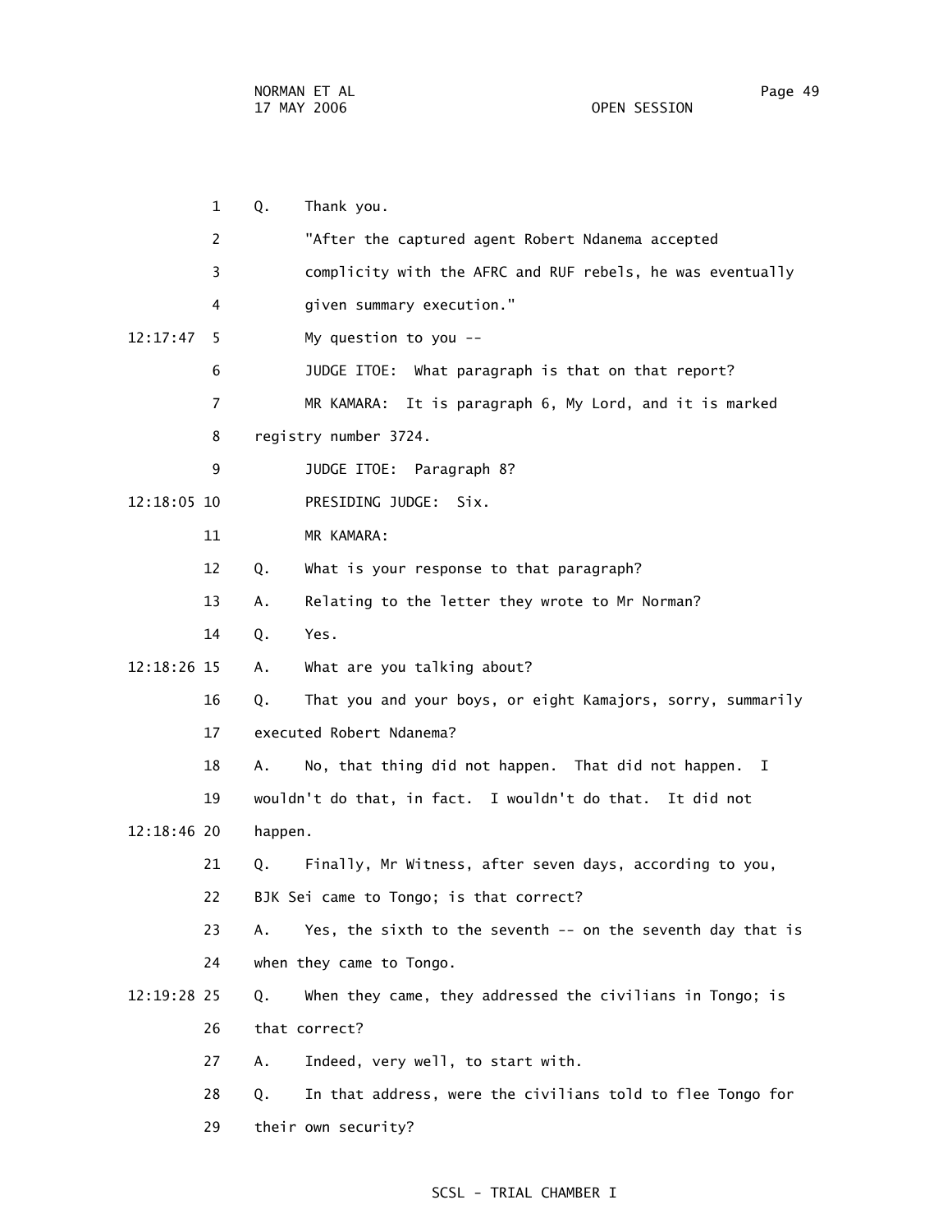1 Q. Thank you.

2 "After the captured agent Robert Ndanema accepted

3 complicity with the AFRC and RUF rebels, he was eventually

4 given summary execution."

12:17:47 5 My question to you --

6 JUDGE ITOE: What paragraph is that on that report?

7 MR KAMARA: It is paragraph 6, My Lord, and it is marked

8 registry number 3724.

9 JUDGE ITOE: Paragraph 8?

12:18:05 10 PRESIDING JUDGE: Six.

11 MR KAMARA:

12 Q. What is your response to that paragraph?

13 A. Relating to the letter they wrote to Mr Norman?

14 Q. Yes.

12:18:26 15 A. What are you talking about?

16 Q. That you and your boys, or eight Kamajors, sorry, summarily

17 executed Robert Ndanema?

18 A. No, that thing did not happen. That did not happen. I

19 wouldn't do that, in fact. I wouldn't do that. It did not

12:18:46 20 happen.

21 Q. Finally, Mr Witness, after seven days, according to you,

22 BJK Sei came to Tongo; is that correct?

23 A. Yes, the sixth to the seventh -- on the seventh day that is

24 when they came to Tongo.

12:19:28 25 Q. When they came, they addressed the civilians in Tongo; is

26 that correct?

27 A. Indeed, very well, to start with.

28 Q. In that address, were the civilians told to flee Tongo for

29 their own security?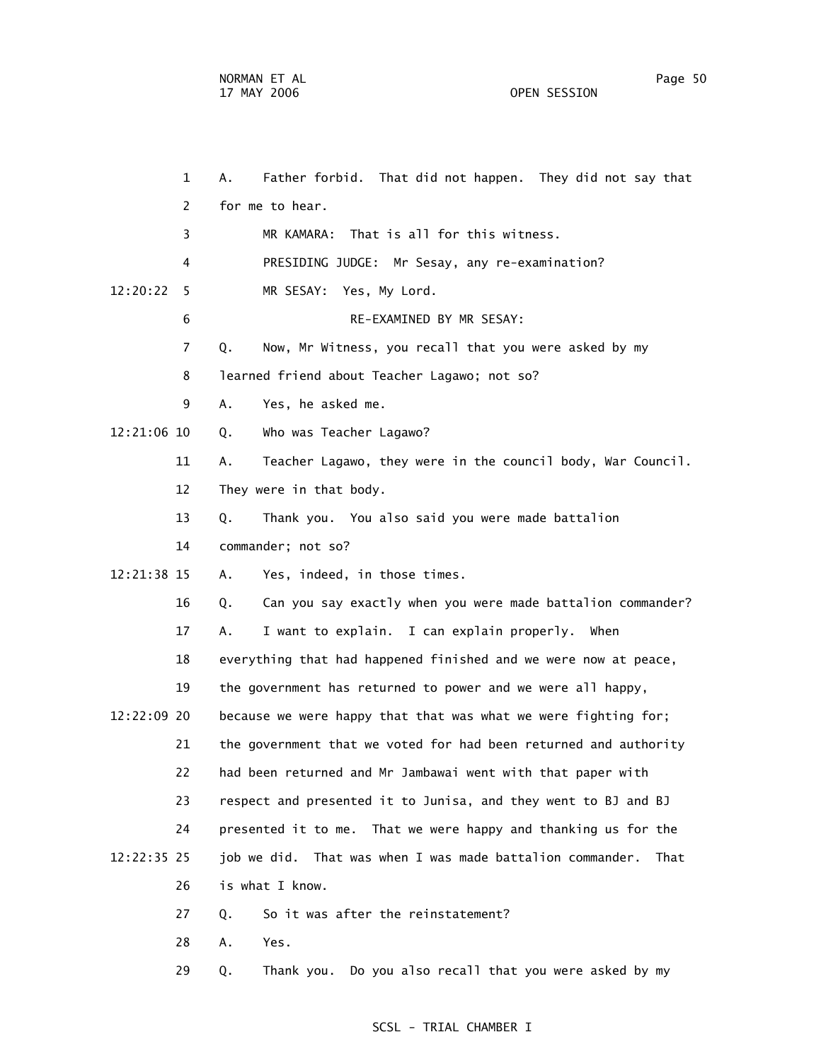A. Father forbid. That did not happen. They did not say that for me to hear.

MR KAMARA: That is all for this witness.

PRESIDING JUDGE: Mr Sesay, any re-examination?

MR SESAY: Yes, My Lord.

RE-EXAMINED BY MR SESAY:

Q. Now, Mr Witness, you recall that you were asked by my learned friend about Teacher Lagawo; not so?

A. Yes, he asked me.

Q. Who was Teacher Lagawo?

A. Teacher Lagawo, they were in the council body, War Council. They were in that body.

Q. Thank you. You also said you were made battalion commander; not so?

A. Yes, indeed, in those times.

Q. Can you say exactly when you were made battalion commander?

A. I want to explain. I can explain properly. When everything that had happened finished and we were now at peace, the government has returned to power and we were all happy, because we were happy that that was what we were fighting for; the government that we voted for had been returned and authority had been returned and Mr Jambawai went with that paper with respect and presented it to Junisa, and they went to BJ and BJ presented it to me. That we were happy and thanking us for the job we did. That was when I was made battalion commander. That is what I know.

Q. So it was after the reinstatement?

A. Yes.

Q. Thank you. Do you also recall that you were asked by my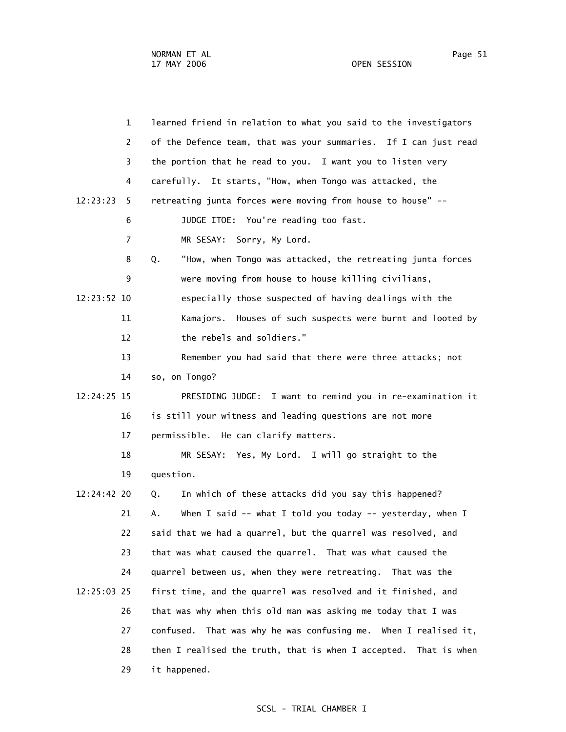1 learned friend in relation to what you said to the investigators
2 of the Defence team, that was your summaries. If I can just read
3 the portion that he read to you. I want you to listen very
4 carefully. It starts, "How, when Tongo was attacked, the
12:23:23 5 retreating junta forces were moving from house to house" --
6 JUDGE ITOE: You're reading too fast.
7 MR SESAY: Sorry, My Lord.
8 Q. "How, when Tongo was attacked, the retreating junta forces
9 were moving from house to house killing civilians,
12:23:52 10 especially those suspected of having dealings with the
11 Kamajors. Houses of such suspects were burnt and looted by
12 the rebels and soldiers."
13 Remember you had said that there were three attacks; not
14 so, on Tongo?
12:24:25 15 PRESIDING JUDGE: I want to remind you in re-examination it
16 is still your witness and leading questions are not more
17 permissible. He can clarify matters.
18 MR SESAY: Yes, My Lord. I will go straight to the
19 question.
12:24:42 20 Q. In which of these attacks did you say this happened?
21 A. When I said -- what I told you today -- yesterday, when I
22 said that we had a quarrel, but the quarrel was resolved, and
23 that was what caused the quarrel. That was what caused the
24 quarrel between us, when they were retreating. That was the
12:25:03 25 first time, and the quarrel was resolved and it finished, and
26 that was why when this old man was asking me today that I was
27 confused. That was why he was confusing me. When I realised it,
28 then I realised the truth, that is when I accepted. That is when
29 it happened.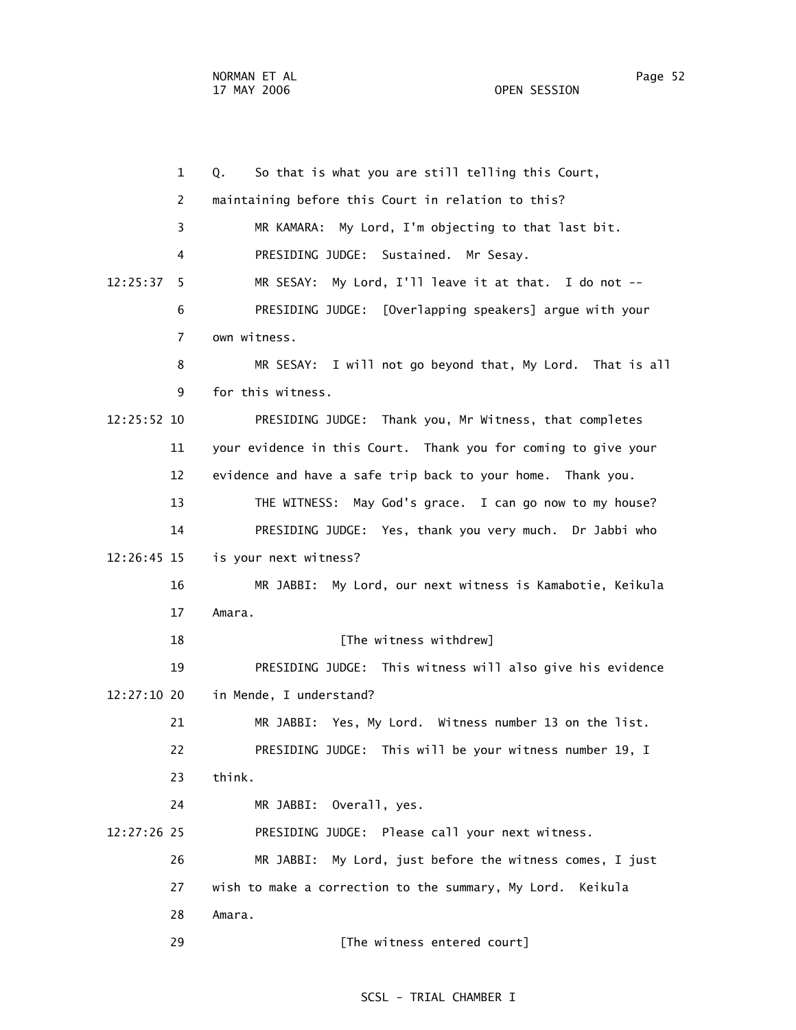Q. So that is what you are still telling this Court, maintaining before this Court in relation to this?

MR KAMARA: My Lord, I'm objecting to that last bit.

PRESIDING JUDGE: Sustained. Mr Sesay.

MR SESAY: My Lord, I'll leave it at that. I do not --

PRESIDING JUDGE: [Overlapping speakers] argue with your own witness.

MR SESAY: I will not go beyond that, My Lord. That is all for this witness.

PRESIDING JUDGE: Thank you, Mr Witness, that completes your evidence in this Court. Thank you for coming to give your evidence and have a safe trip back to your home. Thank you.

THE WITNESS: May God's grace. I can go now to my house?

PRESIDING JUDGE: Yes, thank you very much. Dr Jabbi who is your next witness?

MR JABBI: My Lord, our next witness is Kamabotie, Keikula Amara.

[The witness withdrew]

PRESIDING JUDGE: This witness will also give his evidence in Mende, I understand?

MR JABBI: Yes, My Lord. Witness number 13 on the list.

PRESIDING JUDGE: This will be your witness number 19, I think.

MR JABBI: Overall, yes.

PRESIDING JUDGE: Please call your next witness.

MR JABBI: My Lord, just before the witness comes, I just wish to make a correction to the summary, My Lord. Keikula Amara.

[The witness entered court]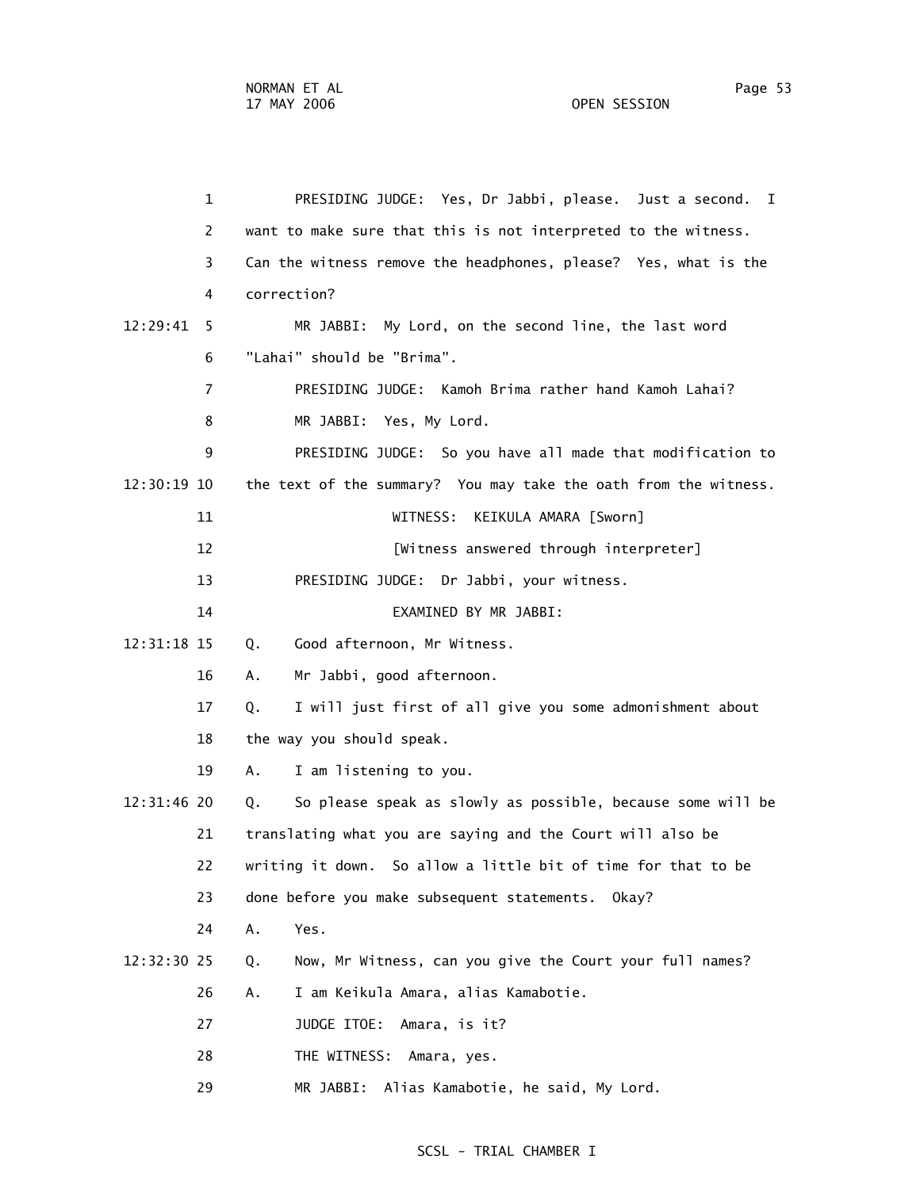PRESIDING JUDGE: Yes, Dr Jabbi, please. Just a second. I want to make sure that this is not interpreted to the witness. Can the witness remove the headphones, please? Yes, what is the correction?

MR JABBI: My Lord, on the second line, the last word "Lahai" should be "Brima".

PRESIDING JUDGE: Kamoh Brima rather hand Kamoh Lahai?

MR JABBI: Yes, My Lord.

PRESIDING JUDGE: So you have all made that modification to the text of the summary? You may take the oath from the witness.

WITNESS: KEIKULA AMARA [Sworn]

[Witness answered through interpreter]

PRESIDING JUDGE: Dr Jabbi, your witness.

EXAMINED BY MR JABBI:

Q. Good afternoon, Mr Witness.

A. Mr Jabbi, good afternoon.

Q. I will just first of all give you some admonishment about the way you should speak.

A. I am listening to you.

Q. So please speak as slowly as possible, because some will be translating what you are saying and the Court will also be writing it down. So allow a little bit of time for that to be done before you make subsequent statements. Okay?

A. Yes.

Q. Now, Mr Witness, can you give the Court your full names?

A. I am Keikula Amara, alias Kamabotie.

JUDGE ITOE: Amara, is it?

THE WITNESS: Amara, yes.

MR JABBI: Alias Kamabotie, he said, My Lord.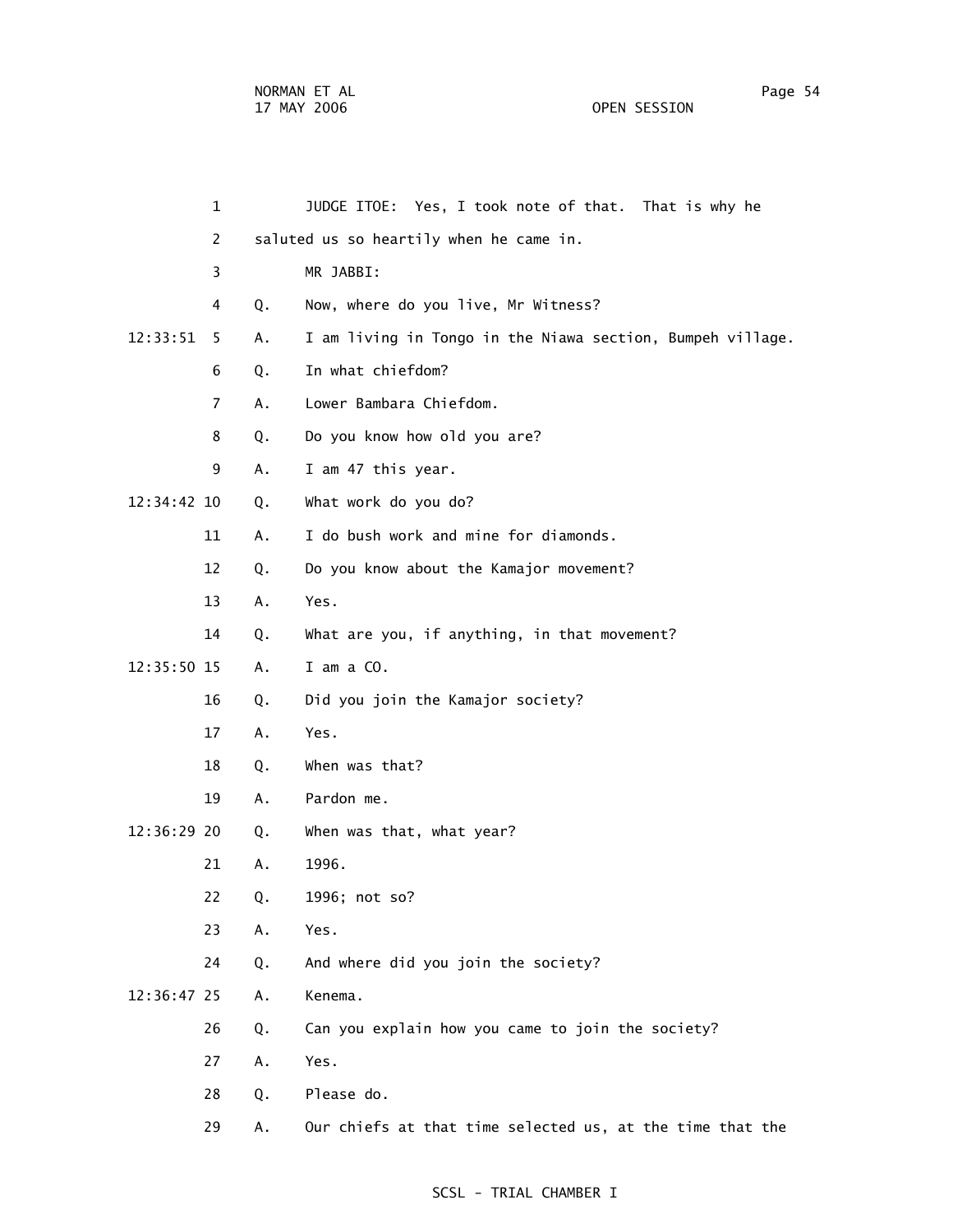1 JUDGE ITOE: Yes, I took note of that. That is why he
2 saluted us so heartily when he came in.
3 MR JABBI:
4 Q. Now, where do you live, Mr Witness?
12:33:51 5 A. I am living in Tongo in the Niawa section, Bumpeh village.
6 Q. In what chiefdom?
7 A. Lower Bambara Chiefdom.
8 Q. Do you know how old you are?
9 A. I am 47 this year.
12:34:42 10 Q. What work do you do?
11 A. I do bush work and mine for diamonds.
12 Q. Do you know about the Kamajor movement?
13 A. Yes.
14 Q. What are you, if anything, in that movement?
12:35:50 15 A. I am a CO.
16 Q. Did you join the Kamajor society?
17 A. Yes.
18 Q. When was that?
19 A. Pardon me.
12:36:29 20 Q. When was that, what year?
21 A. 1996.
22 Q. 1996; not so?
23 A. Yes.
24 Q. And where did you join the society?
12:36:47 25 A. Kenema.
26 Q. Can you explain how you came to join the society?
27 A. Yes.
28 Q. Please do.
29 A. Our chiefs at that time selected us, at the time that the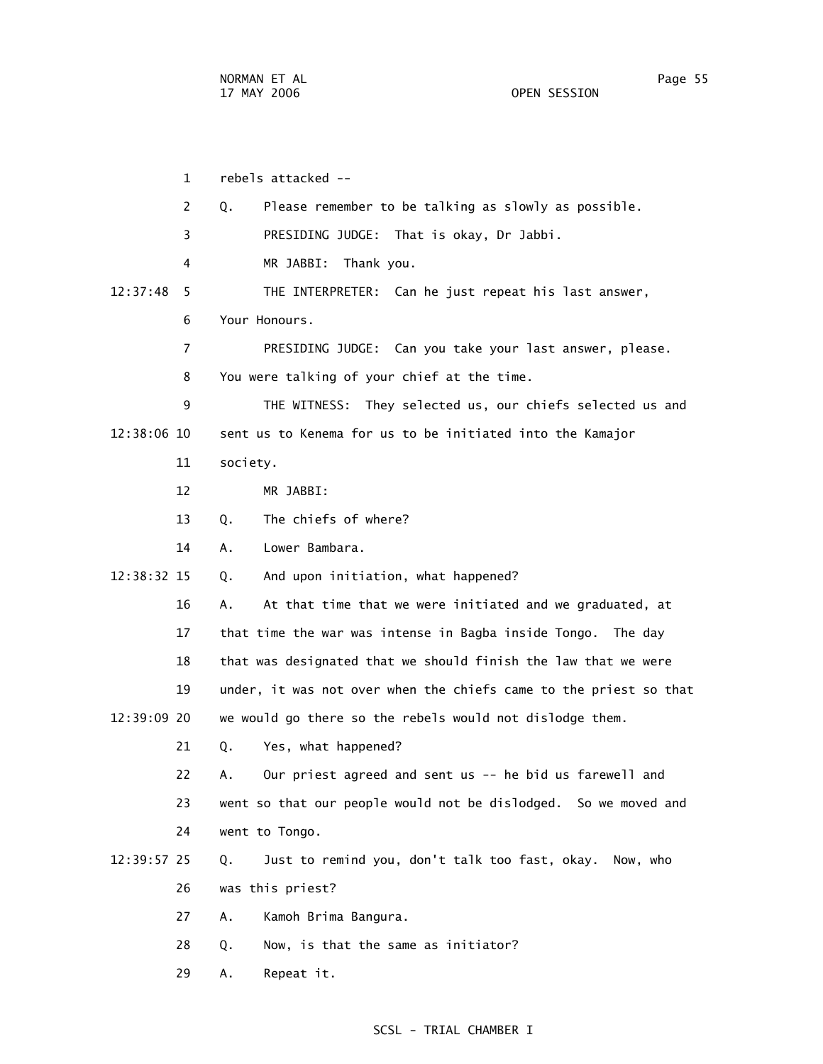1 rebels attacked --

2 Q. Please remember to be talking as slowly as possible.

3 PRESIDING JUDGE: That is okay, Dr Jabbi.

4 MR JABBI: Thank you.

12:37:48 5 THE INTERPRETER: Can he just repeat his last answer,

6 Your Honours.

7 PRESIDING JUDGE: Can you take your last answer, please.

8 You were talking of your chief at the time.

9 THE WITNESS: They selected us, our chiefs selected us and

12:38:06 10 sent us to Kenema for us to be initiated into the Kamajor

11 society.

12 MR JABBI:

13 Q. The chiefs of where?

14 A. Lower Bambara.

12:38:32 15 Q. And upon initiation, what happened?

16 A. At that time that we were initiated and we graduated, at

17 that time the war was intense in Bagba inside Tongo. The day

18 that was designated that we should finish the law that we were

19 under, it was not over when the chiefs came to the priest so that

12:39:09 20 we would go there so the rebels would not dislodge them.

21 Q. Yes, what happened?

22 A. Our priest agreed and sent us -- he bid us farewell and

23 went so that our people would not be dislodged. So we moved and

24 went to Tongo.

12:39:57 25 Q. Just to remind you, don't talk too fast, okay. Now, who

26 was this priest?

27 A. Kamoh Brima Bangura.

28 Q. Now, is that the same as initiator?

29 A. Repeat it.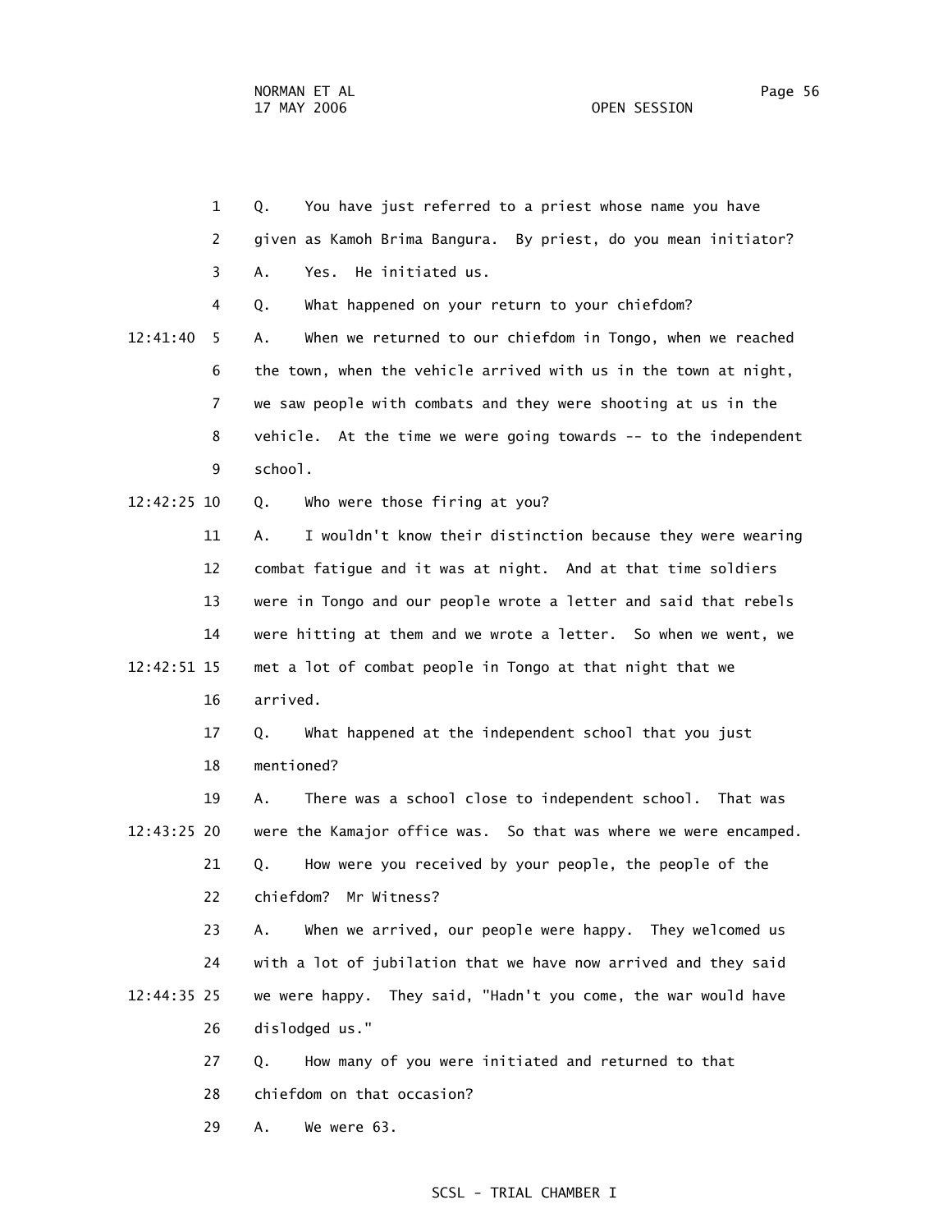Q. You have just referred to a priest whose name you have given as Kamoh Brima Bangura. By priest, do you mean initiator?

A. Yes. He initiated us.

Q. What happened on your return to your chiefdom?

A. When we returned to our chiefdom in Tongo, when we reached the town, when the vehicle arrived with us in the town at night, we saw people with combats and they were shooting at us in the vehicle. At the time we were going towards -- to the independent school.

Q. Who were those firing at you?

A. I wouldn't know their distinction because they were wearing combat fatigue and it was at night. And at that time soldiers were in Tongo and our people wrote a letter and said that rebels were hitting at them and we wrote a letter. So when we went, we met a lot of combat people in Tongo at that night that we arrived.

Q. What happened at the independent school that you just mentioned?

A. There was a school close to independent school. That was were the Kamajor office was. So that was where we were encamped.

Q. How were you received by your people, the people of the chiefdom? Mr Witness?

A. When we arrived, our people were happy. They welcomed us with a lot of jubilation that we have now arrived and they said we were happy. They said, "Hadn't you come, the war would have dislodged us."

Q. How many of you were initiated and returned to that chiefdom on that occasion?

A. We were 63.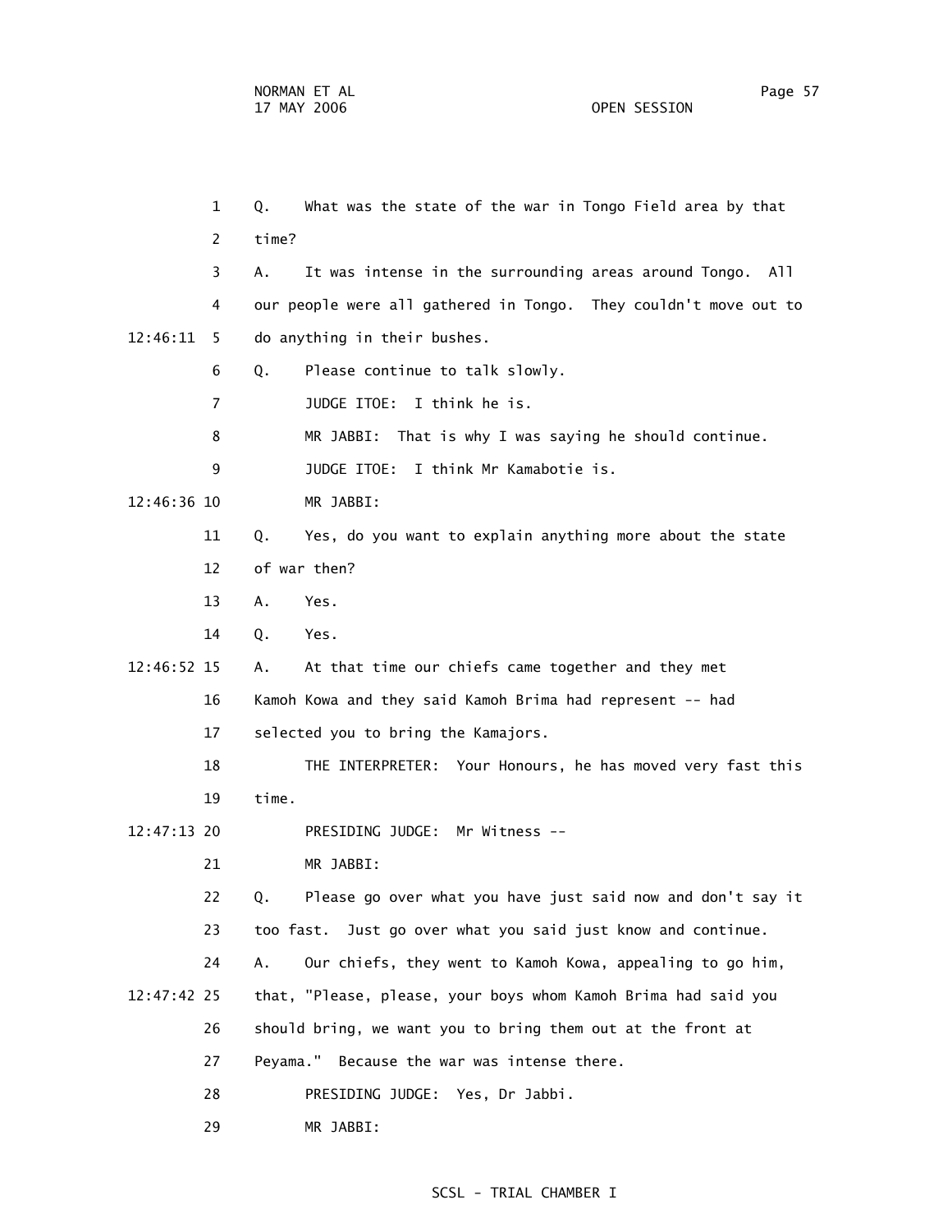1 Q. What was the state of the war in Tongo Field area by that

2 time?

3 A. It was intense in the surrounding areas around Tongo. All

4 our people were all gathered in Tongo. They couldn't move out to

12:46:11 5 do anything in their bushes.

6 Q. Please continue to talk slowly.

7 JUDGE ITOE: I think he is.

8 MR JABBI: That is why I was saying he should continue.

9 JUDGE ITOE: I think Mr Kamabotie is.

12:46:36 10 MR JABBI:

11 Q. Yes, do you want to explain anything more about the state

12 of war then?

13 A. Yes.

14 Q. Yes.

12:46:52 15 A. At that time our chiefs came together and they met

16 Kamoh Kowa and they said Kamoh Brima had represent -- had

17 selected you to bring the Kamajors.

18 THE INTERPRETER: Your Honours, he has moved very fast this

19 time.

12:47:13 20 PRESIDING JUDGE: Mr Witness --

21 MR JABBI:

22 Q. Please go over what you have just said now and don't say it

23 too fast. Just go over what you said just know and continue.

24 A. Our chiefs, they went to Kamoh Kowa, appealing to go him,

12:47:42 25 that, "Please, please, your boys whom Kamoh Brima had said you

26 should bring, we want you to bring them out at the front at

27 Peyama." Because the war was intense there.

28 PRESIDING JUDGE: Yes, Dr Jabbi.

29 MR JABBI: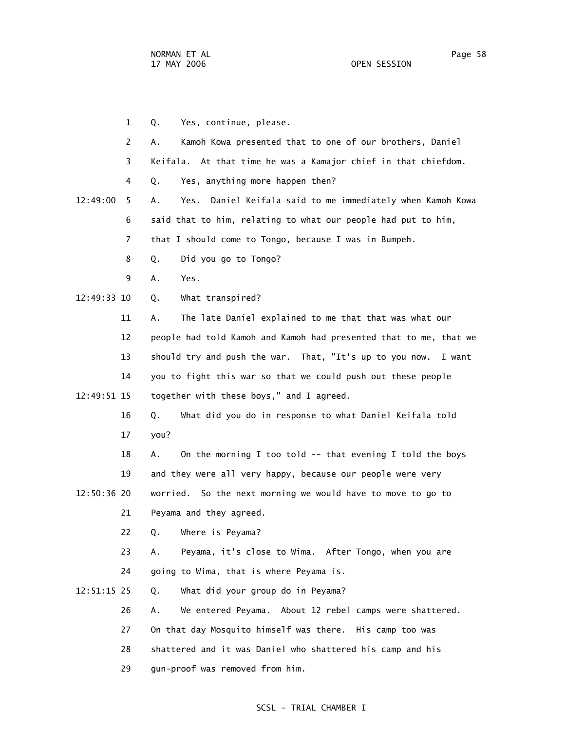1 Q. Yes, continue, please.

2 A. Kamoh Kowa presented that to one of our brothers, Daniel

3 Keifala. At that time he was a Kamajor chief in that chiefdom.

4 Q. Yes, anything more happen then?

12:49:00 5 A. Yes. Daniel Keifala said to me immediately when Kamoh Kowa

6 said that to him, relating to what our people had put to him,

7 that I should come to Tongo, because I was in Bumpeh.

8 Q. Did you go to Tongo?

9 A. Yes.

12:49:33 10 Q. What transpired?

11 A. The late Daniel explained to me that that was what our

12 people had told Kamoh and Kamoh had presented that to me, that we

13 should try and push the war. That, "It's up to you now. I want

14 you to fight this war so that we could push out these people

12:49:51 15 together with these boys," and I agreed.

16 Q. What did you do in response to what Daniel Keifala told

17 you?

18 A. On the morning I too told -- that evening I told the boys

19 and they were all very happy, because our people were very

12:50:36 20 worried. So the next morning we would have to move to go to

21 Peyama and they agreed.

22 Q. Where is Peyama?

23 A. Peyama, it's close to Wima. After Tongo, when you are

24 going to Wima, that is where Peyama is.

12:51:15 25 Q. What did your group do in Peyama?

26 A. We entered Peyama. About 12 rebel camps were shattered.

27 On that day Mosquito himself was there. His camp too was

28 shattered and it was Daniel who shattered his camp and his

29 gun-proof was removed from him.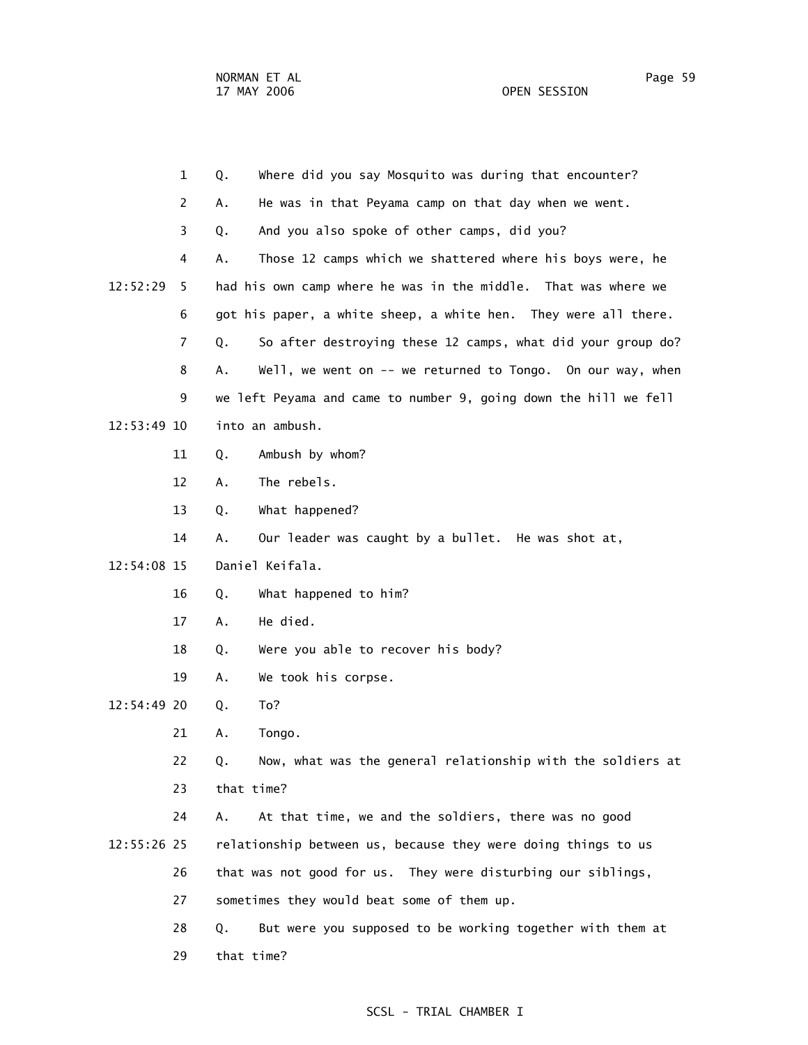1 Q. Where did you say Mosquito was during that encounter?

2 A. He was in that Peyama camp on that day when we went.

3 Q. And you also spoke of other camps, did you?

4 A. Those 12 camps which we shattered where his boys were, he

12:52:29 5 had his own camp where he was in the middle. That was where we

6 got his paper, a white sheep, a white hen. They were all there.

7 Q. So after destroying these 12 camps, what did your group do?

8 A. Well, we went on -- we returned to Tongo. On our way, when

9 we left Peyama and came to number 9, going down the hill we fell

12:53:49 10 into an ambush.

11 Q. Ambush by whom?

12 A. The rebels.

13 Q. What happened?

14 A. Our leader was caught by a bullet. He was shot at,

12:54:08 15 Daniel Keifala.

16 Q. What happened to him?

17 A. He died.

18 Q. Were you able to recover his body?

19 A. We took his corpse.

12:54:49 20 Q. To?

21 A. Tongo.

22 Q. Now, what was the general relationship with the soldiers at

23 that time?

24 A. At that time, we and the soldiers, there was no good

12:55:26 25 relationship between us, because they were doing things to us

26 that was not good for us. They were disturbing our siblings,

27 sometimes they would beat some of them up.

28 Q. But were you supposed to be working together with them at

29 that time?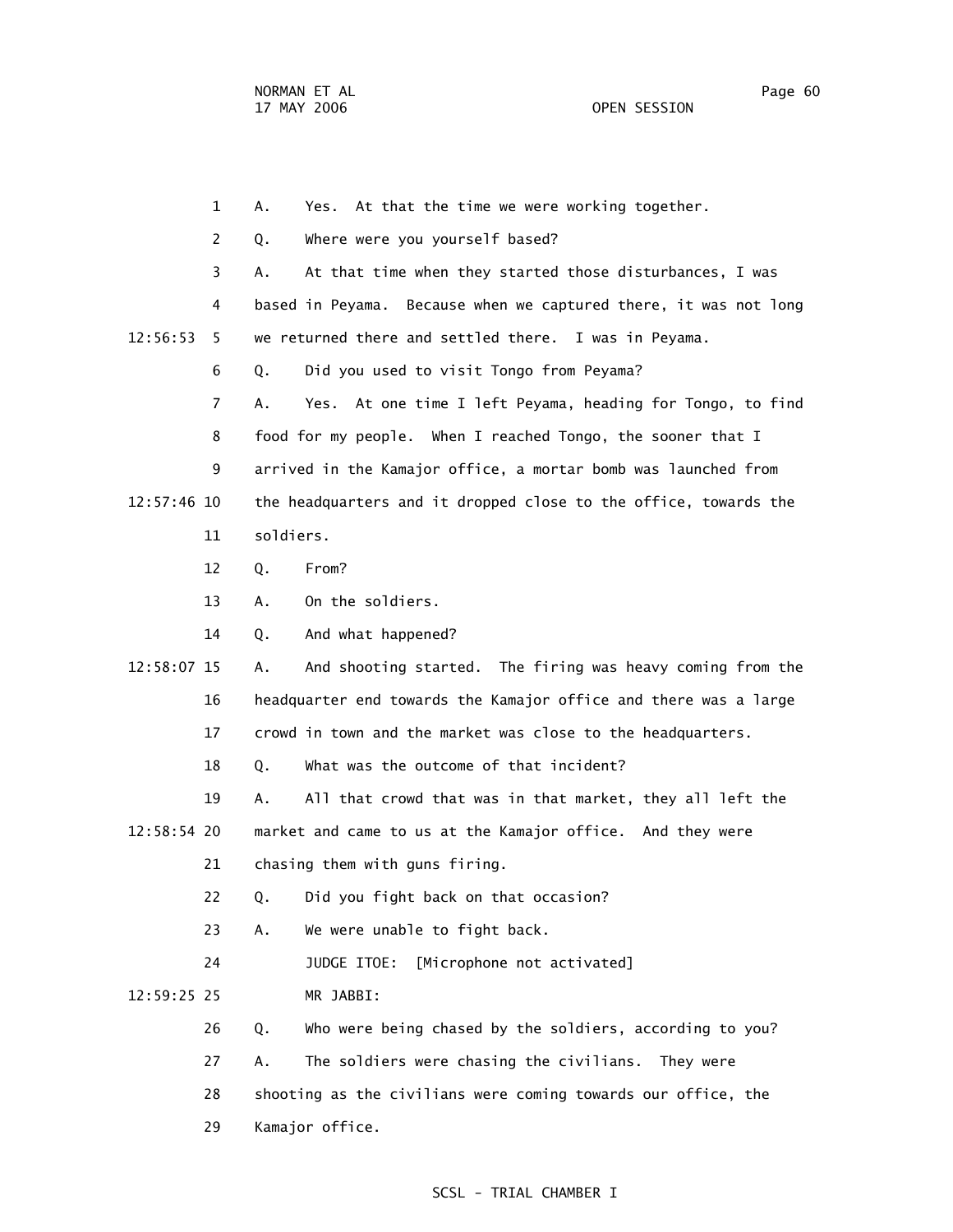A. Yes. At that the time we were working together.

Q. Where were you yourself based?

A. At that time when they started those disturbances, I was based in Peyama. Because when we captured there, it was not long we returned there and settled there. I was in Peyama.

Q. Did you used to visit Tongo from Peyama?

A. Yes. At one time I left Peyama, heading for Tongo, to find food for my people. When I reached Tongo, the sooner that I arrived in the Kamajor office, a mortar bomb was launched from the headquarters and it dropped close to the office, towards the soldiers.

Q. From?

A. On the soldiers.

Q. And what happened?

A. And shooting started. The firing was heavy coming from the headquarter end towards the Kamajor office and there was a large crowd in town and the market was close to the headquarters.

Q. What was the outcome of that incident?

A. All that crowd that was in that market, they all left the market and came to us at the Kamajor office. And they were chasing them with guns firing.

Q. Did you fight back on that occasion?

A. We were unable to fight back.

JUDGE ITOE: [Microphone not activated]

MR JABBI:

Q. Who were being chased by the soldiers, according to you?

A. The soldiers were chasing the civilians. They were shooting as the civilians were coming towards our office, the Kamajor office.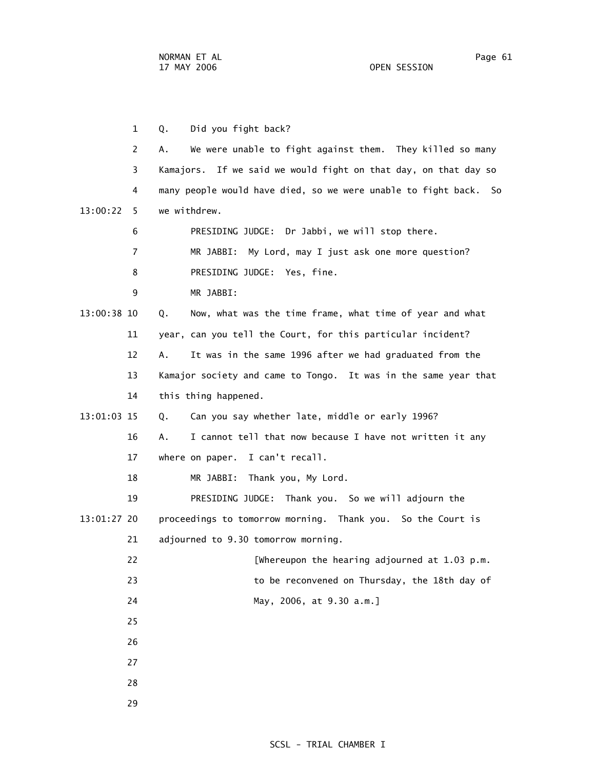1 Q. Did you fight back?

2 A. We were unable to fight against them. They killed so many

3 Kamajors. If we said we would fight on that day, on that day so

4 many people would have died, so we were unable to fight back. So

13:00:22 5 we withdrew.

6 PRESIDING JUDGE: Dr Jabbi, we will stop there.

7 MR JABBI: My Lord, may I just ask one more question?

8 PRESIDING JUDGE: Yes, fine.

9 MR JABBI:

13:00:38 10 Q. Now, what was the time frame, what time of year and what

11 year, can you tell the Court, for this particular incident?

12 A. It was in the same 1996 after we had graduated from the

13 Kamajor society and came to Tongo. It was in the same year that

14 this thing happened.

13:01:03 15 Q. Can you say whether late, middle or early 1996?

16 A. I cannot tell that now because I have not written it any

17 where on paper. I can't recall.

18 MR JABBI: Thank you, My Lord.

19 PRESIDING JUDGE: Thank you. So we will adjourn the

13:01:27 20 proceedings to tomorrow morning. Thank you. So the Court is

21 adjourned to 9.30 tomorrow morning.

22 [Whereupon the hearing adjourned at 1.03 p.m.

23 to be reconvened on Thursday, the 18th day of

24 May, 2006, at 9.30 a.m.]

25

26

27

28

29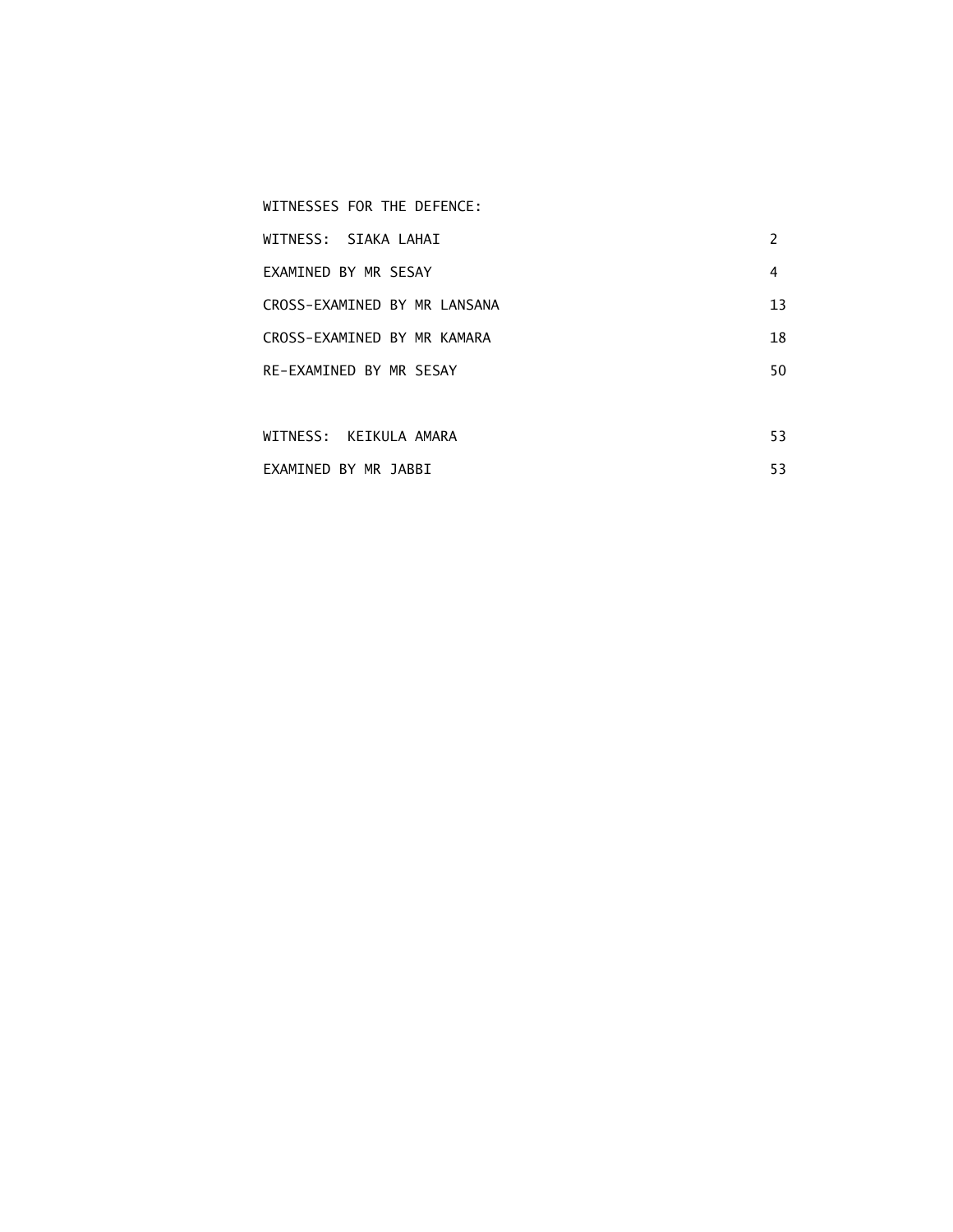WITNESSES FOR THE DEFENCE:

| | |
|---|---|
| WITNESS: SIAKA LAHAI | 2 |
| EXAMINED BY MR SESAY | 4 |
| CROSS-EXAMINED BY MR LANSANA | 13 |
| CROSS-EXAMINED BY MR KAMARA | 18 |
| RE-EXAMINED BY MR SESAY | 50 |
| | |
| WITNESS: KEIKULA AMARA | 53 |
| EXAMINED BY MR JABBI | 53 |